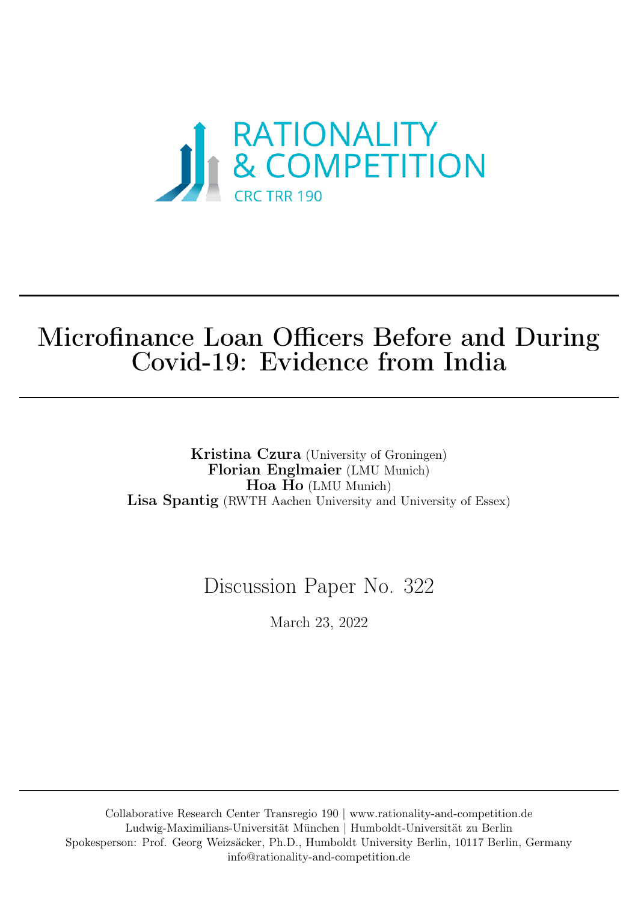RATIONALITY & COMPETITION

CRC TRR 190

# Microfinance Loan Officers Before and During Covid-19: Evidence from India

**Kristina Czura** (University of Groningen)
**Florian Englmaier** (LMU Munich)
**Hoa Ho** (LMU Munich)
**Lisa Spantig** (RWTH Aachen University and University of Essex)

Discussion Paper No. 322

March 23, 2022

Collaborative Research Center Transregio 190 | www.rationality-and-competition.de
Ludwig-Maximilians-Universität München | Humboldt-Universität zu Berlin
Spokesperson: Prof. Georg Weizsäcker, Ph.D., Humboldt University Berlin, 10117 Berlin, Germany
info@rationality-and-competition.de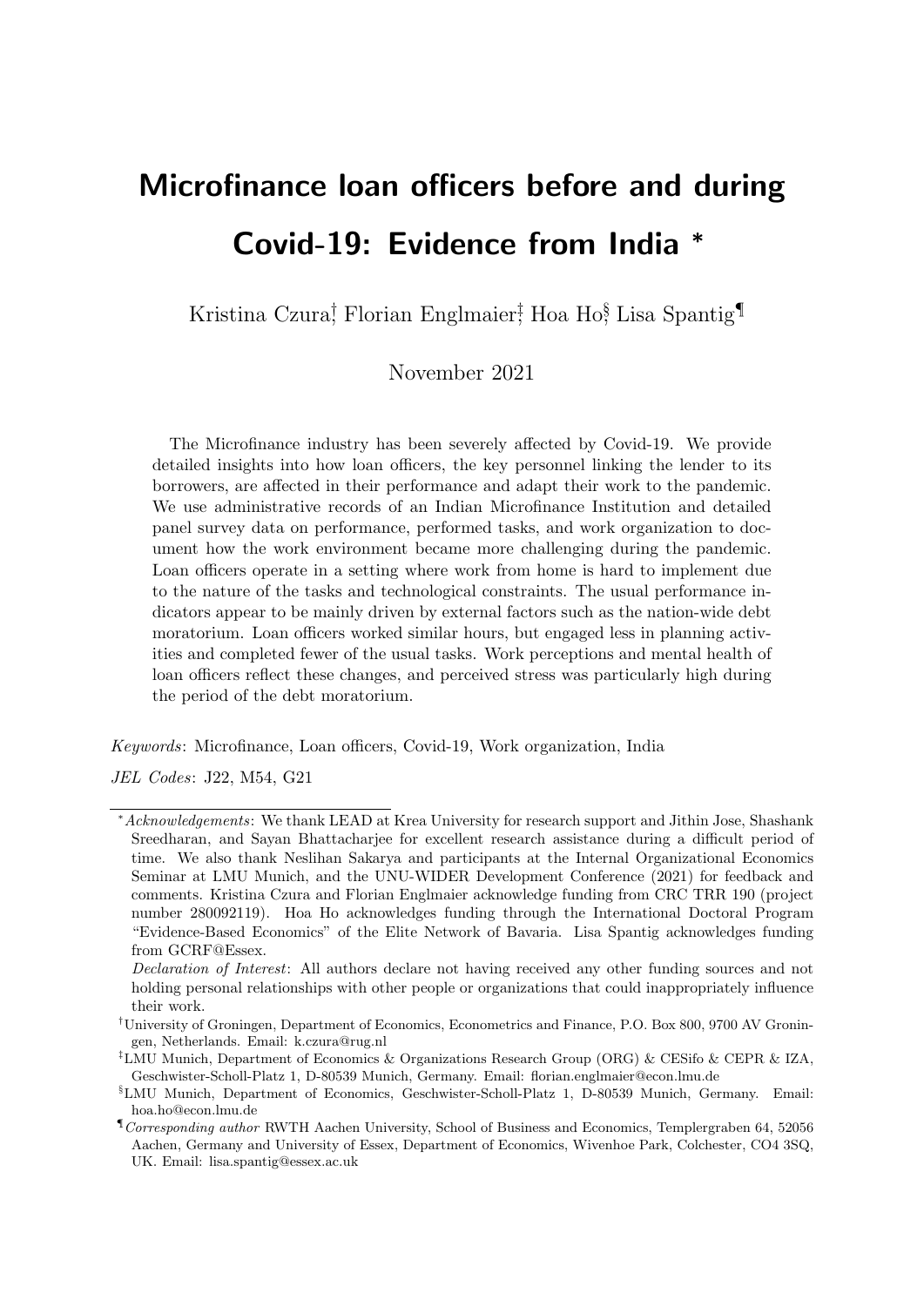# Microfinance loan officers before and during Covid-19: Evidence from India *

Kristina Czura[†], Florian Englmaier[‡], Hoa Ho[§], Lisa Spantig[¶]

November 2021

The Microfinance industry has been severely affected by Covid-19. We provide detailed insights into how loan officers, the key personnel linking the lender to its borrowers, are affected in their performance and adapt their work to the pandemic. We use administrative records of an Indian Microfinance Institution and detailed panel survey data on performance, performed tasks, and work organization to document how the work environment became more challenging during the pandemic. Loan officers operate in a setting where work from home is hard to implement due to the nature of the tasks and technological constraints. The usual performance indicators appear to be mainly driven by external factors such as the nation-wide debt moratorium. Loan officers worked similar hours, but engaged less in planning activities and completed fewer of the usual tasks. Work perceptions and mental health of loan officers reflect these changes, and perceived stress was particularly high during the period of the debt moratorium.

*Keywords*: Microfinance, Loan officers, Covid-19, Work organization, India

*JEL Codes*: J22, M54, G21

---

*\*Acknowledgements*: We thank LEAD at Krea University for research support and Jithin Jose, Shashank Sreedharan, and Sayan Bhattacharjee for excellent research assistance during a difficult period of time. We also thank Neslihan Sakarya and participants at the Internal Organizational Economics Seminar at LMU Munich, and the UNU-WIDER Development Conference (2021) for feedback and comments. Kristina Czura and Florian Englmaier acknowledge funding from CRC TRR 190 (project number 280092119). Hoa Ho acknowledges funding through the International Doctoral Program "Evidence-Based Economics" of the Elite Network of Bavaria. Lisa Spantig acknowledges funding from GCRF@Essex.

*Declaration of Interest*: All authors declare not having received any other funding sources and not holding personal relationships with other people or organizations that could inappropriately influence their work.

[†]University of Groningen, Department of Economics, Econometrics and Finance, P.O. Box 800, 9700 AV Groningen, Netherlands. Email: k.czura@rug.nl

[‡]LMU Munich, Department of Economics & Organizations Research Group (ORG) & CESifo & CEPR & IZA, Geschwister-Scholl-Platz 1, D-80539 Munich, Germany. Email: florian.englmaier@econ.lmu.de

[§]LMU Munich, Department of Economics, Geschwister-Scholl-Platz 1, D-80539 Munich, Germany. Email: hoa.ho@econ.lmu.de

[¶]*Corresponding author* RWTH Aachen University, School of Business and Economics, Templergraben 64, 52056 Aachen, Germany and University of Essex, Department of Economics, Wivenhoe Park, Colchester, CO4 3SQ, UK. Email: lisa.spantig@essex.ac.uk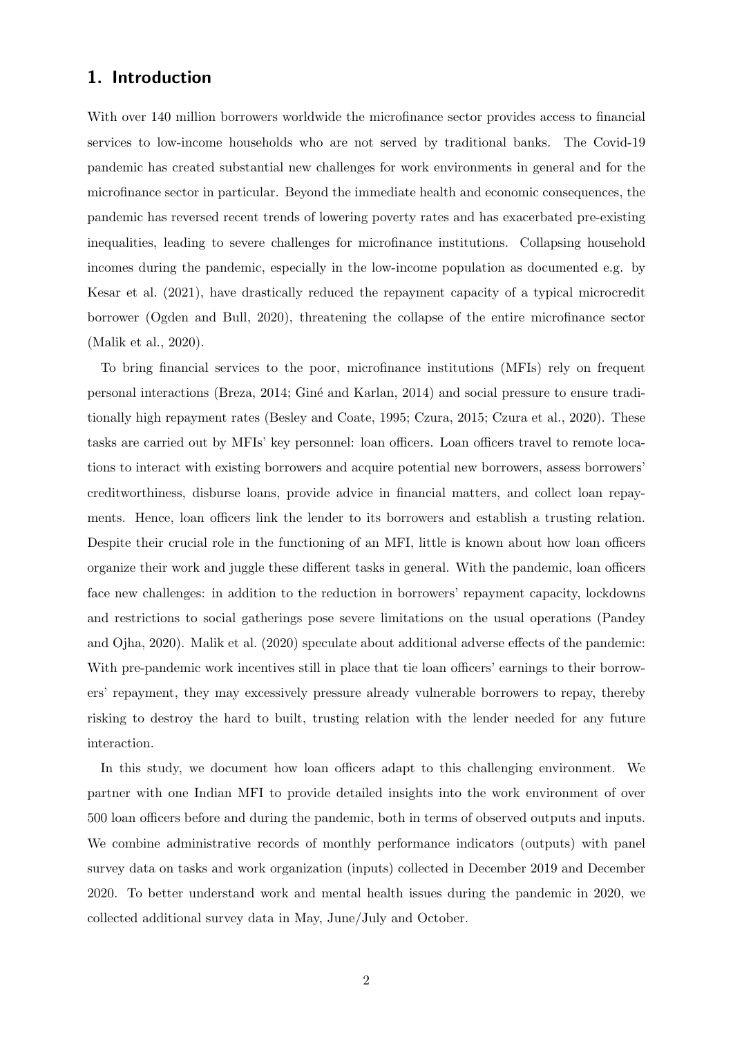## 1. Introduction

With over 140 million borrowers worldwide the microfinance sector provides access to financial services to low-income households who are not served by traditional banks. The Covid-19 pandemic has created substantial new challenges for work environments in general and for the microfinance sector in particular. Beyond the immediate health and economic consequences, the pandemic has reversed recent trends of lowering poverty rates and has exacerbated pre-existing inequalities, leading to severe challenges for microfinance institutions. Collapsing household incomes during the pandemic, especially in the low-income population as documented e.g. by Kesar et al. (2021), have drastically reduced the repayment capacity of a typical microcredit borrower (Ogden and Bull, 2020), threatening the collapse of the entire microfinance sector (Malik et al., 2020).

To bring financial services to the poor, microfinance institutions (MFIs) rely on frequent personal interactions (Breza, 2014; Giné and Karlan, 2014) and social pressure to ensure traditionally high repayment rates (Besley and Coate, 1995; Czura, 2015; Czura et al., 2020). These tasks are carried out by MFIs' key personnel: loan officers. Loan officers travel to remote locations to interact with existing borrowers and acquire potential new borrowers, assess borrowers' creditworthiness, disburse loans, provide advice in financial matters, and collect loan repayments. Hence, loan officers link the lender to its borrowers and establish a trusting relation. Despite their crucial role in the functioning of an MFI, little is known about how loan officers organize their work and juggle these different tasks in general. With the pandemic, loan officers face new challenges: in addition to the reduction in borrowers' repayment capacity, lockdowns and restrictions to social gatherings pose severe limitations on the usual operations (Pandey and Ojha, 2020). Malik et al. (2020) speculate about additional adverse effects of the pandemic: With pre-pandemic work incentives still in place that tie loan officers' earnings to their borrowers' repayment, they may excessively pressure already vulnerable borrowers to repay, thereby risking to destroy the hard to built, trusting relation with the lender needed for any future interaction.

In this study, we document how loan officers adapt to this challenging environment. We partner with one Indian MFI to provide detailed insights into the work environment of over 500 loan officers before and during the pandemic, both in terms of observed outputs and inputs. We combine administrative records of monthly performance indicators (outputs) with panel survey data on tasks and work organization (inputs) collected in December 2019 and December 2020. To better understand work and mental health issues during the pandemic in 2020, we collected additional survey data in May, June/July and October.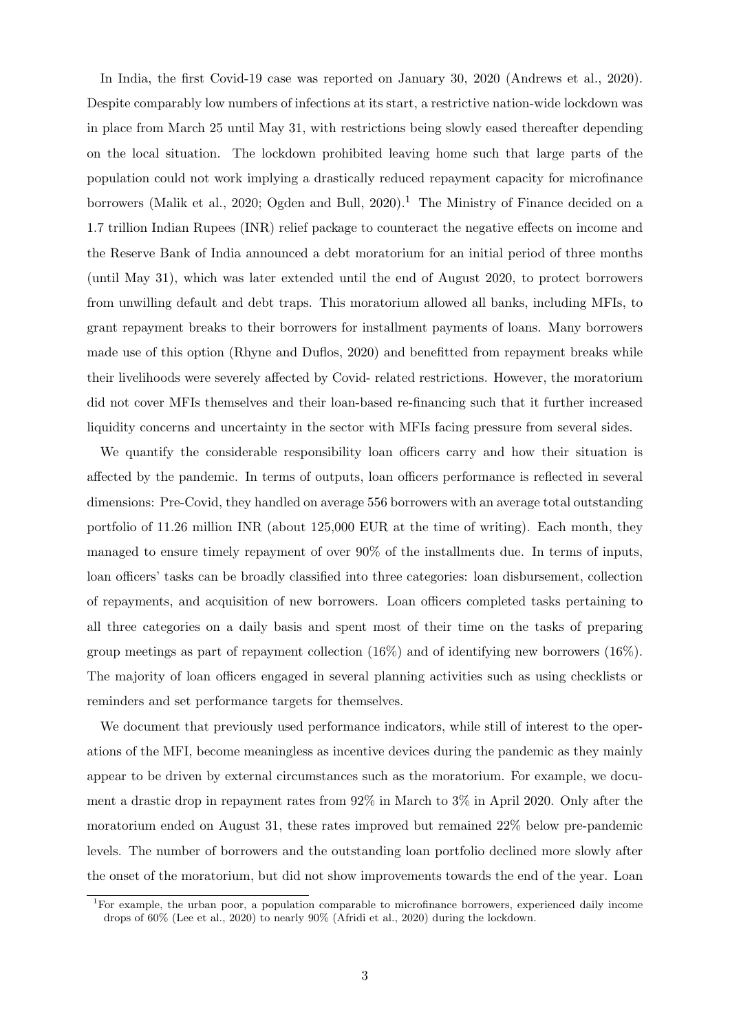In India, the first Covid-19 case was reported on January 30, 2020 (Andrews et al., 2020). Despite comparably low numbers of infections at its start, a restrictive nation-wide lockdown was in place from March 25 until May 31, with restrictions being slowly eased thereafter depending on the local situation. The lockdown prohibited leaving home such that large parts of the population could not work implying a drastically reduced repayment capacity for microfinance borrowers (Malik et al., 2020; Ogden and Bull, 2020).[1] The Ministry of Finance decided on a 1.7 trillion Indian Rupees (INR) relief package to counteract the negative effects on income and the Reserve Bank of India announced a debt moratorium for an initial period of three months (until May 31), which was later extended until the end of August 2020, to protect borrowers from unwilling default and debt traps. This moratorium allowed all banks, including MFIs, to grant repayment breaks to their borrowers for installment payments of loans. Many borrowers made use of this option (Rhyne and Duflos, 2020) and benefitted from repayment breaks while their livelihoods were severely affected by Covid- related restrictions. However, the moratorium did not cover MFIs themselves and their loan-based re-financing such that it further increased liquidity concerns and uncertainty in the sector with MFIs facing pressure from several sides.

We quantify the considerable responsibility loan officers carry and how their situation is affected by the pandemic. In terms of outputs, loan officers performance is reflected in several dimensions: Pre-Covid, they handled on average 556 borrowers with an average total outstanding portfolio of 11.26 million INR (about 125,000 EUR at the time of writing). Each month, they managed to ensure timely repayment of over 90% of the installments due. In terms of inputs, loan officers' tasks can be broadly classified into three categories: loan disbursement, collection of repayments, and acquisition of new borrowers. Loan officers completed tasks pertaining to all three categories on a daily basis and spent most of their time on the tasks of preparing group meetings as part of repayment collection (16%) and of identifying new borrowers (16%). The majority of loan officers engaged in several planning activities such as using checklists or reminders and set performance targets for themselves.

We document that previously used performance indicators, while still of interest to the operations of the MFI, become meaningless as incentive devices during the pandemic as they mainly appear to be driven by external circumstances such as the moratorium. For example, we document a drastic drop in repayment rates from 92% in March to 3% in April 2020. Only after the moratorium ended on August 31, these rates improved but remained 22% below pre-pandemic levels. The number of borrowers and the outstanding loan portfolio declined more slowly after the onset of the moratorium, but did not show improvements towards the end of the year. Loan

[1] For example, the urban poor, a population comparable to microfinance borrowers, experienced daily income drops of 60% (Lee et al., 2020) to nearly 90% (Afridi et al., 2020) during the lockdown.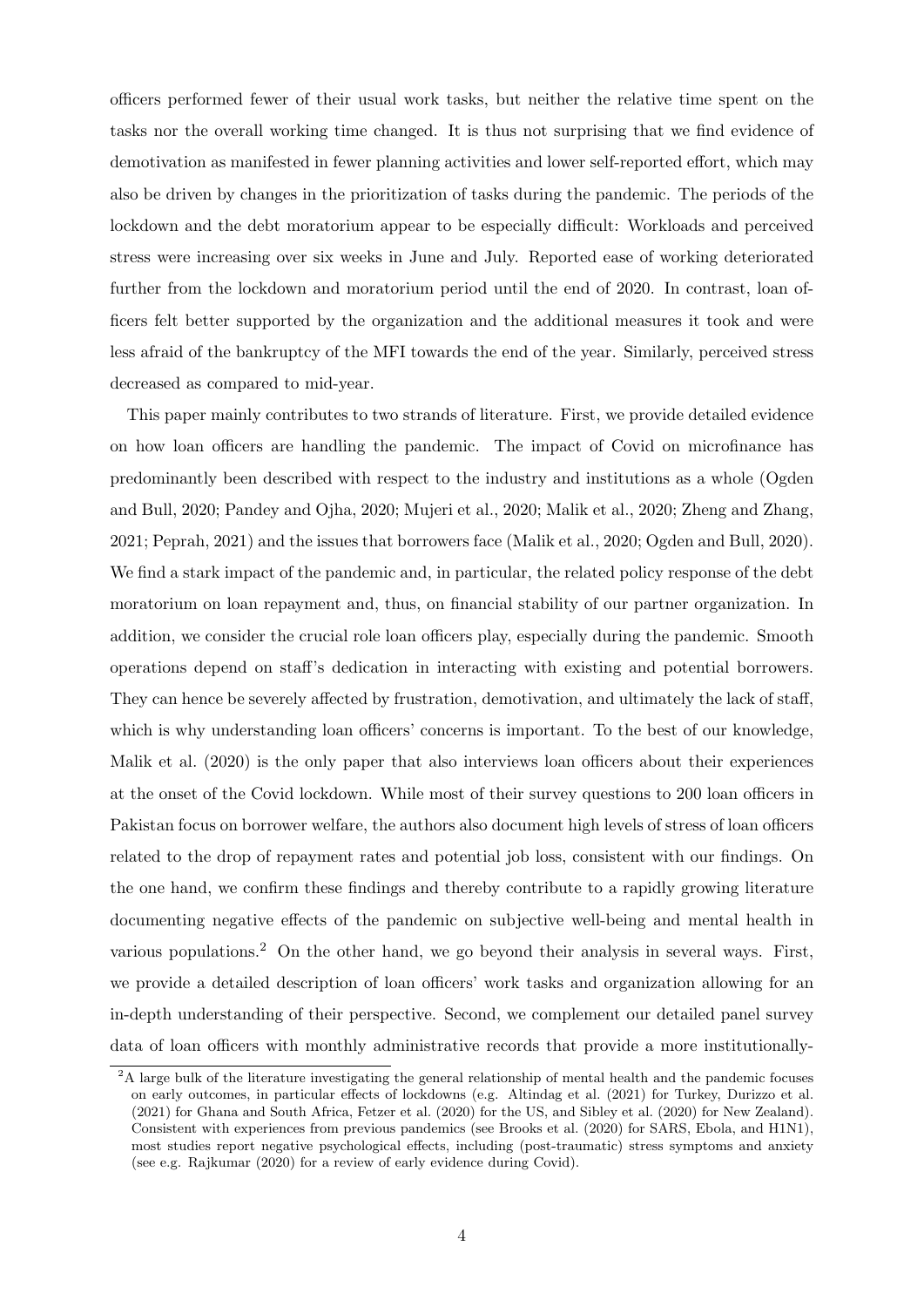officers performed fewer of their usual work tasks, but neither the relative time spent on the tasks nor the overall working time changed. It is thus not surprising that we find evidence of demotivation as manifested in fewer planning activities and lower self-reported effort, which may also be driven by changes in the prioritization of tasks during the pandemic. The periods of the lockdown and the debt moratorium appear to be especially difficult: Workloads and perceived stress were increasing over six weeks in June and July. Reported ease of working deteriorated further from the lockdown and moratorium period until the end of 2020. In contrast, loan officers felt better supported by the organization and the additional measures it took and were less afraid of the bankruptcy of the MFI towards the end of the year. Similarly, perceived stress decreased as compared to mid-year.

This paper mainly contributes to two strands of literature. First, we provide detailed evidence on how loan officers are handling the pandemic. The impact of Covid on microfinance has predominantly been described with respect to the industry and institutions as a whole (Ogden and Bull, 2020; Pandey and Ojha, 2020; Mujeri et al., 2020; Malik et al., 2020; Zheng and Zhang, 2021; Peprah, 2021) and the issues that borrowers face (Malik et al., 2020; Ogden and Bull, 2020). We find a stark impact of the pandemic and, in particular, the related policy response of the debt moratorium on loan repayment and, thus, on financial stability of our partner organization. In addition, we consider the crucial role loan officers play, especially during the pandemic. Smooth operations depend on staff's dedication in interacting with existing and potential borrowers. They can hence be severely affected by frustration, demotivation, and ultimately the lack of staff, which is why understanding loan officers' concerns is important. To the best of our knowledge, Malik et al. (2020) is the only paper that also interviews loan officers about their experiences at the onset of the Covid lockdown. While most of their survey questions to 200 loan officers in Pakistan focus on borrower welfare, the authors also document high levels of stress of loan officers related to the drop of repayment rates and potential job loss, consistent with our findings. On the one hand, we confirm these findings and thereby contribute to a rapidly growing literature documenting negative effects of the pandemic on subjective well-being and mental health in various populations.[2] On the other hand, we go beyond their analysis in several ways. First, we provide a detailed description of loan officers' work tasks and organization allowing for an in-depth understanding of their perspective. Second, we complement our detailed panel survey data of loan officers with monthly administrative records that provide a more institutionally-

[2]A large bulk of the literature investigating the general relationship of mental health and the pandemic focuses on early outcomes, in particular effects of lockdowns (e.g. Altindag et al. (2021) for Turkey, Durizzo et al. (2021) for Ghana and South Africa, Fetzer et al. (2020) for the US, and Sibley et al. (2020) for New Zealand). Consistent with experiences from previous pandemics (see Brooks et al. (2020) for SARS, Ebola, and H1N1), most studies report negative psychological effects, including (post-traumatic) stress symptoms and anxiety (see e.g. Rajkumar (2020) for a review of early evidence during Covid).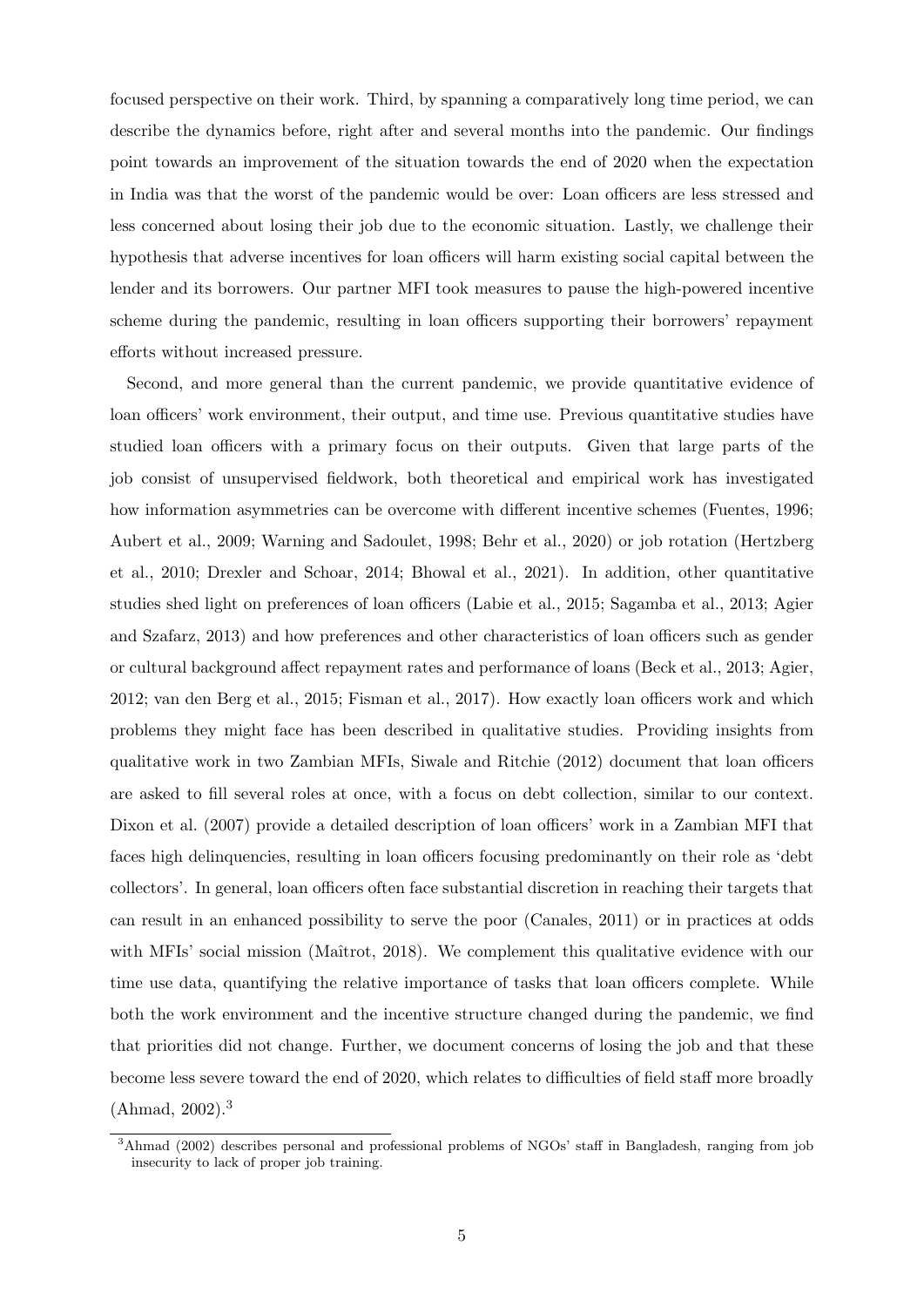focused perspective on their work. Third, by spanning a comparatively long time period, we can describe the dynamics before, right after and several months into the pandemic. Our findings point towards an improvement of the situation towards the end of 2020 when the expectation in India was that the worst of the pandemic would be over: Loan officers are less stressed and less concerned about losing their job due to the economic situation. Lastly, we challenge their hypothesis that adverse incentives for loan officers will harm existing social capital between the lender and its borrowers. Our partner MFI took measures to pause the high-powered incentive scheme during the pandemic, resulting in loan officers supporting their borrowers' repayment efforts without increased pressure.

Second, and more general than the current pandemic, we provide quantitative evidence of loan officers' work environment, their output, and time use. Previous quantitative studies have studied loan officers with a primary focus on their outputs. Given that large parts of the job consist of unsupervised fieldwork, both theoretical and empirical work has investigated how information asymmetries can be overcome with different incentive schemes (Fuentes, 1996; Aubert et al., 2009; Warning and Sadoulet, 1998; Behr et al., 2020) or job rotation (Hertzberg et al., 2010; Drexler and Schoar, 2014; Bhowal et al., 2021). In addition, other quantitative studies shed light on preferences of loan officers (Labie et al., 2015; Sagamba et al., 2013; Agier and Szafarz, 2013) and how preferences and other characteristics of loan officers such as gender or cultural background affect repayment rates and performance of loans (Beck et al., 2013; Agier, 2012; van den Berg et al., 2015; Fisman et al., 2017). How exactly loan officers work and which problems they might face has been described in qualitative studies. Providing insights from qualitative work in two Zambian MFIs, Siwale and Ritchie (2012) document that loan officers are asked to fill several roles at once, with a focus on debt collection, similar to our context. Dixon et al. (2007) provide a detailed description of loan officers' work in a Zambian MFI that faces high delinquencies, resulting in loan officers focusing predominantly on their role as 'debt collectors'. In general, loan officers often face substantial discretion in reaching their targets that can result in an enhanced possibility to serve the poor (Canales, 2011) or in practices at odds with MFIs' social mission (Maîtrot, 2018). We complement this qualitative evidence with our time use data, quantifying the relative importance of tasks that loan officers complete. While both the work environment and the incentive structure changed during the pandemic, we find that priorities did not change. Further, we document concerns of losing the job and that these become less severe toward the end of 2020, which relates to difficulties of field staff more broadly (Ahmad, 2002).[3]

[3]Ahmad (2002) describes personal and professional problems of NGOs' staff in Bangladesh, ranging from job insecurity to lack of proper job training.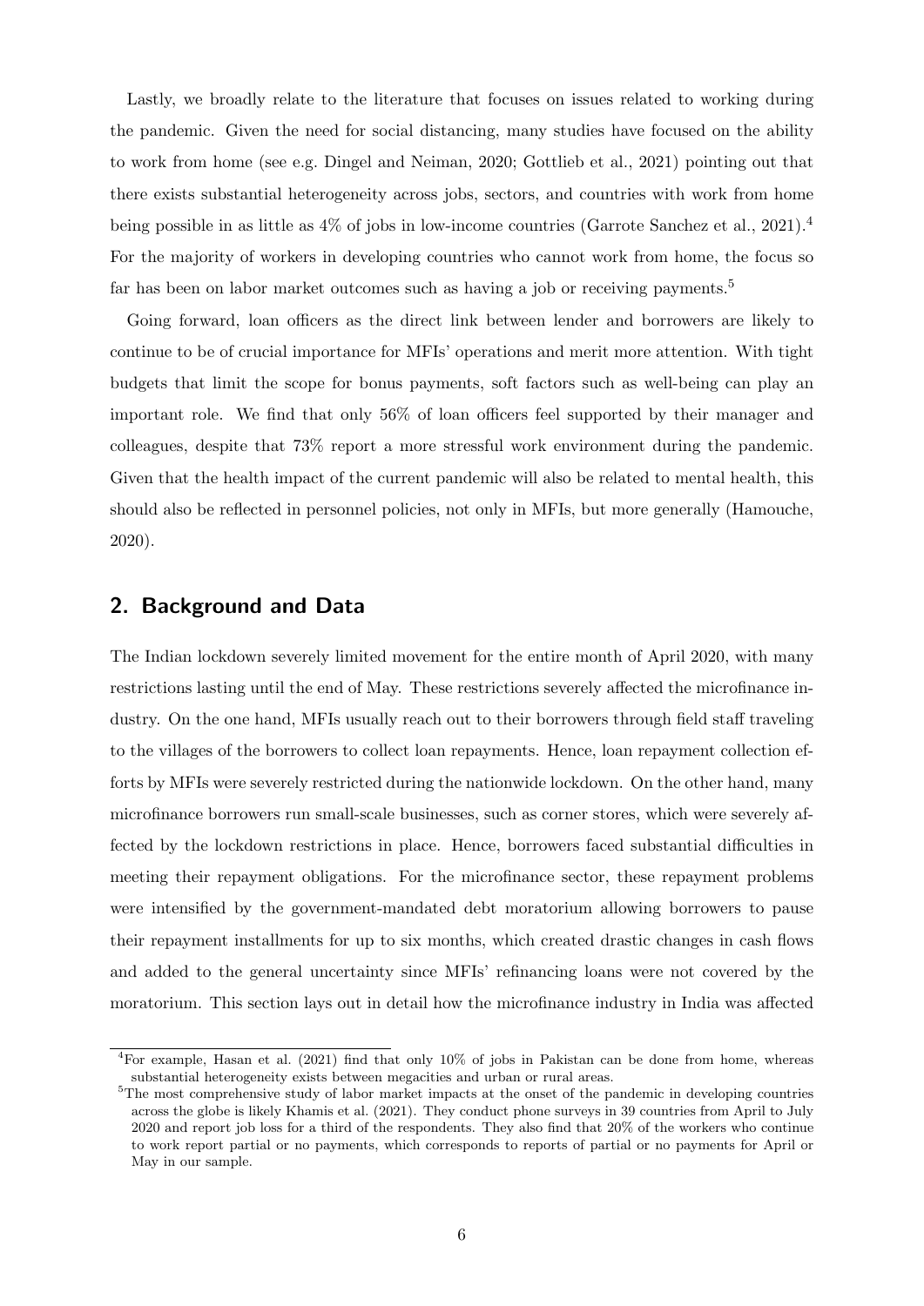Lastly, we broadly relate to the literature that focuses on issues related to working during the pandemic. Given the need for social distancing, many studies have focused on the ability to work from home (see e.g. Dingel and Neiman, 2020; Gottlieb et al., 2021) pointing out that there exists substantial heterogeneity across jobs, sectors, and countries with work from home being possible in as little as 4% of jobs in low-income countries (Garrote Sanchez et al., 2021).[4] For the majority of workers in developing countries who cannot work from home, the focus so far has been on labor market outcomes such as having a job or receiving payments.[5]

Going forward, loan officers as the direct link between lender and borrowers are likely to continue to be of crucial importance for MFIs' operations and merit more attention. With tight budgets that limit the scope for bonus payments, soft factors such as well-being can play an important role. We find that only 56% of loan officers feel supported by their manager and colleagues, despite that 73% report a more stressful work environment during the pandemic. Given that the health impact of the current pandemic will also be related to mental health, this should also be reflected in personnel policies, not only in MFIs, but more generally (Hamouche, 2020).

## 2. Background and Data

The Indian lockdown severely limited movement for the entire month of April 2020, with many restrictions lasting until the end of May. These restrictions severely affected the microfinance industry. On the one hand, MFIs usually reach out to their borrowers through field staff traveling to the villages of the borrowers to collect loan repayments. Hence, loan repayment collection efforts by MFIs were severely restricted during the nationwide lockdown. On the other hand, many microfinance borrowers run small-scale businesses, such as corner stores, which were severely affected by the lockdown restrictions in place. Hence, borrowers faced substantial difficulties in meeting their repayment obligations. For the microfinance sector, these repayment problems were intensified by the government-mandated debt moratorium allowing borrowers to pause their repayment installments for up to six months, which created drastic changes in cash flows and added to the general uncertainty since MFIs' refinancing loans were not covered by the moratorium. This section lays out in detail how the microfinance industry in India was affected

[4] For example, Hasan et al. (2021) find that only 10% of jobs in Pakistan can be done from home, whereas substantial heterogeneity exists between megacities and urban or rural areas.

[5] The most comprehensive study of labor market impacts at the onset of the pandemic in developing countries across the globe is likely Khamis et al. (2021). They conduct phone surveys in 39 countries from April to July 2020 and report job loss for a third of the respondents. They also find that 20% of the workers who continue to work report partial or no payments, which corresponds to reports of partial or no payments for April or May in our sample.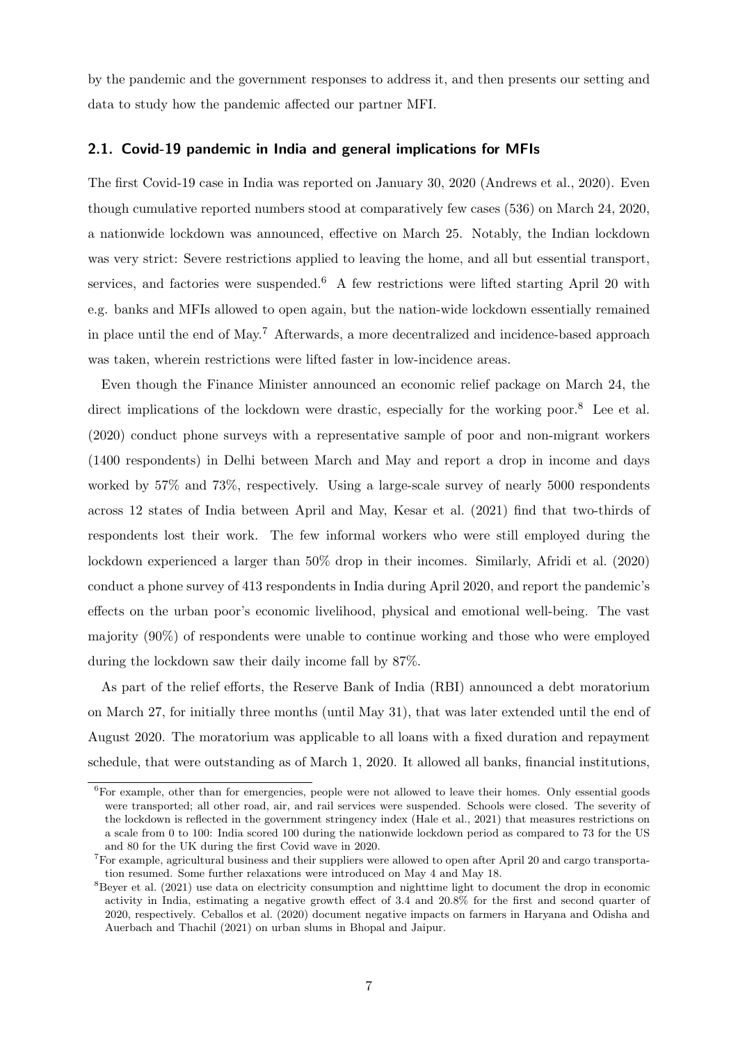by the pandemic and the government responses to address it, and then presents our setting and data to study how the pandemic affected our partner MFI.

### 2.1. Covid-19 pandemic in India and general implications for MFIs

The first Covid-19 case in India was reported on January 30, 2020 (Andrews et al., 2020). Even though cumulative reported numbers stood at comparatively few cases (536) on March 24, 2020, a nationwide lockdown was announced, effective on March 25. Notably, the Indian lockdown was very strict: Severe restrictions applied to leaving the home, and all but essential transport, services, and factories were suspended.[6] A few restrictions were lifted starting April 20 with e.g. banks and MFIs allowed to open again, but the nation-wide lockdown essentially remained in place until the end of May.[7] Afterwards, a more decentralized and incidence-based approach was taken, wherein restrictions were lifted faster in low-incidence areas.

Even though the Finance Minister announced an economic relief package on March 24, the direct implications of the lockdown were drastic, especially for the working poor.[8] Lee et al. (2020) conduct phone surveys with a representative sample of poor and non-migrant workers (1400 respondents) in Delhi between March and May and report a drop in income and days worked by 57% and 73%, respectively. Using a large-scale survey of nearly 5000 respondents across 12 states of India between April and May, Kesar et al. (2021) find that two-thirds of respondents lost their work. The few informal workers who were still employed during the lockdown experienced a larger than 50% drop in their incomes. Similarly, Afridi et al. (2020) conduct a phone survey of 413 respondents in India during April 2020, and report the pandemic's effects on the urban poor's economic livelihood, physical and emotional well-being. The vast majority (90%) of respondents were unable to continue working and those who were employed during the lockdown saw their daily income fall by 87%.

As part of the relief efforts, the Reserve Bank of India (RBI) announced a debt moratorium on March 27, for initially three months (until May 31), that was later extended until the end of August 2020. The moratorium was applicable to all loans with a fixed duration and repayment schedule, that were outstanding as of March 1, 2020. It allowed all banks, financial institutions,

[6] For example, other than for emergencies, people were not allowed to leave their homes. Only essential goods were transported; all other road, air, and rail services were suspended. Schools were closed. The severity of the lockdown is reflected in the government stringency index (Hale et al., 2021) that measures restrictions on a scale from 0 to 100: India scored 100 during the nationwide lockdown period as compared to 73 for the US and 80 for the UK during the first Covid wave in 2020.

[7] For example, agricultural business and their suppliers were allowed to open after April 20 and cargo transportation resumed. Some further relaxations were introduced on May 4 and May 18.

[8] Beyer et al. (2021) use data on electricity consumption and nighttime light to document the drop in economic activity in India, estimating a negative growth effect of 3.4 and 20.8% for the first and second quarter of 2020, respectively. Ceballos et al. (2020) document negative impacts on farmers in Haryana and Odisha and Auerbach and Thachil (2021) on urban slums in Bhopal and Jaipur.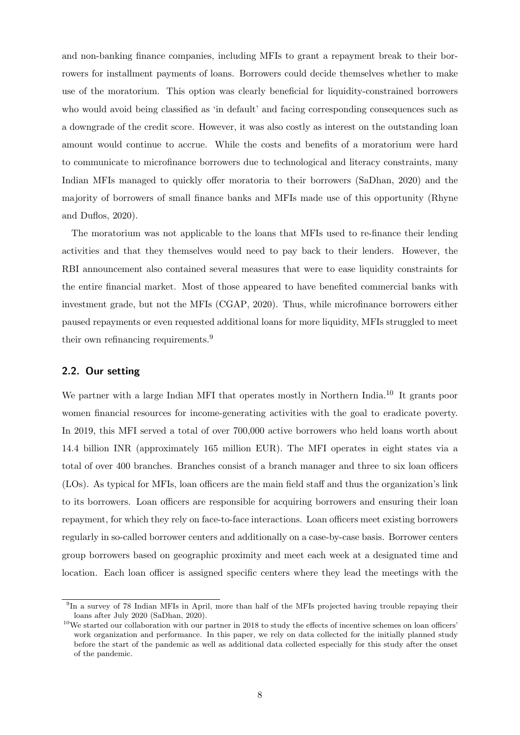and non-banking finance companies, including MFIs to grant a repayment break to their borrowers for installment payments of loans. Borrowers could decide themselves whether to make use of the moratorium. This option was clearly beneficial for liquidity-constrained borrowers who would avoid being classified as 'in default' and facing corresponding consequences such as a downgrade of the credit score. However, it was also costly as interest on the outstanding loan amount would continue to accrue. While the costs and benefits of a moratorium were hard to communicate to microfinance borrowers due to technological and literacy constraints, many Indian MFIs managed to quickly offer moratoria to their borrowers (SaDhan, 2020) and the majority of borrowers of small finance banks and MFIs made use of this opportunity (Rhyne and Duflos, 2020).

The moratorium was not applicable to the loans that MFIs used to re-finance their lending activities and that they themselves would need to pay back to their lenders. However, the RBI announcement also contained several measures that were to ease liquidity constraints for the entire financial market. Most of those appeared to have benefited commercial banks with investment grade, but not the MFIs (CGAP, 2020). Thus, while microfinance borrowers either paused repayments or even requested additional loans for more liquidity, MFIs struggled to meet their own refinancing requirements.[9]

## 2.2. Our setting

We partner with a large Indian MFI that operates mostly in Northern India.[10] It grants poor women financial resources for income-generating activities with the goal to eradicate poverty. In 2019, this MFI served a total of over 700,000 active borrowers who held loans worth about 14.4 billion INR (approximately 165 million EUR). The MFI operates in eight states via a total of over 400 branches. Branches consist of a branch manager and three to six loan officers (LOs). As typical for MFIs, loan officers are the main field staff and thus the organization's link to its borrowers. Loan officers are responsible for acquiring borrowers and ensuring their loan repayment, for which they rely on face-to-face interactions. Loan officers meet existing borrowers regularly in so-called borrower centers and additionally on a case-by-case basis. Borrower centers group borrowers based on geographic proximity and meet each week at a designated time and location. Each loan officer is assigned specific centers where they lead the meetings with the

[9] In a survey of 78 Indian MFIs in April, more than half of the MFIs projected having trouble repaying their loans after July 2020 (SaDhan, 2020).

[10] We started our collaboration with our partner in 2018 to study the effects of incentive schemes on loan officers' work organization and performance. In this paper, we rely on data collected for the initially planned study before the start of the pandemic as well as additional data collected especially for this study after the onset of the pandemic.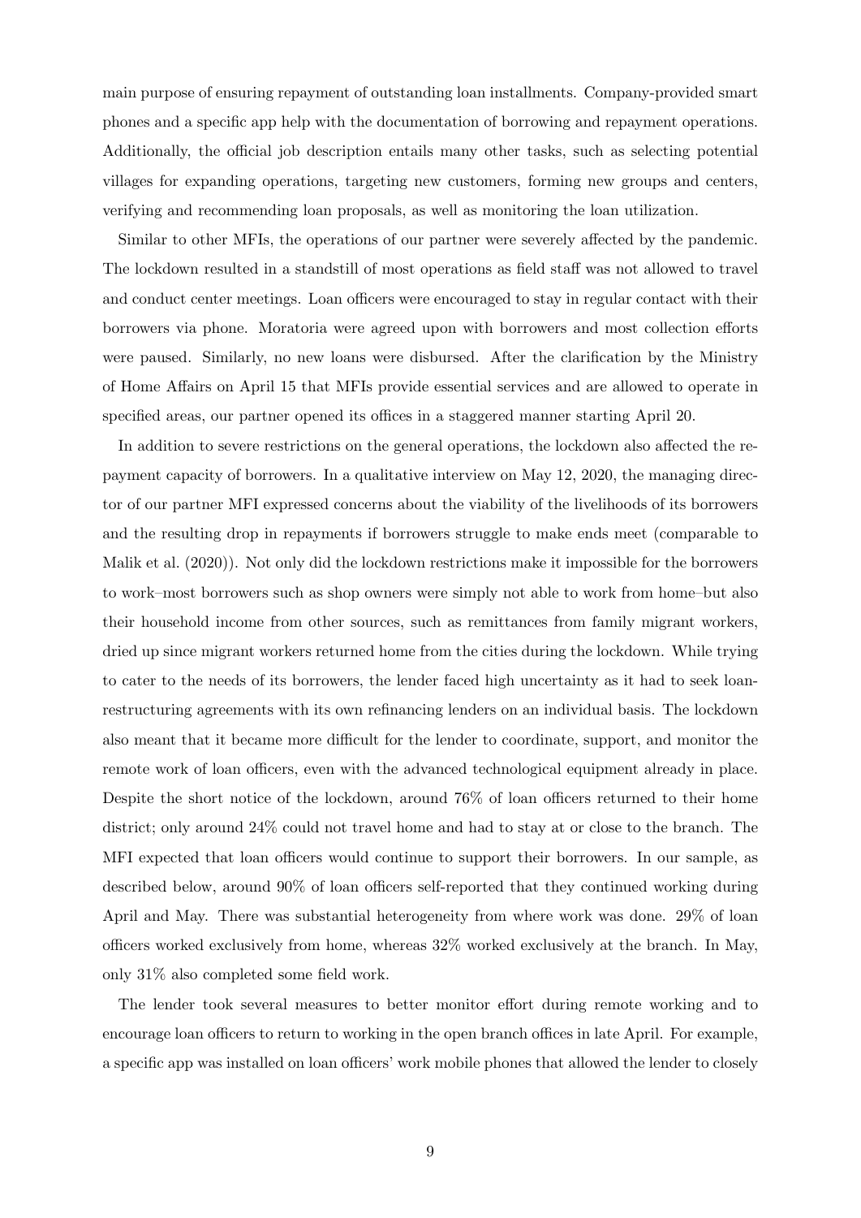main purpose of ensuring repayment of outstanding loan installments. Company-provided smart phones and a specific app help with the documentation of borrowing and repayment operations. Additionally, the official job description entails many other tasks, such as selecting potential villages for expanding operations, targeting new customers, forming new groups and centers, verifying and recommending loan proposals, as well as monitoring the loan utilization.

Similar to other MFIs, the operations of our partner were severely affected by the pandemic. The lockdown resulted in a standstill of most operations as field staff was not allowed to travel and conduct center meetings. Loan officers were encouraged to stay in regular contact with their borrowers via phone. Moratoria were agreed upon with borrowers and most collection efforts were paused. Similarly, no new loans were disbursed. After the clarification by the Ministry of Home Affairs on April 15 that MFIs provide essential services and are allowed to operate in specified areas, our partner opened its offices in a staggered manner starting April 20.

In addition to severe restrictions on the general operations, the lockdown also affected the repayment capacity of borrowers. In a qualitative interview on May 12, 2020, the managing director of our partner MFI expressed concerns about the viability of the livelihoods of its borrowers and the resulting drop in repayments if borrowers struggle to make ends meet (comparable to Malik et al. (2020)). Not only did the lockdown restrictions make it impossible for the borrowers to work–most borrowers such as shop owners were simply not able to work from home–but also their household income from other sources, such as remittances from family migrant workers, dried up since migrant workers returned home from the cities during the lockdown. While trying to cater to the needs of its borrowers, the lender faced high uncertainty as it had to seek loan-restructuring agreements with its own refinancing lenders on an individual basis. The lockdown also meant that it became more difficult for the lender to coordinate, support, and monitor the remote work of loan officers, even with the advanced technological equipment already in place. Despite the short notice of the lockdown, around 76% of loan officers returned to their home district; only around 24% could not travel home and had to stay at or close to the branch. The MFI expected that loan officers would continue to support their borrowers. In our sample, as described below, around 90% of loan officers self-reported that they continued working during April and May. There was substantial heterogeneity from where work was done. 29% of loan officers worked exclusively from home, whereas 32% worked exclusively at the branch. In May, only 31% also completed some field work.

The lender took several measures to better monitor effort during remote working and to encourage loan officers to return to working in the open branch offices in late April. For example, a specific app was installed on loan officers' work mobile phones that allowed the lender to closely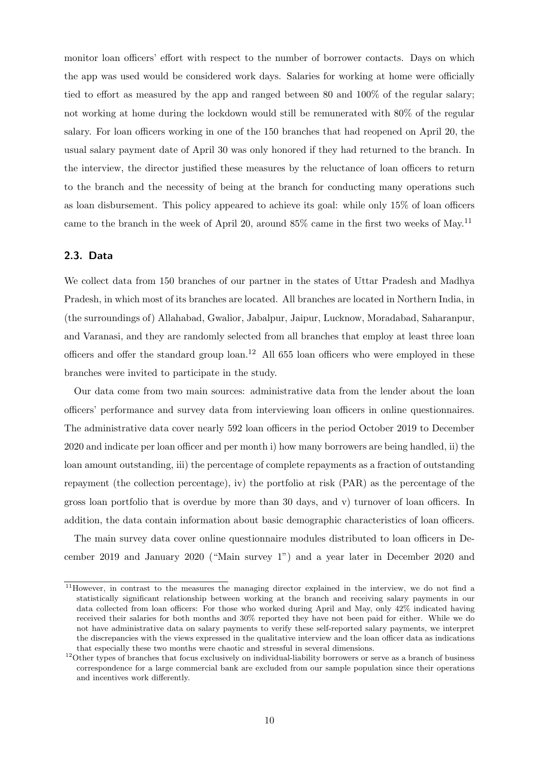monitor loan officers' effort with respect to the number of borrower contacts. Days on which the app was used would be considered work days. Salaries for working at home were officially tied to effort as measured by the app and ranged between 80 and 100% of the regular salary; not working at home during the lockdown would still be remunerated with 80% of the regular salary. For loan officers working in one of the 150 branches that had reopened on April 20, the usual salary payment date of April 30 was only honored if they had returned to the branch. In the interview, the director justified these measures by the reluctance of loan officers to return to the branch and the necessity of being at the branch for conducting many operations such as loan disbursement. This policy appeared to achieve its goal: while only 15% of loan officers came to the branch in the week of April 20, around 85% came in the first two weeks of May.[11]

## 2.3. Data

We collect data from 150 branches of our partner in the states of Uttar Pradesh and Madhya Pradesh, in which most of its branches are located. All branches are located in Northern India, in (the surroundings of) Allahabad, Gwalior, Jabalpur, Jaipur, Lucknow, Moradabad, Saharanpur, and Varanasi, and they are randomly selected from all branches that employ at least three loan officers and offer the standard group loan.[12] All 655 loan officers who were employed in these branches were invited to participate in the study.

Our data come from two main sources: administrative data from the lender about the loan officers' performance and survey data from interviewing loan officers in online questionnaires. The administrative data cover nearly 592 loan officers in the period October 2019 to December 2020 and indicate per loan officer and per month i) how many borrowers are being handled, ii) the loan amount outstanding, iii) the percentage of complete repayments as a fraction of outstanding repayment (the collection percentage), iv) the portfolio at risk (PAR) as the percentage of the gross loan portfolio that is overdue by more than 30 days, and v) turnover of loan officers. In addition, the data contain information about basic demographic characteristics of loan officers.

The main survey data cover online questionnaire modules distributed to loan officers in December 2019 and January 2020 ("Main survey 1") and a year later in December 2020 and

[11] However, in contrast to the measures the managing director explained in the interview, we do not find a statistically significant relationship between working at the branch and receiving salary payments in our data collected from loan officers: For those who worked during April and May, only 42% indicated having received their salaries for both months and 30% reported they have not been paid for either. While we do not have administrative data on salary payments to verify these self-reported salary payments, we interpret the discrepancies with the views expressed in the qualitative interview and the loan officer data as indications that especially these two months were chaotic and stressful in several dimensions.

[12] Other types of branches that focus exclusively on individual-liability borrowers or serve as a branch of business correspondence for a large commercial bank are excluded from our sample population since their operations and incentives work differently.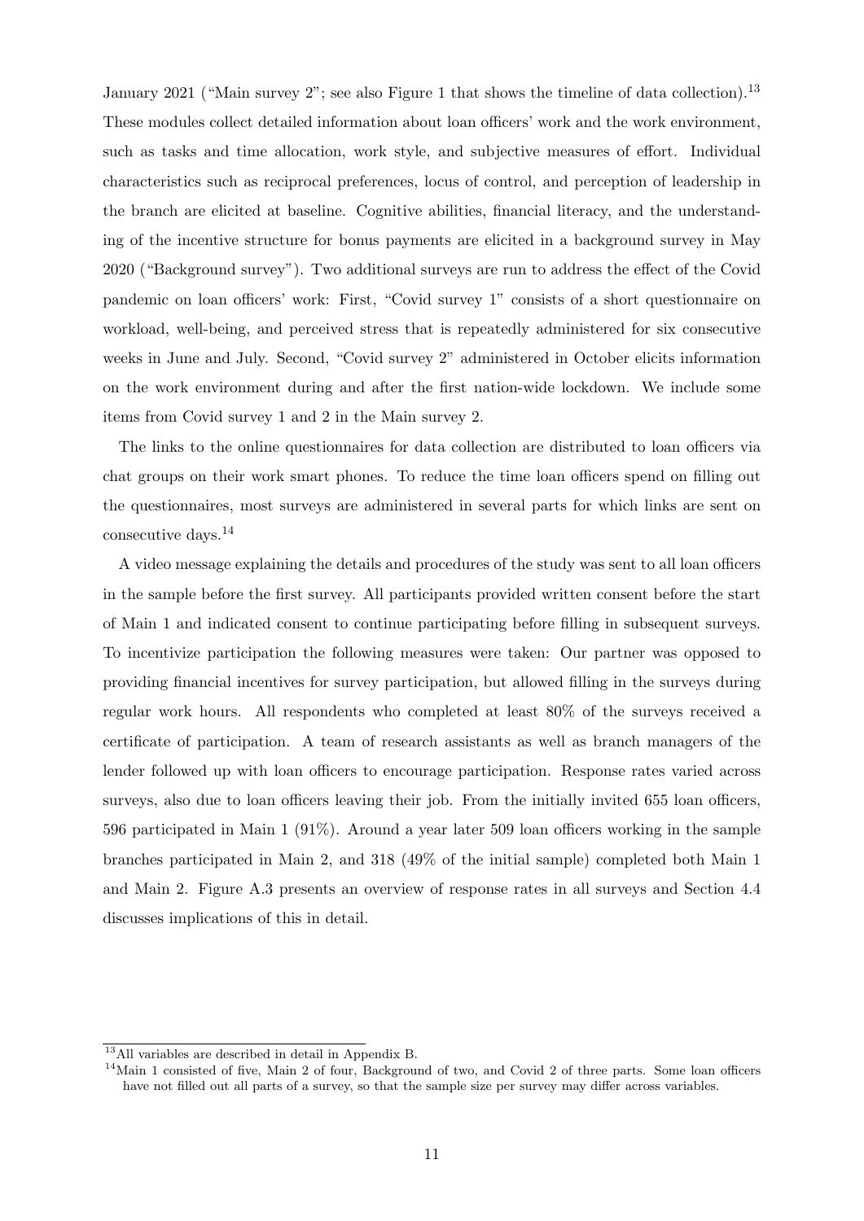January 2021 ("Main survey 2"; see also Figure 1 that shows the timeline of data collection).[13] These modules collect detailed information about loan officers' work and the work environment, such as tasks and time allocation, work style, and subjective measures of effort. Individual characteristics such as reciprocal preferences, locus of control, and perception of leadership in the branch are elicited at baseline. Cognitive abilities, financial literacy, and the understanding of the incentive structure for bonus payments are elicited in a background survey in May 2020 ("Background survey"). Two additional surveys are run to address the effect of the Covid pandemic on loan officers' work: First, "Covid survey 1" consists of a short questionnaire on workload, well-being, and perceived stress that is repeatedly administered for six consecutive weeks in June and July. Second, "Covid survey 2" administered in October elicits information on the work environment during and after the first nation-wide lockdown. We include some items from Covid survey 1 and 2 in the Main survey 2.

The links to the online questionnaires for data collection are distributed to loan officers via chat groups on their work smart phones. To reduce the time loan officers spend on filling out the questionnaires, most surveys are administered in several parts for which links are sent on consecutive days.[14]

A video message explaining the details and procedures of the study was sent to all loan officers in the sample before the first survey. All participants provided written consent before the start of Main 1 and indicated consent to continue participating before filling in subsequent surveys. To incentivize participation the following measures were taken: Our partner was opposed to providing financial incentives for survey participation, but allowed filling in the surveys during regular work hours. All respondents who completed at least 80% of the surveys received a certificate of participation. A team of research assistants as well as branch managers of the lender followed up with loan officers to encourage participation. Response rates varied across surveys, also due to loan officers leaving their job. From the initially invited 655 loan officers, 596 participated in Main 1 (91%). Around a year later 509 loan officers working in the sample branches participated in Main 2, and 318 (49% of the initial sample) completed both Main 1 and Main 2. Figure A.3 presents an overview of response rates in all surveys and Section 4.4 discusses implications of this in detail.

[13] All variables are described in detail in Appendix B.

[14] Main 1 consisted of five, Main 2 of four, Background of two, and Covid 2 of three parts. Some loan officers have not filled out all parts of a survey, so that the sample size per survey may differ across variables.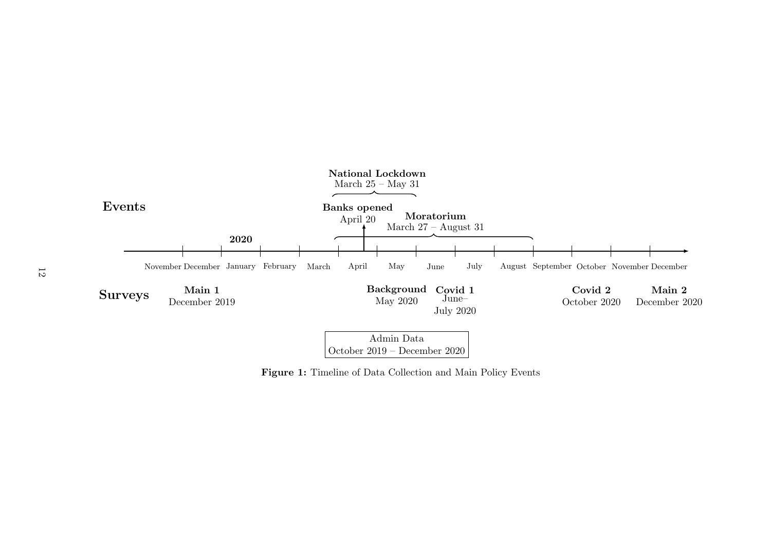**Events**

**National Lockdown**
March 25 – May 31

**Banks opened**
April 20

**Moratorium**
March 27 – August 31

**2020**

November December January February March April May June July August September October November December

**Surveys**

**Main 1**
December 2019

**Background**
May 2020

**Covid 1**
June–
July 2020

**Covid 2**
October 2020

**Main 2**
December 2020

Admin Data
October 2019 – December 2020

**Figure 1:** Timeline of Data Collection and Main Policy Events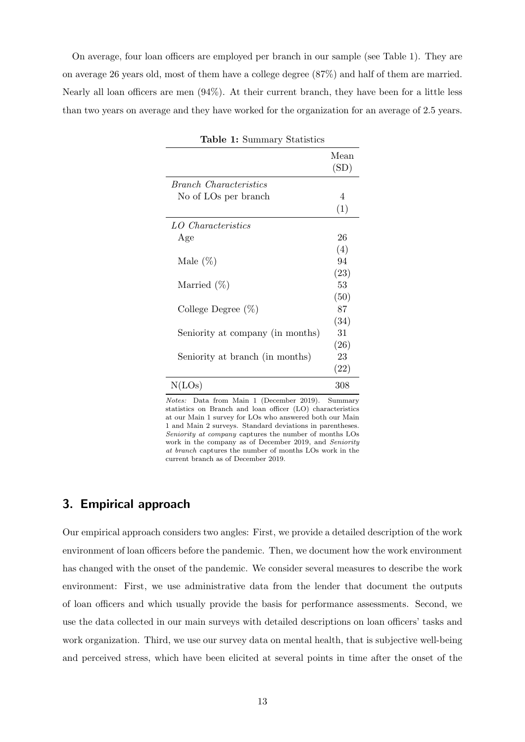On average, four loan officers are employed per branch in our sample (see Table 1). They are on average 26 years old, most of them have a college degree (87%) and half of them are married. Nearly all loan officers are men (94%). At their current branch, they have been for a little less than two years on average and they have worked for the organization for an average of 2.5 years.

**Table 1:** Summary Statistics

| | Mean (SD) |
|---|---|
| *Branch Characteristics* | |
| No of LOs per branch | 4 |
| | (1) |
| *LO Characteristics* | |
| Age | 26 |
| | (4) |
| Male (%) | 94 |
| | (23) |
| Married (%) | 53 |
| | (50) |
| College Degree (%) | 87 |
| | (34) |
| Seniority at company (in months) | 31 |
| | (26) |
| Seniority at branch (in months) | 23 |
| | (22) |
| N(LOs) | 308 |

*Notes:* Data from Main 1 (December 2019). Summary statistics on Branch and loan officer (LO) characteristics at our Main 1 survey for LOs who answered both our Main 1 and Main 2 surveys. Standard deviations in parentheses. *Seniority at company* captures the number of months LOs work in the company as of December 2019, and *Seniority at branch* captures the number of months LOs work in the current branch as of December 2019.

## 3. Empirical approach

Our empirical approach considers two angles: First, we provide a detailed description of the work environment of loan officers before the pandemic. Then, we document how the work environment has changed with the onset of the pandemic. We consider several measures to describe the work environment: First, we use administrative data from the lender that document the outputs of loan officers and which usually provide the basis for performance assessments. Second, we use the data collected in our main surveys with detailed descriptions on loan officers' tasks and work organization. Third, we use our survey data on mental health, that is subjective well-being and perceived stress, which have been elicited at several points in time after the onset of the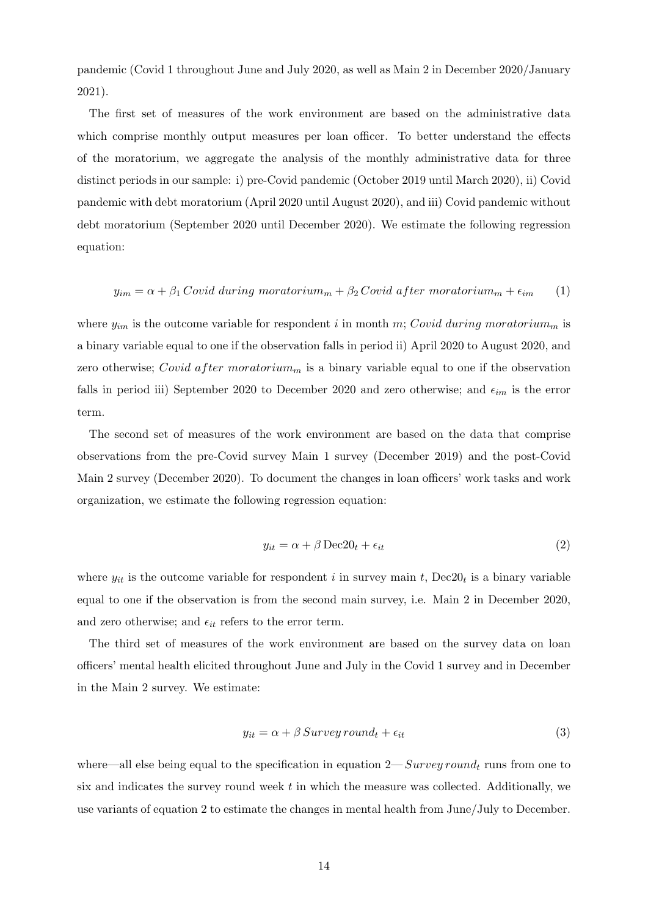pandemic (Covid 1 throughout June and July 2020, as well as Main 2 in December 2020/January 2021).

The first set of measures of the work environment are based on the administrative data which comprise monthly output measures per loan officer. To better understand the effects of the moratorium, we aggregate the analysis of the monthly administrative data for three distinct periods in our sample: i) pre-Covid pandemic (October 2019 until March 2020), ii) Covid pandemic with debt moratorium (April 2020 until August 2020), and iii) Covid pandemic without debt moratorium (September 2020 until December 2020). We estimate the following regression equation:

$$y_{im} = \alpha + \beta_1 \, Covid \; during \; moratorium_m + \beta_2 \, Covid \; after \; moratorium_m + \epsilon_{im} \qquad (1)$$

where $y_{im}$ is the outcome variable for respondent $i$ in month $m$; $Covid \; during \; moratorium_m$ is a binary variable equal to one if the observation falls in period ii) April 2020 to August 2020, and zero otherwise; $Covid \; after \; moratorium_m$ is a binary variable equal to one if the observation falls in period iii) September 2020 to December 2020 and zero otherwise; and $\epsilon_{im}$ is the error term.

The second set of measures of the work environment are based on the data that comprise observations from the pre-Covid survey Main 1 survey (December 2019) and the post-Covid Main 2 survey (December 2020). To document the changes in loan officers' work tasks and work organization, we estimate the following regression equation:

$$y_{it} = \alpha + \beta \, \mathrm{Dec20}_t + \epsilon_{it} \qquad (2)$$

where $y_{it}$ is the outcome variable for respondent $i$ in survey main $t$, $\mathrm{Dec20}_t$ is a binary variable equal to one if the observation is from the second main survey, i.e. Main 2 in December 2020, and zero otherwise; and $\epsilon_{it}$ refers to the error term.

The third set of measures of the work environment are based on the survey data on loan officers' mental health elicited throughout June and July in the Covid 1 survey and in December in the Main 2 survey. We estimate:

$$y_{it} = \alpha + \beta \, Survey \, round_t + \epsilon_{it} \qquad (3)$$

where—all else being equal to the specification in equation 2—$Survey \, round_t$ runs from one to six and indicates the survey round week $t$ in which the measure was collected. Additionally, we use variants of equation 2 to estimate the changes in mental health from June/July to December.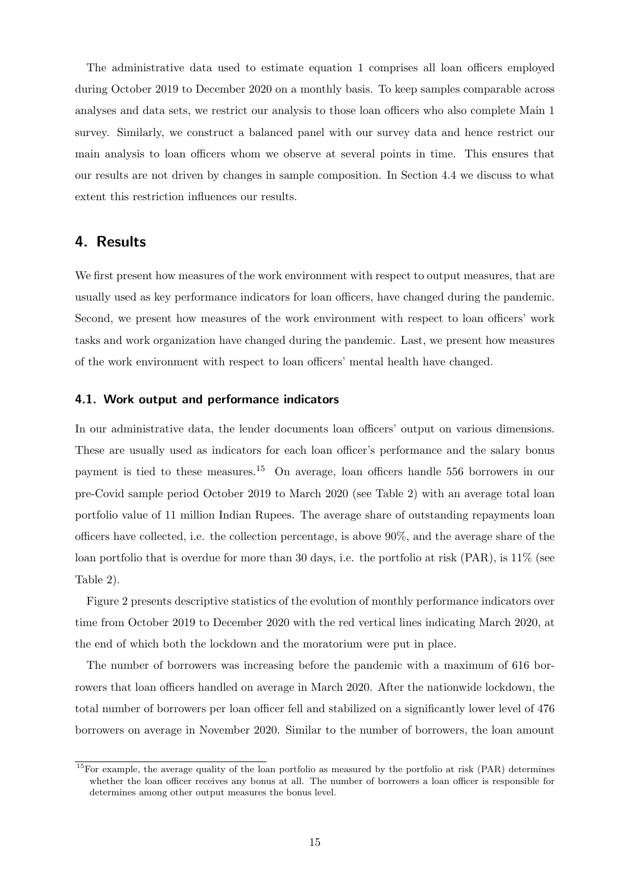The administrative data used to estimate equation 1 comprises all loan officers employed during October 2019 to December 2020 on a monthly basis. To keep samples comparable across analyses and data sets, we restrict our analysis to those loan officers who also complete Main 1 survey. Similarly, we construct a balanced panel with our survey data and hence restrict our main analysis to loan officers whom we observe at several points in time. This ensures that our results are not driven by changes in sample composition. In Section 4.4 we discuss to what extent this restriction influences our results.

## 4. Results

We first present how measures of the work environment with respect to output measures, that are usually used as key performance indicators for loan officers, have changed during the pandemic. Second, we present how measures of the work environment with respect to loan officers' work tasks and work organization have changed during the pandemic. Last, we present how measures of the work environment with respect to loan officers' mental health have changed.

### 4.1. Work output and performance indicators

In our administrative data, the lender documents loan officers' output on various dimensions. These are usually used as indicators for each loan officer's performance and the salary bonus payment is tied to these measures.[15] On average, loan officers handle 556 borrowers in our pre-Covid sample period October 2019 to March 2020 (see Table 2) with an average total loan portfolio value of 11 million Indian Rupees. The average share of outstanding repayments loan officers have collected, i.e. the collection percentage, is above 90%, and the average share of the loan portfolio that is overdue for more than 30 days, i.e. the portfolio at risk (PAR), is 11% (see Table 2).

Figure 2 presents descriptive statistics of the evolution of monthly performance indicators over time from October 2019 to December 2020 with the red vertical lines indicating March 2020, at the end of which both the lockdown and the moratorium were put in place.

The number of borrowers was increasing before the pandemic with a maximum of 616 borrowers that loan officers handled on average in March 2020. After the nationwide lockdown, the total number of borrowers per loan officer fell and stabilized on a significantly lower level of 476 borrowers on average in November 2020. Similar to the number of borrowers, the loan amount

[15] For example, the average quality of the loan portfolio as measured by the portfolio at risk (PAR) determines whether the loan officer receives any bonus at all. The number of borrowers a loan officer is responsible for determines among other output measures the bonus level.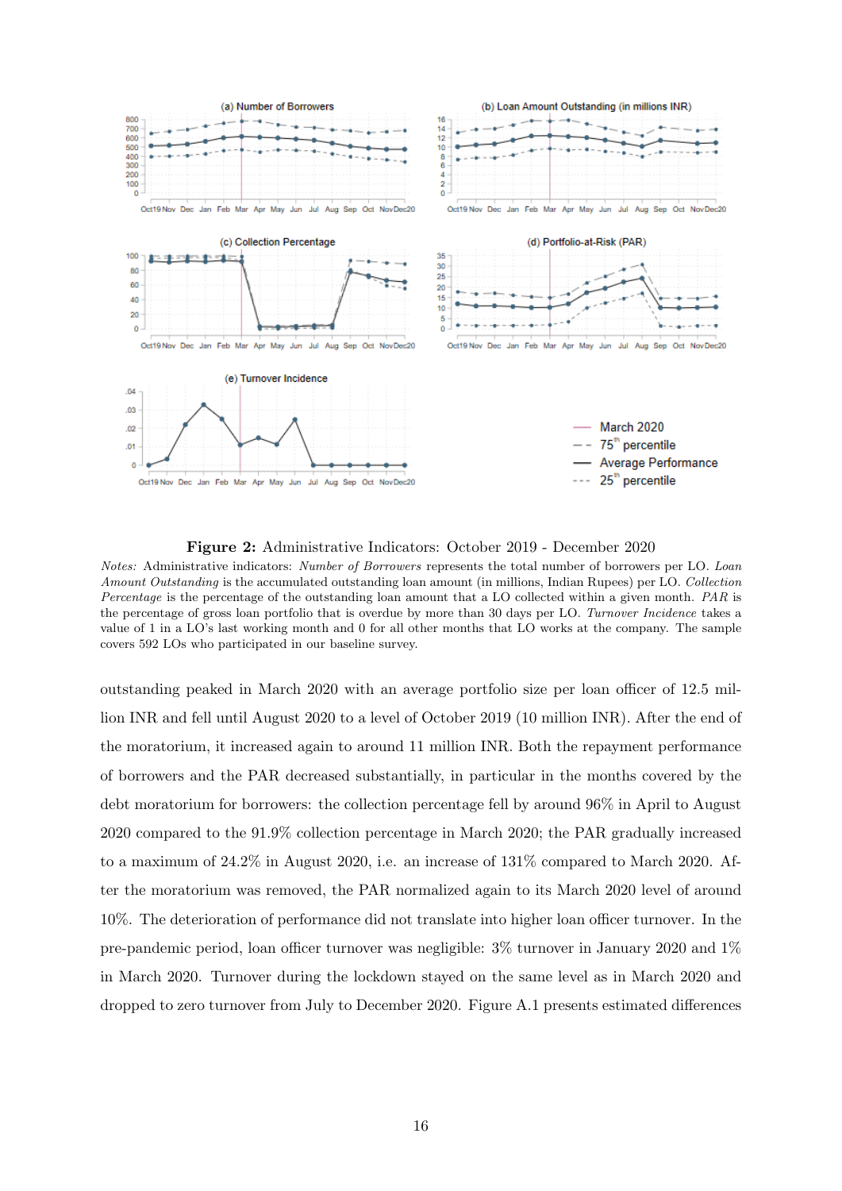**Figure 2:** Administrative Indicators: October 2019 - December 2020

*Notes:* Administrative indicators: *Number of Borrowers* represents the total number of borrowers per LO. *Loan Amount Outstanding* is the accumulated outstanding loan amount (in millions, Indian Rupees) per LO. *Collection Percentage* is the percentage of the outstanding loan amount that a LO collected within a given month. *PAR* is the percentage of gross loan portfolio that is overdue by more than 30 days per LO. *Turnover Incidence* takes a value of 1 in a LO's last working month and 0 for all other months that LO works at the company. The sample covers 592 LOs who participated in our baseline survey.

outstanding peaked in March 2020 with an average portfolio size per loan officer of 12.5 million INR and fell until August 2020 to a level of October 2019 (10 million INR). After the end of the moratorium, it increased again to around 11 million INR. Both the repayment performance of borrowers and the PAR decreased substantially, in particular in the months covered by the debt moratorium for borrowers: the collection percentage fell by around 96% in April to August 2020 compared to the 91.9% collection percentage in March 2020; the PAR gradually increased to a maximum of 24.2% in August 2020, i.e. an increase of 131% compared to March 2020. After the moratorium was removed, the PAR normalized again to its March 2020 level of around 10%. The deterioration of performance did not translate into higher loan officer turnover. In the pre-pandemic period, loan officer turnover was negligible: 3% turnover in January 2020 and 1% in March 2020. Turnover during the lockdown stayed on the same level as in March 2020 and dropped to zero turnover from July to December 2020. Figure A.1 presents estimated differences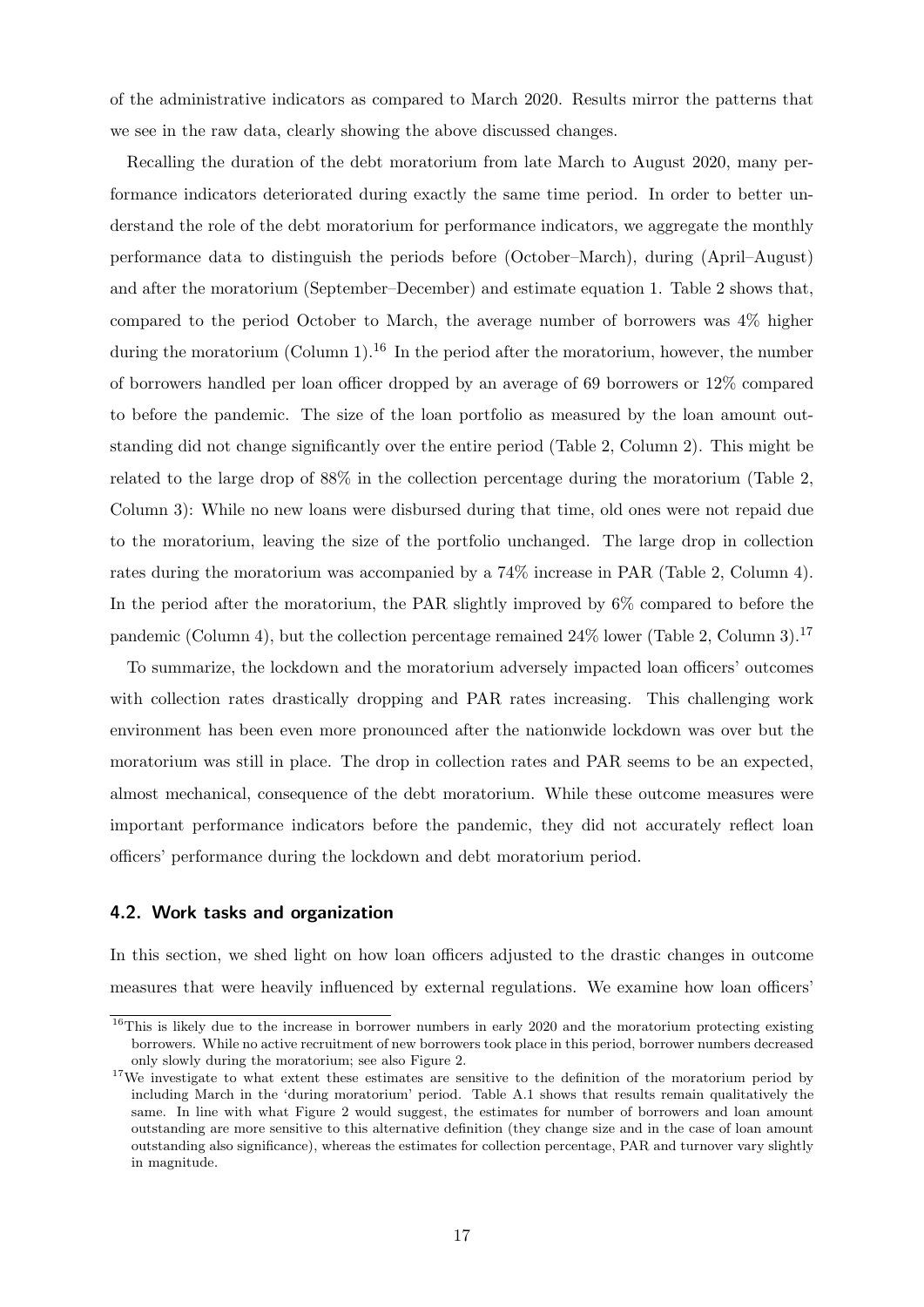of the administrative indicators as compared to March 2020. Results mirror the patterns that we see in the raw data, clearly showing the above discussed changes.

Recalling the duration of the debt moratorium from late March to August 2020, many performance indicators deteriorated during exactly the same time period. In order to better understand the role of the debt moratorium for performance indicators, we aggregate the monthly performance data to distinguish the periods before (October–March), during (April–August) and after the moratorium (September–December) and estimate equation 1. Table 2 shows that, compared to the period October to March, the average number of borrowers was 4% higher during the moratorium (Column 1).[16] In the period after the moratorium, however, the number of borrowers handled per loan officer dropped by an average of 69 borrowers or 12% compared to before the pandemic. The size of the loan portfolio as measured by the loan amount outstanding did not change significantly over the entire period (Table 2, Column 2). This might be related to the large drop of 88% in the collection percentage during the moratorium (Table 2, Column 3): While no new loans were disbursed during that time, old ones were not repaid due to the moratorium, leaving the size of the portfolio unchanged. The large drop in collection rates during the moratorium was accompanied by a 74% increase in PAR (Table 2, Column 4). In the period after the moratorium, the PAR slightly improved by 6% compared to before the pandemic (Column 4), but the collection percentage remained 24% lower (Table 2, Column 3).[17]

To summarize, the lockdown and the moratorium adversely impacted loan officers' outcomes with collection rates drastically dropping and PAR rates increasing. This challenging work environment has been even more pronounced after the nationwide lockdown was over but the moratorium was still in place. The drop in collection rates and PAR seems to be an expected, almost mechanical, consequence of the debt moratorium. While these outcome measures were important performance indicators before the pandemic, they did not accurately reflect loan officers' performance during the lockdown and debt moratorium period.

### 4.2. Work tasks and organization

In this section, we shed light on how loan officers adjusted to the drastic changes in outcome measures that were heavily influenced by external regulations. We examine how loan officers'

[16] This is likely due to the increase in borrower numbers in early 2020 and the moratorium protecting existing borrowers. While no active recruitment of new borrowers took place in this period, borrower numbers decreased only slowly during the moratorium; see also Figure 2.

[17] We investigate to what extent these estimates are sensitive to the definition of the moratorium period by including March in the 'during moratorium' period. Table A.1 shows that results remain qualitatively the same. In line with what Figure 2 would suggest, the estimates for number of borrowers and loan amount outstanding are more sensitive to this alternative definition (they change size and in the case of loan amount outstanding also significance), whereas the estimates for collection percentage, PAR and turnover vary slightly in magnitude.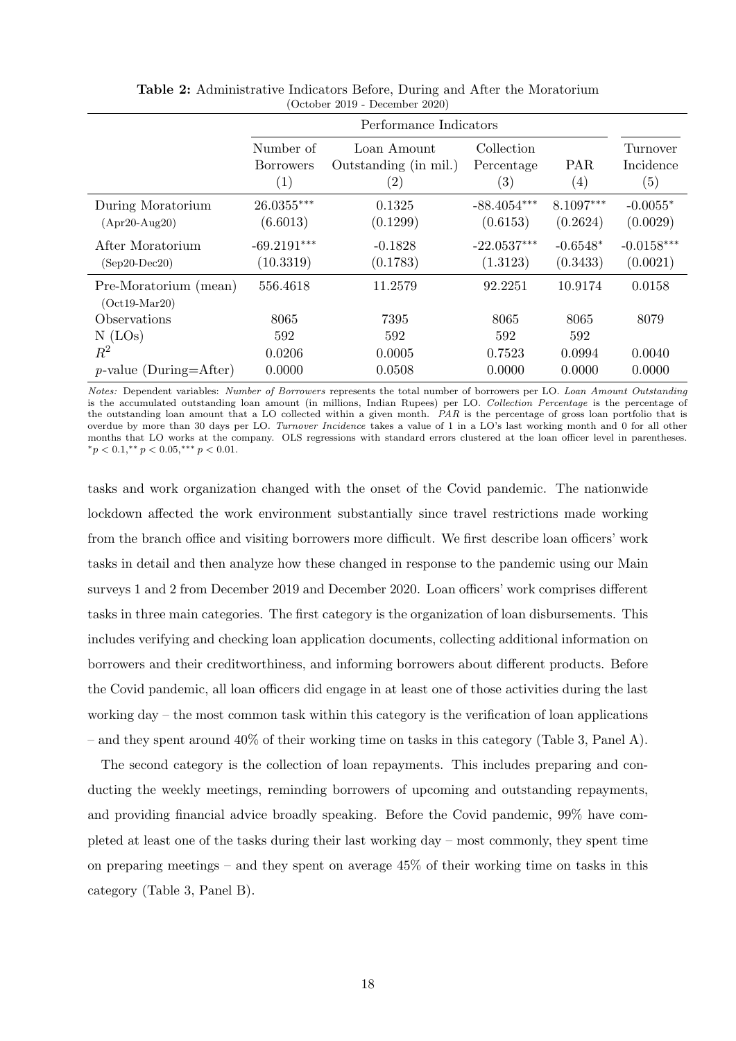**Table 2:** Administrative Indicators Before, During and After the Moratorium
(October 2019 - December 2020)

| | Performance Indicators | | | | |
|---|---|---|---|---|---|
| | Number of Borrowers (1) | Loan Amount Outstanding (in mil.) (2) | Collection Percentage (3) | PAR (4) | Turnover Incidence (5) |
| During Moratorium | 26.0355*** | 0.1325 | -88.4054*** | 8.1097*** | -0.0055* |
| (Apr20-Aug20) | (6.6013) | (0.1299) | (0.6153) | (0.2624) | (0.0029) |
| After Moratorium | -69.2191*** | -0.1828 | -22.0537*** | -0.6548* | -0.0158*** |
| (Sep20-Dec20) | (10.3319) | (0.1783) | (1.3123) | (0.3433) | (0.0021) |
| Pre-Moratorium (mean) (Oct19-Mar20) | 556.4618 | 11.2579 | 92.2251 | 10.9174 | 0.0158 |
| Observations | 8065 | 7395 | 8065 | 8065 | 8079 |
| N (LOs) | 592 | 592 | 592 | 592 | |
| $R^2$ | 0.0206 | 0.0005 | 0.7523 | 0.0994 | 0.0040 |
| $p$-value (During=After) | 0.0000 | 0.0508 | 0.0000 | 0.0000 | 0.0000 |

*Notes:* Dependent variables: *Number of Borrowers* represents the total number of borrowers per LO. *Loan Amount Outstanding* is the accumulated outstanding loan amount (in millions, Indian Rupees) per LO. *Collection Percentage* is the percentage of the outstanding loan amount that a LO collected within a given month. *PAR* is the percentage of gross loan portfolio that is overdue by more than 30 days per LO. *Turnover Incidence* takes a value of 1 in a LO's last working month and 0 for all other months that LO works at the company. OLS regressions with standard errors clustered at the loan officer level in parentheses. $^{*}p < 0.1, ^{**}p < 0.05, ^{***}p < 0.01$.

tasks and work organization changed with the onset of the Covid pandemic. The nationwide lockdown affected the work environment substantially since travel restrictions made working from the branch office and visiting borrowers more difficult. We first describe loan officers' work tasks in detail and then analyze how these changed in response to the pandemic using our Main surveys 1 and 2 from December 2019 and December 2020. Loan officers' work comprises different tasks in three main categories. The first category is the organization of loan disbursements. This includes verifying and checking loan application documents, collecting additional information on borrowers and their creditworthiness, and informing borrowers about different products. Before the Covid pandemic, all loan officers did engage in at least one of those activities during the last working day – the most common task within this category is the verification of loan applications – and they spent around 40% of their working time on tasks in this category (Table 3, Panel A).

The second category is the collection of loan repayments. This includes preparing and conducting the weekly meetings, reminding borrowers of upcoming and outstanding repayments, and providing financial advice broadly speaking. Before the Covid pandemic, 99% have completed at least one of the tasks during their last working day – most commonly, they spent time on preparing meetings – and they spent on average 45% of their working time on tasks in this category (Table 3, Panel B).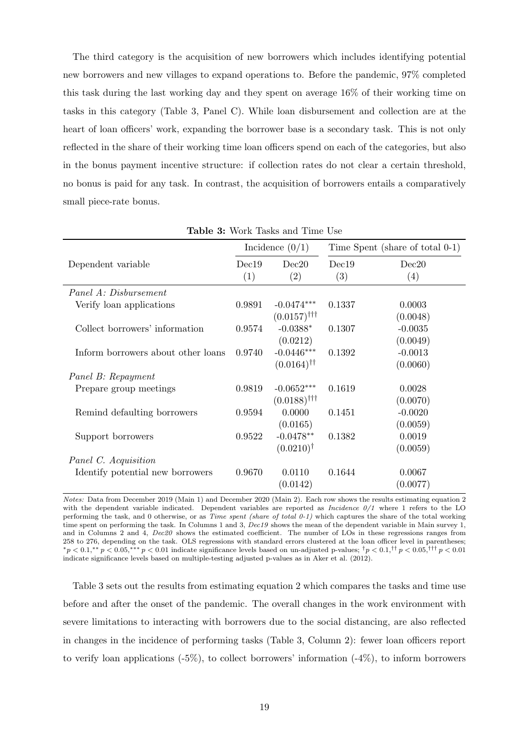The third category is the acquisition of new borrowers which includes identifying potential new borrowers and new villages to expand operations to. Before the pandemic, 97% completed this task during the last working day and they spent on average 16% of their working time on tasks in this category (Table 3, Panel C). While loan disbursement and collection are at the heart of loan officers' work, expanding the borrower base is a secondary task. This is not only reflected in the share of their working time loan officers spend on each of the categories, but also in the bonus payment incentive structure: if collection rates do not clear a certain threshold, no bonus is paid for any task. In contrast, the acquisition of borrowers entails a comparatively small piece-rate bonus.

**Table 3:** Work Tasks and Time Use

| | Incidence (0/1) | | Time Spent (share of total 0-1) | |
|---|---|---|---|---|
| Dependent variable | Dec19 (1) | Dec20 (2) | Dec19 (3) | Dec20 (4) |
| *Panel A: Disbursement* | | | | |
| Verify loan applications | 0.9891 | $-0.0474^{***}$ | 0.1337 | 0.0003 |
| | | $(0.0157)^{\dagger\dagger\dagger}$ | | (0.0048) |
| Collect borrowers' information | 0.9574 | $-0.0388^{*}$ | 0.1307 | -0.0035 |
| | | (0.0212) | | (0.0049) |
| Inform borrowers about other loans | 0.9740 | $-0.0446^{***}$ | 0.1392 | -0.0013 |
| | | $(0.0164)^{\dagger\dagger}$ | | (0.0060) |
| *Panel B: Repayment* | | | | |
| Prepare group meetings | 0.9819 | $-0.0652^{***}$ | 0.1619 | 0.0028 |
| | | $(0.0188)^{\dagger\dagger\dagger}$ | | (0.0070) |
| Remind defaulting borrowers | 0.9594 | 0.0000 | 0.1451 | -0.0020 |
| | | (0.0165) | | (0.0059) |
| Support borrowers | 0.9522 | $-0.0478^{**}$ | 0.1382 | 0.0019 |
| | | $(0.0210)^{\dagger}$ | | (0.0059) |
| *Panel C. Acquisition* | | | | |
| Identify potential new borrowers | 0.9670 | 0.0110 | 0.1644 | 0.0067 |
| | | (0.0142) | | (0.0077) |

*Notes:* Data from December 2019 (Main 1) and December 2020 (Main 2). Each row shows the results estimating equation 2 with the dependent variable indicated. Dependent variables are reported as *Incidence 0/1* where 1 refers to the LO performing the task, and 0 otherwise, or as *Time spent (share of total 0-1)* which captures the share of the total working time spent on performing the task. In Columns 1 and 3, *Dec19* shows the mean of the dependent variable in Main survey 1, and in Columns 2 and 4, *Dec20* shows the estimated coefficient. The number of LOs in these regressions ranges from 258 to 276, depending on the task. OLS regressions with standard errors clustered at the loan officer level in parentheses; $^{*}p < 0.1,^{**}p < 0.05,^{***}p < 0.01$ indicate significance levels based on un-adjusted p-values; $^{\dagger}p < 0.1,^{\dagger\dagger}p < 0.05,^{\dagger\dagger\dagger}p < 0.01$ indicate significance levels based on multiple-testing adjusted p-values as in Aker et al. (2012).

Table 3 sets out the results from estimating equation 2 which compares the tasks and time use before and after the onset of the pandemic. The overall changes in the work environment with severe limitations to interacting with borrowers due to the social distancing, are also reflected in changes in the incidence of performing tasks (Table 3, Column 2): fewer loan officers report to verify loan applications (-5%), to collect borrowers' information (-4%), to inform borrowers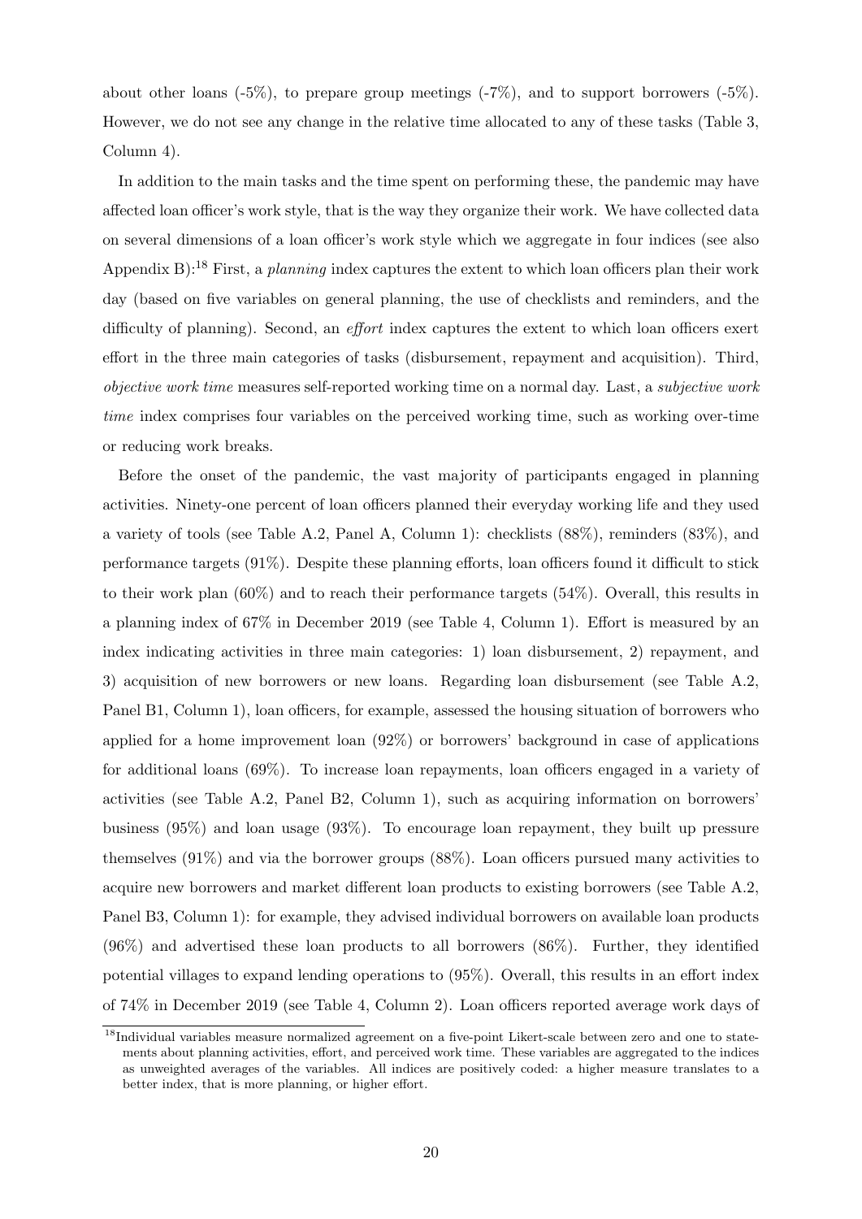about other loans (-5%), to prepare group meetings (-7%), and to support borrowers (-5%). However, we do not see any change in the relative time allocated to any of these tasks (Table 3, Column 4).

In addition to the main tasks and the time spent on performing these, the pandemic may have affected loan officer's work style, that is the way they organize their work. We have collected data on several dimensions of a loan officer's work style which we aggregate in four indices (see also Appendix B):[18] First, a *planning* index captures the extent to which loan officers plan their work day (based on five variables on general planning, the use of checklists and reminders, and the difficulty of planning). Second, an *effort* index captures the extent to which loan officers exert effort in the three main categories of tasks (disbursement, repayment and acquisition). Third, *objective work time* measures self-reported working time on a normal day. Last, a *subjective work time* index comprises four variables on the perceived working time, such as working over-time or reducing work breaks.

Before the onset of the pandemic, the vast majority of participants engaged in planning activities. Ninety-one percent of loan officers planned their everyday working life and they used a variety of tools (see Table A.2, Panel A, Column 1): checklists (88%), reminders (83%), and performance targets (91%). Despite these planning efforts, loan officers found it difficult to stick to their work plan (60%) and to reach their performance targets (54%). Overall, this results in a planning index of 67% in December 2019 (see Table 4, Column 1). Effort is measured by an index indicating activities in three main categories: 1) loan disbursement, 2) repayment, and 3) acquisition of new borrowers or new loans. Regarding loan disbursement (see Table A.2, Panel B1, Column 1), loan officers, for example, assessed the housing situation of borrowers who applied for a home improvement loan (92%) or borrowers' background in case of applications for additional loans (69%). To increase loan repayments, loan officers engaged in a variety of activities (see Table A.2, Panel B2, Column 1), such as acquiring information on borrowers' business (95%) and loan usage (93%). To encourage loan repayment, they built up pressure themselves (91%) and via the borrower groups (88%). Loan officers pursued many activities to acquire new borrowers and market different loan products to existing borrowers (see Table A.2, Panel B3, Column 1): for example, they advised individual borrowers on available loan products (96%) and advertised these loan products to all borrowers (86%). Further, they identified potential villages to expand lending operations to (95%). Overall, this results in an effort index of 74% in December 2019 (see Table 4, Column 2). Loan officers reported average work days of

[18] Individual variables measure normalized agreement on a five-point Likert-scale between zero and one to statements about planning activities, effort, and perceived work time. These variables are aggregated to the indices as unweighted averages of the variables. All indices are positively coded: a higher measure translates to a better index, that is more planning, or higher effort.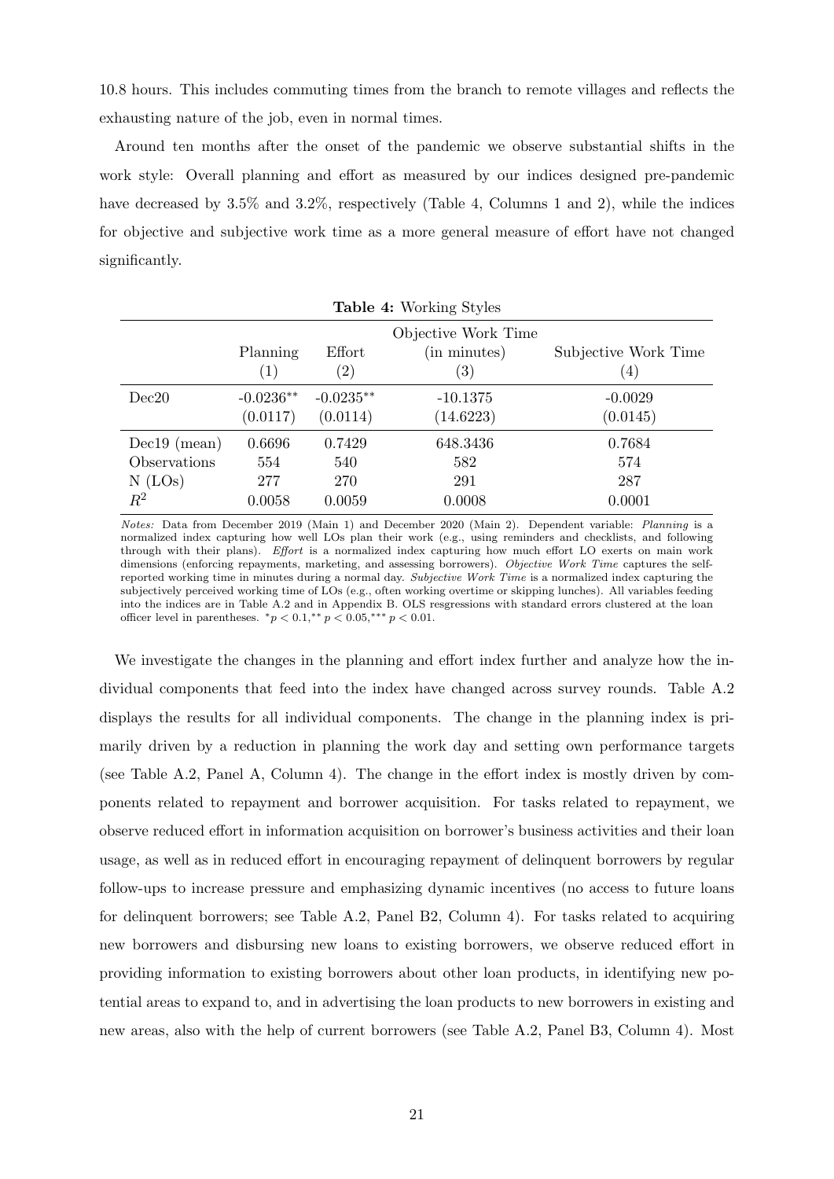10.8 hours. This includes commuting times from the branch to remote villages and reflects the exhausting nature of the job, even in normal times.

Around ten months after the onset of the pandemic we observe substantial shifts in the work style: Overall planning and effort as measured by our indices designed pre-pandemic have decreased by 3.5% and 3.2%, respectively (Table 4, Columns 1 and 2), while the indices for objective and subjective work time as a more general measure of effort have not changed significantly.

**Table 4:** Working Styles

| | Planning | Effort | Objective Work Time (in minutes) | Subjective Work Time |
|---|---|---|---|---|
| | (1) | (2) | (3) | (4) |
| Dec20 | -0.0236** | -0.0235** | -10.1375 | -0.0029 |
| | (0.0117) | (0.0114) | (14.6223) | (0.0145) |
| Dec19 (mean) | 0.6696 | 0.7429 | 648.3436 | 0.7684 |
| Observations | 554 | 540 | 582 | 574 |
| N (LOs) | 277 | 270 | 291 | 287 |
| $R^2$ | 0.0058 | 0.0059 | 0.0008 | 0.0001 |

*Notes:* Data from December 2019 (Main 1) and December 2020 (Main 2). Dependent variable: *Planning* is a normalized index capturing how well LOs plan their work (e.g., using reminders and checklists, and following through with their plans). *Effort* is a normalized index capturing how much effort LO exerts on main work dimensions (enforcing repayments, marketing, and assessing borrowers). *Objective Work Time* captures the self-reported working time in minutes during a normal day. *Subjective Work Time* is a normalized index capturing the subjectively perceived working time of LOs (e.g., often working overtime or skipping lunches). All variables feeding into the indices are in Table A.2 and in Appendix B. OLS resgressions with standard errors clustered at the loan officer level in parentheses. $^{*}p < 0.1$, $^{**}p < 0.05$, $^{***}p < 0.01$.

We investigate the changes in the planning and effort index further and analyze how the individual components that feed into the index have changed across survey rounds. Table A.2 displays the results for all individual components. The change in the planning index is primarily driven by a reduction in planning the work day and setting own performance targets (see Table A.2, Panel A, Column 4). The change in the effort index is mostly driven by components related to repayment and borrower acquisition. For tasks related to repayment, we observe reduced effort in information acquisition on borrower's business activities and their loan usage, as well as in reduced effort in encouraging repayment of delinquent borrowers by regular follow-ups to increase pressure and emphasizing dynamic incentives (no access to future loans for delinquent borrowers; see Table A.2, Panel B2, Column 4). For tasks related to acquiring new borrowers and disbursing new loans to existing borrowers, we observe reduced effort in providing information to existing borrowers about other loan products, in identifying new potential areas to expand to, and in advertising the loan products to new borrowers in existing and new areas, also with the help of current borrowers (see Table A.2, Panel B3, Column 4). Most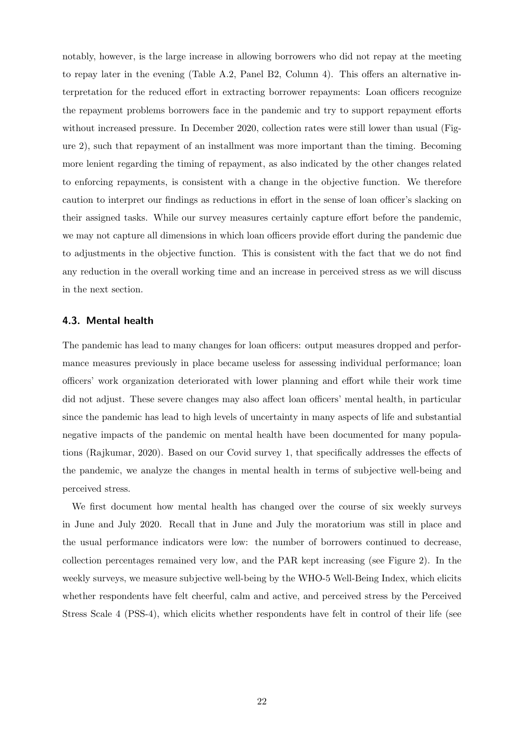notably, however, is the large increase in allowing borrowers who did not repay at the meeting to repay later in the evening (Table A.2, Panel B2, Column 4). This offers an alternative interpretation for the reduced effort in extracting borrower repayments: Loan officers recognize the repayment problems borrowers face in the pandemic and try to support repayment efforts without increased pressure. In December 2020, collection rates were still lower than usual (Figure 2), such that repayment of an installment was more important than the timing. Becoming more lenient regarding the timing of repayment, as also indicated by the other changes related to enforcing repayments, is consistent with a change in the objective function. We therefore caution to interpret our findings as reductions in effort in the sense of loan officer's slacking on their assigned tasks. While our survey measures certainly capture effort before the pandemic, we may not capture all dimensions in which loan officers provide effort during the pandemic due to adjustments in the objective function. This is consistent with the fact that we do not find any reduction in the overall working time and an increase in perceived stress as we will discuss in the next section.

### 4.3. Mental health

The pandemic has lead to many changes for loan officers: output measures dropped and performance measures previously in place became useless for assessing individual performance; loan officers' work organization deteriorated with lower planning and effort while their work time did not adjust. These severe changes may also affect loan officers' mental health, in particular since the pandemic has lead to high levels of uncertainty in many aspects of life and substantial negative impacts of the pandemic on mental health have been documented for many populations (Rajkumar, 2020). Based on our Covid survey 1, that specifically addresses the effects of the pandemic, we analyze the changes in mental health in terms of subjective well-being and perceived stress.

We first document how mental health has changed over the course of six weekly surveys in June and July 2020. Recall that in June and July the moratorium was still in place and the usual performance indicators were low: the number of borrowers continued to decrease, collection percentages remained very low, and the PAR kept increasing (see Figure 2). In the weekly surveys, we measure subjective well-being by the WHO-5 Well-Being Index, which elicits whether respondents have felt cheerful, calm and active, and perceived stress by the Perceived Stress Scale 4 (PSS-4), which elicits whether respondents have felt in control of their life (see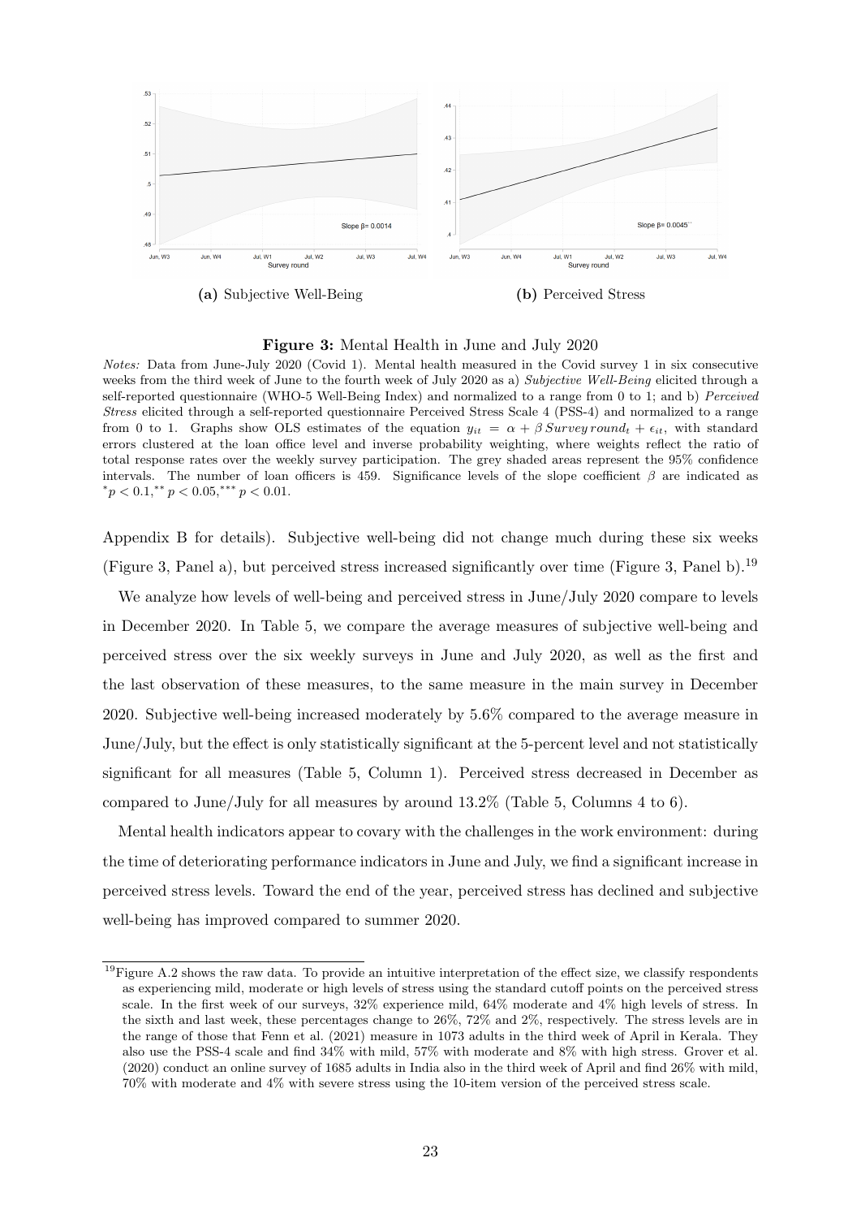(a) Subjective Well-Being

(b) Perceived Stress

**Figure 3:** Mental Health in June and July 2020

*Notes:* Data from June-July 2020 (Covid 1). Mental health measured in the Covid survey 1 in six consecutive weeks from the third week of June to the fourth week of July 2020 as a) *Subjective Well-Being* elicited through a self-reported questionnaire (WHO-5 Well-Being Index) and normalized to a range from 0 to 1; and b) *Perceived Stress* elicited through a self-reported questionnaire Perceived Stress Scale 4 (PSS-4) and normalized to a range from 0 to 1. Graphs show OLS estimates of the equation $y_{it} = \alpha + \beta\, Survey\, round_t + \epsilon_{it}$, with standard errors clustered at the loan office level and inverse probability weighting, where weights reflect the ratio of total response rates over the weekly survey participation. The grey shaded areas represent the 95% confidence intervals. The number of loan officers is 459. Significance levels of the slope coefficient $\beta$ are indicated as $^{*}p < 0.1,^{**} p < 0.05,^{***} p < 0.01$.

Appendix B for details). Subjective well-being did not change much during these six weeks (Figure 3, Panel a), but perceived stress increased significantly over time (Figure 3, Panel b).[19]

We analyze how levels of well-being and perceived stress in June/July 2020 compare to levels in December 2020. In Table 5, we compare the average measures of subjective well-being and perceived stress over the six weekly surveys in June and July 2020, as well as the first and the last observation of these measures, to the same measure in the main survey in December 2020. Subjective well-being increased moderately by 5.6% compared to the average measure in June/July, but the effect is only statistically significant at the 5-percent level and not statistically significant for all measures (Table 5, Column 1). Perceived stress decreased in December as compared to June/July for all measures by around 13.2% (Table 5, Columns 4 to 6).

Mental health indicators appear to covary with the challenges in the work environment: during the time of deteriorating performance indicators in June and July, we find a significant increase in perceived stress levels. Toward the end of the year, perceived stress has declined and subjective well-being has improved compared to summer 2020.

[19] Figure A.2 shows the raw data. To provide an intuitive interpretation of the effect size, we classify respondents as experiencing mild, moderate or high levels of stress using the standard cutoff points on the perceived stress scale. In the first week of our surveys, 32% experience mild, 64% moderate and 4% high levels of stress. In the sixth and last week, these percentages change to 26%, 72% and 2%, respectively. The stress levels are in the range of those that Fenn et al. (2021) measure in 1073 adults in the third week of April in Kerala. They also use the PSS-4 scale and find 34% with mild, 57% with moderate and 8% with high stress. Grover et al. (2020) conduct an online survey of 1685 adults in India also in the third week of April and find 26% with mild, 70% with moderate and 4% with severe stress using the 10-item version of the perceived stress scale.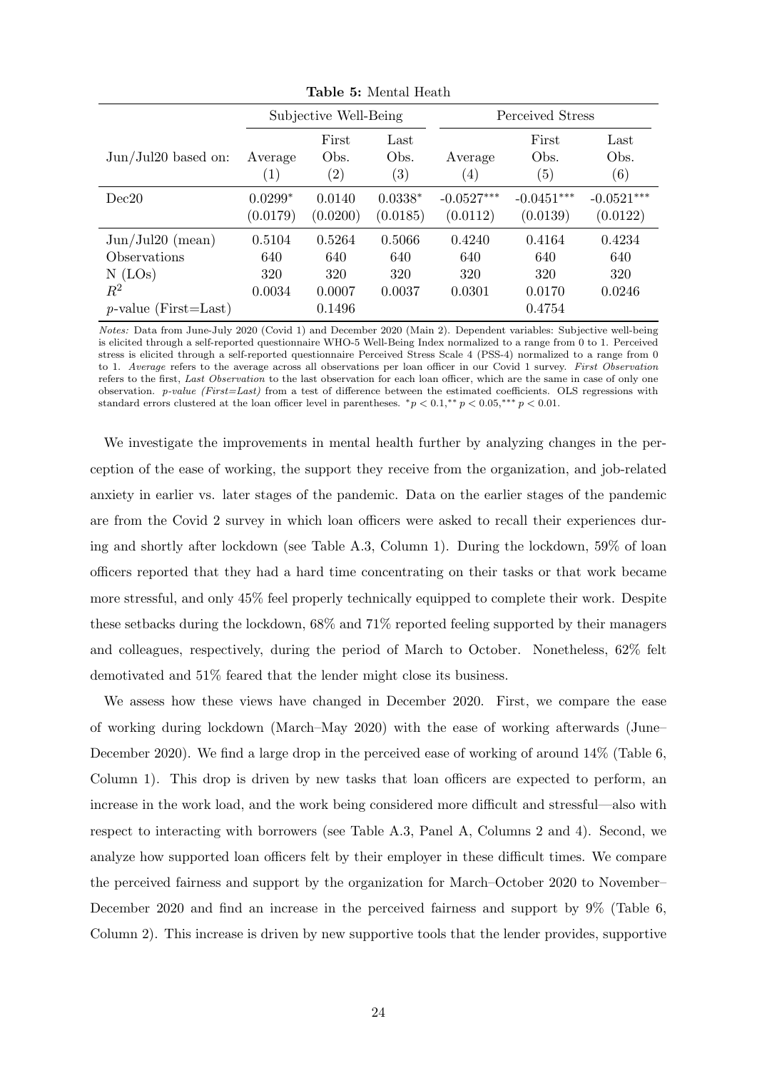**Table 5:** Mental Heath

| | Subjective Well-Being | | | Perceived Stress | | |
|---|---|---|---|---|---|---|
| Jun/Jul20 based on: | Average (1) | First Obs. (2) | Last Obs. (3) | Average (4) | First Obs. (5) | Last Obs. (6) |
| Dec20 | $0.0299^{*}$ | 0.0140 | $0.0338^{*}$ | $-0.0527^{***}$ | $-0.0451^{***}$ | $-0.0521^{***}$ |
| | (0.0179) | (0.0200) | (0.0185) | (0.0112) | (0.0139) | (0.0122) |
| Jun/Jul20 (mean) | 0.5104 | 0.5264 | 0.5066 | 0.4240 | 0.4164 | 0.4234 |
| Observations | 640 | 640 | 640 | 640 | 640 | 640 |
| N (LOs) | 320 | 320 | 320 | 320 | 320 | 320 |
| $R^2$ | 0.0034 | 0.0007 | 0.0037 | 0.0301 | 0.0170 | 0.0246 |
| $p$-value (First=Last) | | 0.1496 | | | 0.4754 | |

*Notes:* Data from June-July 2020 (Covid 1) and December 2020 (Main 2). Dependent variables: Subjective well-being is elicited through a self-reported questionnaire WHO-5 Well-Being Index normalized to a range from 0 to 1. Perceived stress is elicited through a self-reported questionnaire Perceived Stress Scale 4 (PSS-4) normalized to a range from 0 to 1. *Average* refers to the average across all observations per loan officer in our Covid 1 survey. *First Observation* refers to the first, *Last Observation* to the last observation for each loan officer, which are the same in case of only one observation. *p-value (First=Last)* from a test of difference between the estimated coefficients. OLS regressions with standard errors clustered at the loan officer level in parentheses. $^{*}p < 0.1$,$^{**}p < 0.05$,$^{***}p < 0.01$.

We investigate the improvements in mental health further by analyzing changes in the perception of the ease of working, the support they receive from the organization, and job-related anxiety in earlier vs. later stages of the pandemic. Data on the earlier stages of the pandemic are from the Covid 2 survey in which loan officers were asked to recall their experiences during and shortly after lockdown (see Table A.3, Column 1). During the lockdown, 59% of loan officers reported that they had a hard time concentrating on their tasks or that work became more stressful, and only 45% feel properly technically equipped to complete their work. Despite these setbacks during the lockdown, 68% and 71% reported feeling supported by their managers and colleagues, respectively, during the period of March to October. Nonetheless, 62% felt demotivated and 51% feared that the lender might close its business.

We assess how these views have changed in December 2020. First, we compare the ease of working during lockdown (March–May 2020) with the ease of working afterwards (June–December 2020). We find a large drop in the perceived ease of working of around 14% (Table 6, Column 1). This drop is driven by new tasks that loan officers are expected to perform, an increase in the work load, and the work being considered more difficult and stressful—also with respect to interacting with borrowers (see Table A.3, Panel A, Columns 2 and 4). Second, we analyze how supported loan officers felt by their employer in these difficult times. We compare the perceived fairness and support by the organization for March–October 2020 to November–December 2020 and find an increase in the perceived fairness and support by 9% (Table 6, Column 2). This increase is driven by new supportive tools that the lender provides, supportive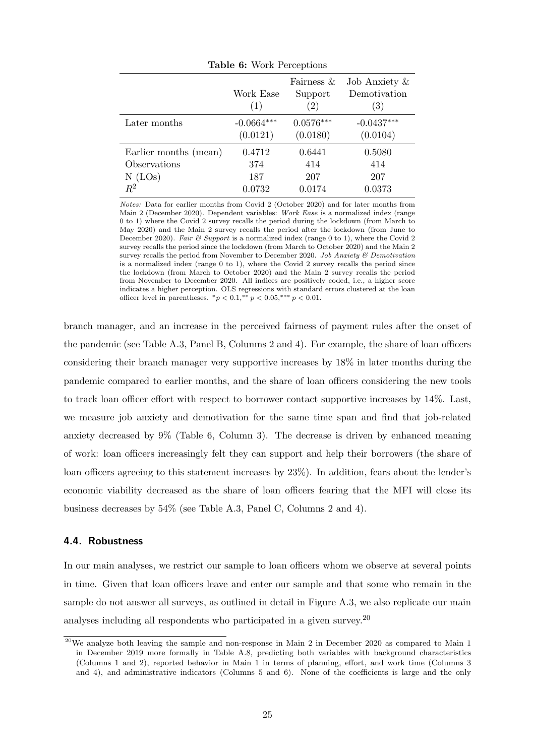**Table 6:** Work Perceptions

| | Work Ease | Fairness & Support | Job Anxiety & Demotivation |
|---|---|---|---|
| | (1) | (2) | (3) |
| Later months | -0.0664*** | 0.0576*** | -0.0437*** |
| | (0.0121) | (0.0180) | (0.0104) |
| Earlier months (mean) | 0.4712 | 0.6441 | 0.5080 |
| Observations | 374 | 414 | 414 |
| N (LOs) | 187 | 207 | 207 |
| $R^2$ | 0.0732 | 0.0174 | 0.0373 |

*Notes:* Data for earlier months from Covid 2 (October 2020) and for later months from Main 2 (December 2020). Dependent variables: *Work Ease* is a normalized index (range 0 to 1) where the Covid 2 survey recalls the period during the lockdown (from March to May 2020) and the Main 2 survey recalls the period after the lockdown (from June to December 2020). *Fair & Support* is a normalized index (range 0 to 1), where the Covid 2 survey recalls the period since the lockdown (from March to October 2020) and the Main 2 survey recalls the period from November to December 2020. *Job Anxiety & Demotivation* is a normalized index (range 0 to 1), where the Covid 2 survey recalls the period since the lockdown (from March to October 2020) and the Main 2 survey recalls the period from November to December 2020. All indices are positively coded, i.e., a higher score indicates a higher perception. OLS regressions with standard errors clustered at the loan officer level in parentheses. $^{*}p < 0.1,^{**} p < 0.05,^{***} p < 0.01$.

branch manager, and an increase in the perceived fairness of payment rules after the onset of the pandemic (see Table A.3, Panel B, Columns 2 and 4). For example, the share of loan officers considering their branch manager very supportive increases by 18% in later months during the pandemic compared to earlier months, and the share of loan officers considering the new tools to track loan officer effort with respect to borrower contact supportive increases by 14%. Last, we measure job anxiety and demotivation for the same time span and find that job-related anxiety decreased by 9% (Table 6, Column 3). The decrease is driven by enhanced meaning of work: loan officers increasingly felt they can support and help their borrowers (the share of loan officers agreeing to this statement increases by 23%). In addition, fears about the lender's economic viability decreased as the share of loan officers fearing that the MFI will close its business decreases by 54% (see Table A.3, Panel C, Columns 2 and 4).

### 4.4. Robustness

In our main analyses, we restrict our sample to loan officers whom we observe at several points in time. Given that loan officers leave and enter our sample and that some who remain in the sample do not answer all surveys, as outlined in detail in Figure A.3, we also replicate our main analyses including all respondents who participated in a given survey.[20]

[20] We analyze both leaving the sample and non-response in Main 2 in December 2020 as compared to Main 1 in December 2019 more formally in Table A.8, predicting both variables with background characteristics (Columns 1 and 2), reported behavior in Main 1 in terms of planning, effort, and work time (Columns 3 and 4), and administrative indicators (Columns 5 and 6). None of the coefficients is large and the only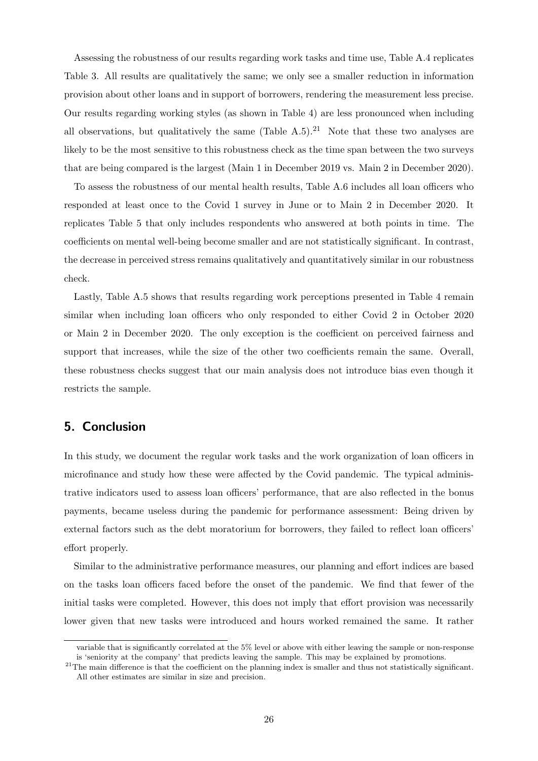Assessing the robustness of our results regarding work tasks and time use, Table A.4 replicates Table 3. All results are qualitatively the same; we only see a smaller reduction in information provision about other loans and in support of borrowers, rendering the measurement less precise. Our results regarding working styles (as shown in Table 4) are less pronounced when including all observations, but qualitatively the same (Table A.5).[21] Note that these two analyses are likely to be the most sensitive to this robustness check as the time span between the two surveys that are being compared is the largest (Main 1 in December 2019 vs. Main 2 in December 2020).

To assess the robustness of our mental health results, Table A.6 includes all loan officers who responded at least once to the Covid 1 survey in June or to Main 2 in December 2020. It replicates Table 5 that only includes respondents who answered at both points in time. The coefficients on mental well-being become smaller and are not statistically significant. In contrast, the decrease in perceived stress remains qualitatively and quantitatively similar in our robustness check.

Lastly, Table A.5 shows that results regarding work perceptions presented in Table 4 remain similar when including loan officers who only responded to either Covid 2 in October 2020 or Main 2 in December 2020. The only exception is the coefficient on perceived fairness and support that increases, while the size of the other two coefficients remain the same. Overall, these robustness checks suggest that our main analysis does not introduce bias even though it restricts the sample.

## 5. Conclusion

In this study, we document the regular work tasks and the work organization of loan officers in microfinance and study how these were affected by the Covid pandemic. The typical administrative indicators used to assess loan officers' performance, that are also reflected in the bonus payments, became useless during the pandemic for performance assessment: Being driven by external factors such as the debt moratorium for borrowers, they failed to reflect loan officers' effort properly.

Similar to the administrative performance measures, our planning and effort indices are based on the tasks loan officers faced before the onset of the pandemic. We find that fewer of the initial tasks were completed. However, this does not imply that effort provision was necessarily lower given that new tasks were introduced and hours worked remained the same. It rather

variable that is significantly correlated at the 5% level or above with either leaving the sample or non-response is 'seniority at the company' that predicts leaving the sample. This may be explained by promotions.

[21] The main difference is that the coefficient on the planning index is smaller and thus not statistically significant. All other estimates are similar in size and precision.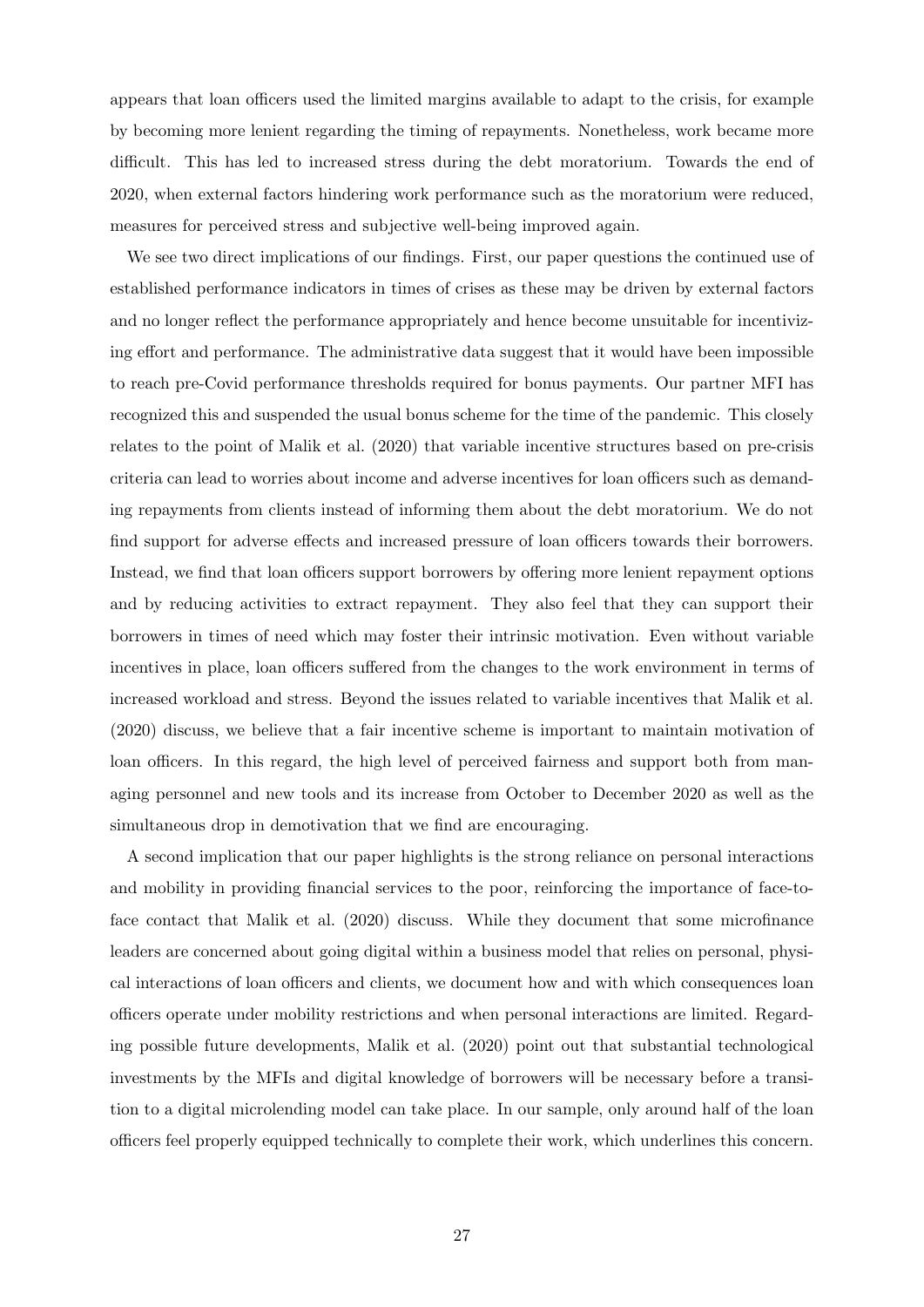appears that loan officers used the limited margins available to adapt to the crisis, for example by becoming more lenient regarding the timing of repayments. Nonetheless, work became more difficult. This has led to increased stress during the debt moratorium. Towards the end of 2020, when external factors hindering work performance such as the moratorium were reduced, measures for perceived stress and subjective well-being improved again.

We see two direct implications of our findings. First, our paper questions the continued use of established performance indicators in times of crises as these may be driven by external factors and no longer reflect the performance appropriately and hence become unsuitable for incentivizing effort and performance. The administrative data suggest that it would have been impossible to reach pre-Covid performance thresholds required for bonus payments. Our partner MFI has recognized this and suspended the usual bonus scheme for the time of the pandemic. This closely relates to the point of Malik et al. (2020) that variable incentive structures based on pre-crisis criteria can lead to worries about income and adverse incentives for loan officers such as demanding repayments from clients instead of informing them about the debt moratorium. We do not find support for adverse effects and increased pressure of loan officers towards their borrowers. Instead, we find that loan officers support borrowers by offering more lenient repayment options and by reducing activities to extract repayment. They also feel that they can support their borrowers in times of need which may foster their intrinsic motivation. Even without variable incentives in place, loan officers suffered from the changes to the work environment in terms of increased workload and stress. Beyond the issues related to variable incentives that Malik et al. (2020) discuss, we believe that a fair incentive scheme is important to maintain motivation of loan officers. In this regard, the high level of perceived fairness and support both from managing personnel and new tools and its increase from October to December 2020 as well as the simultaneous drop in demotivation that we find are encouraging.

A second implication that our paper highlights is the strong reliance on personal interactions and mobility in providing financial services to the poor, reinforcing the importance of face-to-face contact that Malik et al. (2020) discuss. While they document that some microfinance leaders are concerned about going digital within a business model that relies on personal, physical interactions of loan officers and clients, we document how and with which consequences loan officers operate under mobility restrictions and when personal interactions are limited. Regarding possible future developments, Malik et al. (2020) point out that substantial technological investments by the MFIs and digital knowledge of borrowers will be necessary before a transition to a digital microlending model can take place. In our sample, only around half of the loan officers feel properly equipped technically to complete their work, which underlines this concern.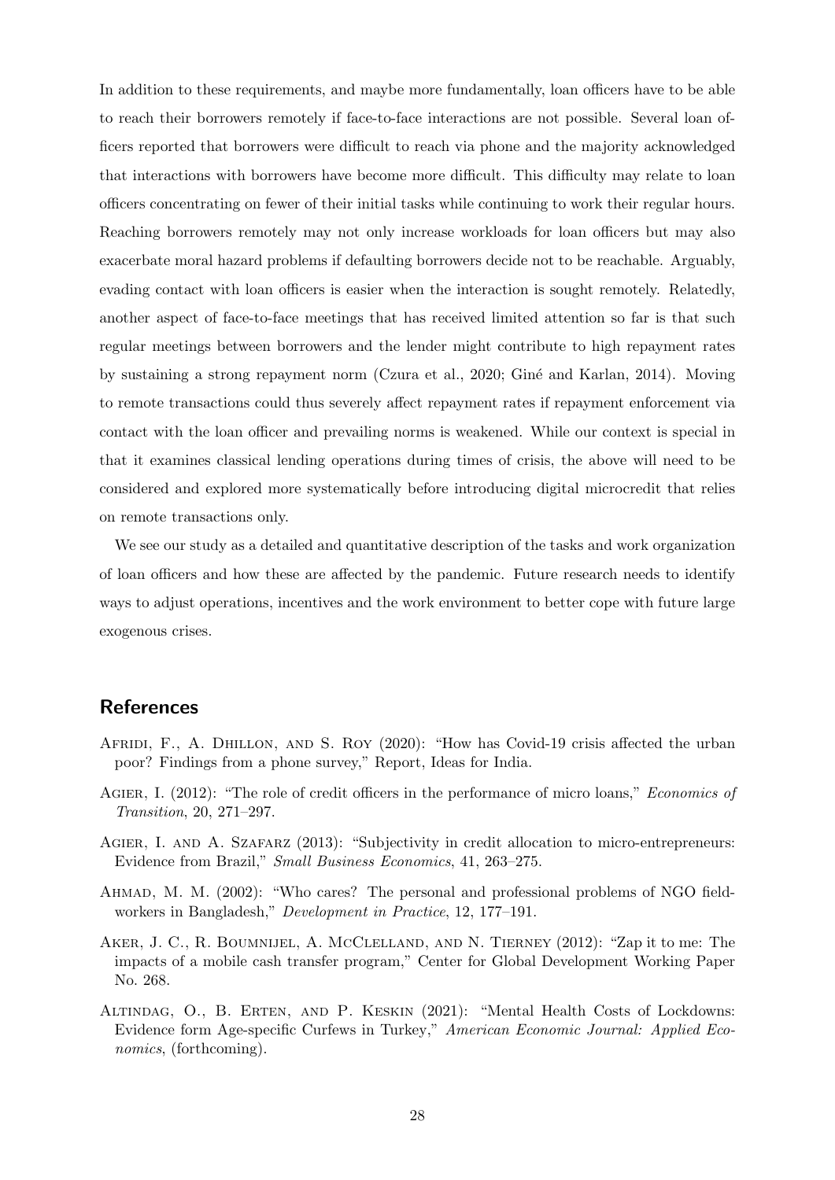In addition to these requirements, and maybe more fundamentally, loan officers have to be able to reach their borrowers remotely if face-to-face interactions are not possible. Several loan officers reported that borrowers were difficult to reach via phone and the majority acknowledged that interactions with borrowers have become more difficult. This difficulty may relate to loan officers concentrating on fewer of their initial tasks while continuing to work their regular hours. Reaching borrowers remotely may not only increase workloads for loan officers but may also exacerbate moral hazard problems if defaulting borrowers decide not to be reachable. Arguably, evading contact with loan officers is easier when the interaction is sought remotely. Relatedly, another aspect of face-to-face meetings that has received limited attention so far is that such regular meetings between borrowers and the lender might contribute to high repayment rates by sustaining a strong repayment norm (Czura et al., 2020; Giné and Karlan, 2014). Moving to remote transactions could thus severely affect repayment rates if repayment enforcement via contact with the loan officer and prevailing norms is weakened. While our context is special in that it examines classical lending operations during times of crisis, the above will need to be considered and explored more systematically before introducing digital microcredit that relies on remote transactions only.

We see our study as a detailed and quantitative description of the tasks and work organization of loan officers and how these are affected by the pandemic. Future research needs to identify ways to adjust operations, incentives and the work environment to better cope with future large exogenous crises.

## References

Afridi, F., A. Dhillon, and S. Roy (2020): "How has Covid-19 crisis affected the urban poor? Findings from a phone survey," Report, Ideas for India.

Agier, I. (2012): "The role of credit officers in the performance of micro loans," *Economics of Transition*, 20, 271–297.

Agier, I. and A. Szafarz (2013): "Subjectivity in credit allocation to micro-entrepreneurs: Evidence from Brazil," *Small Business Economics*, 41, 263–275.

Ahmad, M. M. (2002): "Who cares? The personal and professional problems of NGO fieldworkers in Bangladesh," *Development in Practice*, 12, 177–191.

Aker, J. C., R. Boumnijel, A. McClelland, and N. Tierney (2012): "Zap it to me: The impacts of a mobile cash transfer program," Center for Global Development Working Paper No. 268.

Altindag, O., B. Erten, and P. Keskin (2021): "Mental Health Costs of Lockdowns: Evidence form Age-specific Curfews in Turkey," *American Economic Journal: Applied Economics*, (forthcoming).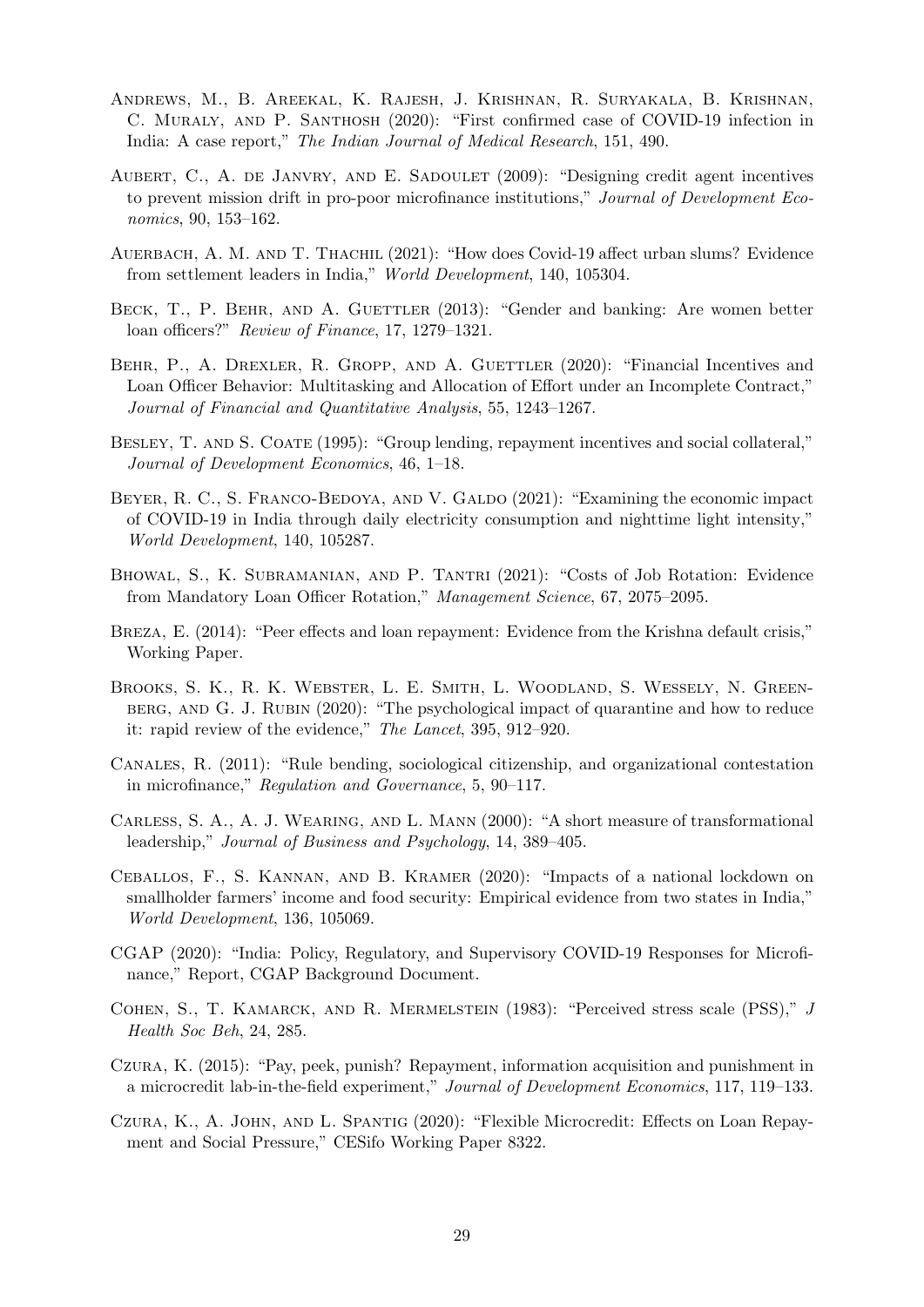Andrews, M., B. Areekal, K. Rajesh, J. Krishnan, R. Suryakala, B. Krishnan, C. Muraly, and P. Santhosh (2020): "First confirmed case of COVID-19 infection in India: A case report," *The Indian Journal of Medical Research*, 151, 490.

Aubert, C., A. de Janvry, and E. Sadoulet (2009): "Designing credit agent incentives to prevent mission drift in pro-poor microfinance institutions," *Journal of Development Economics*, 90, 153–162.

Auerbach, A. M. and T. Thachil (2021): "How does Covid-19 affect urban slums? Evidence from settlement leaders in India," *World Development*, 140, 105304.

Beck, T., P. Behr, and A. Guettler (2013): "Gender and banking: Are women better loan officers?" *Review of Finance*, 17, 1279–1321.

Behr, P., A. Drexler, R. Gropp, and A. Guettler (2020): "Financial Incentives and Loan Officer Behavior: Multitasking and Allocation of Effort under an Incomplete Contract," *Journal of Financial and Quantitative Analysis*, 55, 1243–1267.

Besley, T. and S. Coate (1995): "Group lending, repayment incentives and social collateral," *Journal of Development Economics*, 46, 1–18.

Beyer, R. C., S. Franco-Bedoya, and V. Galdo (2021): "Examining the economic impact of COVID-19 in India through daily electricity consumption and nighttime light intensity," *World Development*, 140, 105287.

Bhowal, S., K. Subramanian, and P. Tantri (2021): "Costs of Job Rotation: Evidence from Mandatory Loan Officer Rotation," *Management Science*, 67, 2075–2095.

Breza, E. (2014): "Peer effects and loan repayment: Evidence from the Krishna default crisis," Working Paper.

Brooks, S. K., R. K. Webster, L. E. Smith, L. Woodland, S. Wessely, N. Greenberg, and G. J. Rubin (2020): "The psychological impact of quarantine and how to reduce it: rapid review of the evidence," *The Lancet*, 395, 912–920.

Canales, R. (2011): "Rule bending, sociological citizenship, and organizational contestation in microfinance," *Regulation and Governance*, 5, 90–117.

Carless, S. A., A. J. Wearing, and L. Mann (2000): "A short measure of transformational leadership," *Journal of Business and Psychology*, 14, 389–405.

Ceballos, F., S. Kannan, and B. Kramer (2020): "Impacts of a national lockdown on smallholder farmers' income and food security: Empirical evidence from two states in India," *World Development*, 136, 105069.

CGAP (2020): "India: Policy, Regulatory, and Supervisory COVID-19 Responses for Microfinance," Report, CGAP Background Document.

Cohen, S., T. Kamarck, and R. Mermelstein (1983): "Perceived stress scale (PSS)," *J Health Soc Beh*, 24, 285.

Czura, K. (2015): "Pay, peek, punish? Repayment, information acquisition and punishment in a microcredit lab-in-the-field experiment," *Journal of Development Economics*, 117, 119–133.

Czura, K., A. John, and L. Spantig (2020): "Flexible Microcredit: Effects on Loan Repayment and Social Pressure," CESifo Working Paper 8322.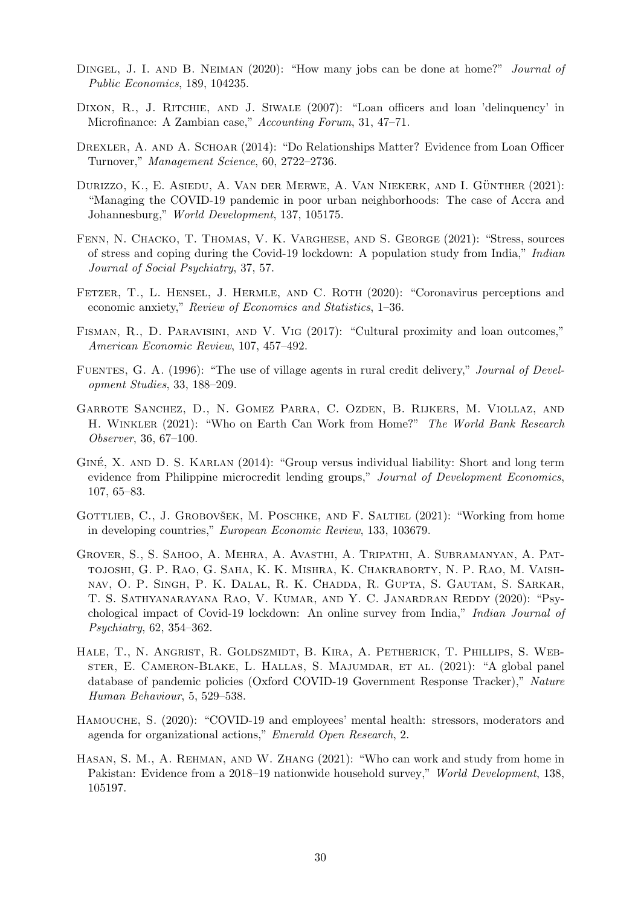Dingel, J. I. and B. Neiman (2020): "How many jobs can be done at home?" *Journal of Public Economics*, 189, 104235.

Dixon, R., J. Ritchie, and J. Siwale (2007): "Loan officers and loan 'delinquency' in Microfinance: A Zambian case," *Accounting Forum*, 31, 47–71.

Drexler, A. and A. Schoar (2014): "Do Relationships Matter? Evidence from Loan Officer Turnover," *Management Science*, 60, 2722–2736.

Durizzo, K., E. Asiedu, A. Van der Merwe, A. Van Niekerk, and I. Günther (2021): "Managing the COVID-19 pandemic in poor urban neighborhoods: The case of Accra and Johannesburg," *World Development*, 137, 105175.

Fenn, N. Chacko, T. Thomas, V. K. Varghese, and S. George (2021): "Stress, sources of stress and coping during the Covid-19 lockdown: A population study from India," *Indian Journal of Social Psychiatry*, 37, 57.

Fetzer, T., L. Hensel, J. Hermle, and C. Roth (2020): "Coronavirus perceptions and economic anxiety," *Review of Economics and Statistics*, 1–36.

Fisman, R., D. Paravisini, and V. Vig (2017): "Cultural proximity and loan outcomes," *American Economic Review*, 107, 457–492.

Fuentes, G. A. (1996): "The use of village agents in rural credit delivery," *Journal of Development Studies*, 33, 188–209.

Garrote Sanchez, D., N. Gomez Parra, C. Ozden, B. Rijkers, M. Viollaz, and H. Winkler (2021): "Who on Earth Can Work from Home?" *The World Bank Research Observer*, 36, 67–100.

Giné, X. and D. S. Karlan (2014): "Group versus individual liability: Short and long term evidence from Philippine microcredit lending groups," *Journal of Development Economics*, 107, 65–83.

Gottlieb, C., J. Grobovšek, M. Poschke, and F. Saltiel (2021): "Working from home in developing countries," *European Economic Review*, 133, 103679.

Grover, S., S. Sahoo, A. Mehra, A. Avasthi, A. Tripathi, A. Subramanyan, A. Pattojoshi, G. P. Rao, G. Saha, K. K. Mishra, K. Chakraborty, N. P. Rao, M. Vaishnav, O. P. Singh, P. K. Dalal, R. K. Chadda, R. Gupta, S. Gautam, S. Sarkar, T. S. Sathyanarayana Rao, V. Kumar, and Y. C. Janardran Reddy (2020): "Psychological impact of Covid-19 lockdown: An online survey from India," *Indian Journal of Psychiatry*, 62, 354–362.

Hale, T., N. Angrist, R. Goldszmidt, B. Kira, A. Petherick, T. Phillips, S. Webster, E. Cameron-Blake, L. Hallas, S. Majumdar, et al. (2021): "A global panel database of pandemic policies (Oxford COVID-19 Government Response Tracker)," *Nature Human Behaviour*, 5, 529–538.

Hamouche, S. (2020): "COVID-19 and employees' mental health: stressors, moderators and agenda for organizational actions," *Emerald Open Research*, 2.

Hasan, S. M., A. Rehman, and W. Zhang (2021): "Who can work and study from home in Pakistan: Evidence from a 2018–19 nationwide household survey," *World Development*, 138, 105197.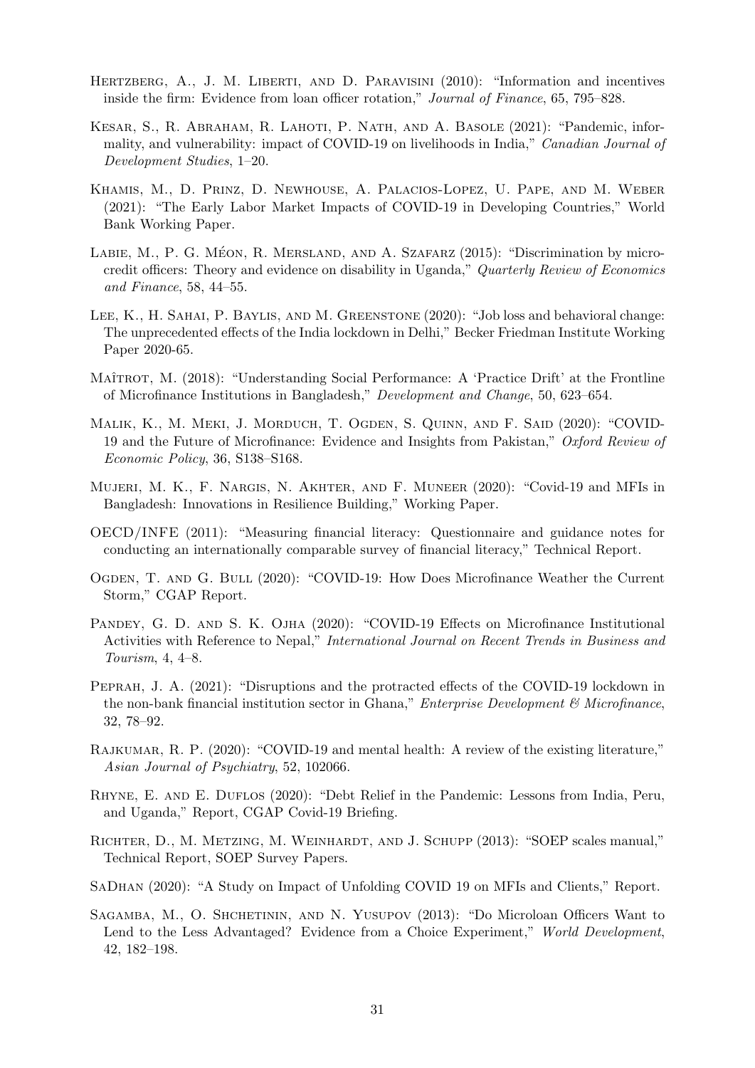Hertzberg, A., J. M. Liberti, and D. Paravisini (2010): "Information and incentives inside the firm: Evidence from loan officer rotation," *Journal of Finance*, 65, 795–828.

Kesar, S., R. Abraham, R. Lahoti, P. Nath, and A. Basole (2021): "Pandemic, informality, and vulnerability: impact of COVID-19 on livelihoods in India," *Canadian Journal of Development Studies*, 1–20.

Khamis, M., D. Prinz, D. Newhouse, A. Palacios-Lopez, U. Pape, and M. Weber (2021): "The Early Labor Market Impacts of COVID-19 in Developing Countries," World Bank Working Paper.

Labie, M., P. G. Méon, R. Mersland, and A. Szafarz (2015): "Discrimination by microcredit officers: Theory and evidence on disability in Uganda," *Quarterly Review of Economics and Finance*, 58, 44–55.

Lee, K., H. Sahai, P. Baylis, and M. Greenstone (2020): "Job loss and behavioral change: The unprecedented effects of the India lockdown in Delhi," Becker Friedman Institute Working Paper 2020-65.

Maîtrot, M. (2018): "Understanding Social Performance: A 'Practice Drift' at the Frontline of Microfinance Institutions in Bangladesh," *Development and Change*, 50, 623–654.

Malik, K., M. Meki, J. Morduch, T. Ogden, S. Quinn, and F. Said (2020): "COVID-19 and the Future of Microfinance: Evidence and Insights from Pakistan," *Oxford Review of Economic Policy*, 36, S138–S168.

Mujeri, M. K., F. Nargis, N. Akhter, and F. Muneer (2020): "Covid-19 and MFIs in Bangladesh: Innovations in Resilience Building," Working Paper.

OECD/INFE (2011): "Measuring financial literacy: Questionnaire and guidance notes for conducting an internationally comparable survey of financial literacy," Technical Report.

Ogden, T. and G. Bull (2020): "COVID-19: How Does Microfinance Weather the Current Storm," CGAP Report.

Pandey, G. D. and S. K. Ojha (2020): "COVID-19 Effects on Microfinance Institutional Activities with Reference to Nepal," *International Journal on Recent Trends in Business and Tourism*, 4, 4–8.

Peprah, J. A. (2021): "Disruptions and the protracted effects of the COVID-19 lockdown in the non-bank financial institution sector in Ghana," *Enterprise Development & Microfinance*, 32, 78–92.

Rajkumar, R. P. (2020): "COVID-19 and mental health: A review of the existing literature," *Asian Journal of Psychiatry*, 52, 102066.

Rhyne, E. and E. Duflos (2020): "Debt Relief in the Pandemic: Lessons from India, Peru, and Uganda," Report, CGAP Covid-19 Briefing.

Richter, D., M. Metzing, M. Weinhardt, and J. Schupp (2013): "SOEP scales manual," Technical Report, SOEP Survey Papers.

SaDhan (2020): "A Study on Impact of Unfolding COVID 19 on MFIs and Clients," Report.

Sagamba, M., O. Shchetinin, and N. Yusupov (2013): "Do Microloan Officers Want to Lend to the Less Advantaged? Evidence from a Choice Experiment," *World Development*, 42, 182–198.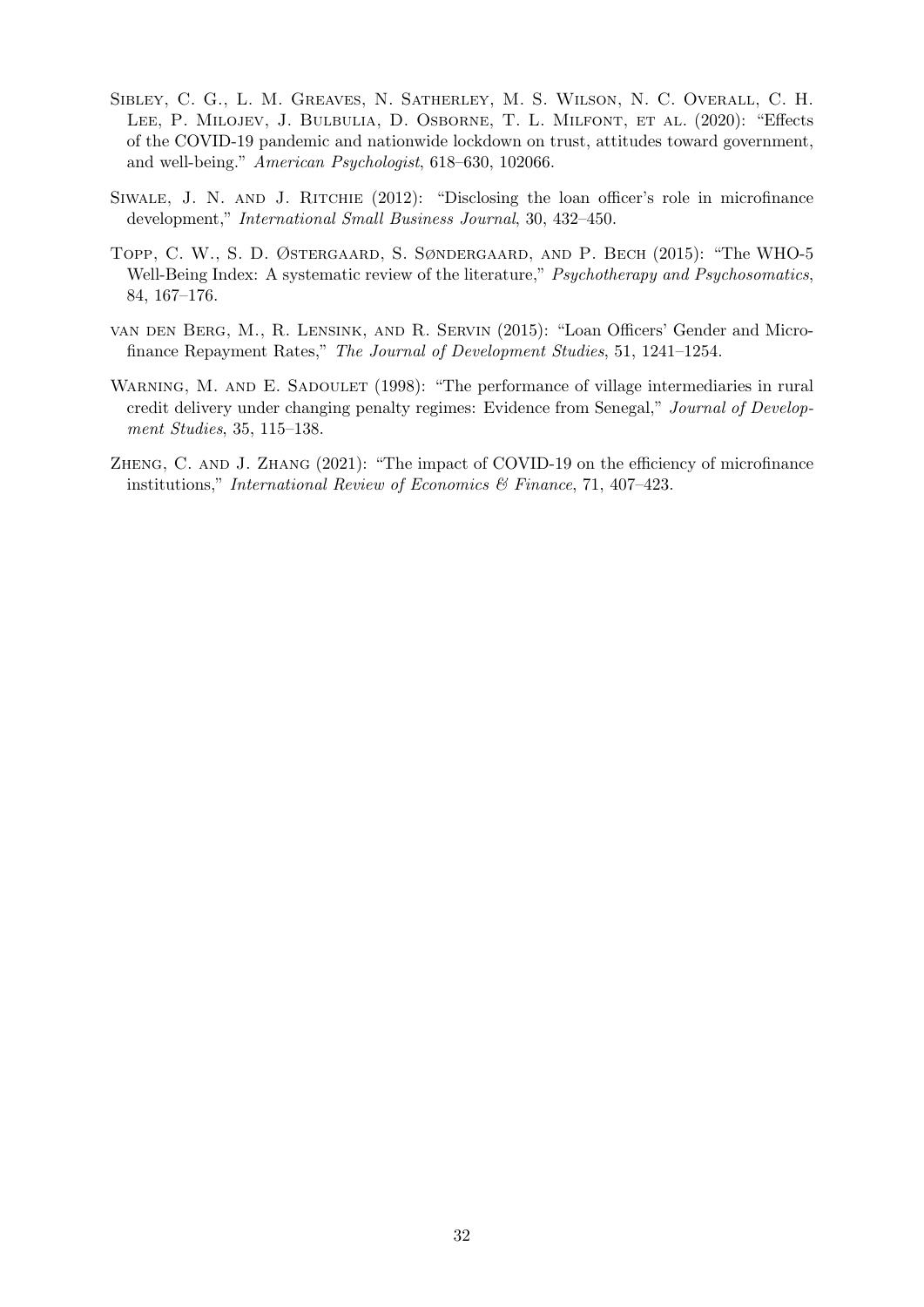Sibley, C. G., L. M. Greaves, N. Satherley, M. S. Wilson, N. C. Overall, C. H. Lee, P. Milojev, J. Bulbulia, D. Osborne, T. L. Milfont, et al. (2020): "Effects of the COVID-19 pandemic and nationwide lockdown on trust, attitudes toward government, and well-being." *American Psychologist*, 618–630, 102066.

Siwale, J. N. and J. Ritchie (2012): "Disclosing the loan officer's role in microfinance development," *International Small Business Journal*, 30, 432–450.

Topp, C. W., S. D. Østergaard, S. Søndergaard, and P. Bech (2015): "The WHO-5 Well-Being Index: A systematic review of the literature," *Psychotherapy and Psychosomatics*, 84, 167–176.

van den Berg, M., R. Lensink, and R. Servin (2015): "Loan Officers' Gender and Microfinance Repayment Rates," *The Journal of Development Studies*, 51, 1241–1254.

Warning, M. and E. Sadoulet (1998): "The performance of village intermediaries in rural credit delivery under changing penalty regimes: Evidence from Senegal," *Journal of Development Studies*, 35, 115–138.

Zheng, C. and J. Zhang (2021): "The impact of COVID-19 on the efficiency of microfinance institutions," *International Review of Economics & Finance*, 71, 407–423.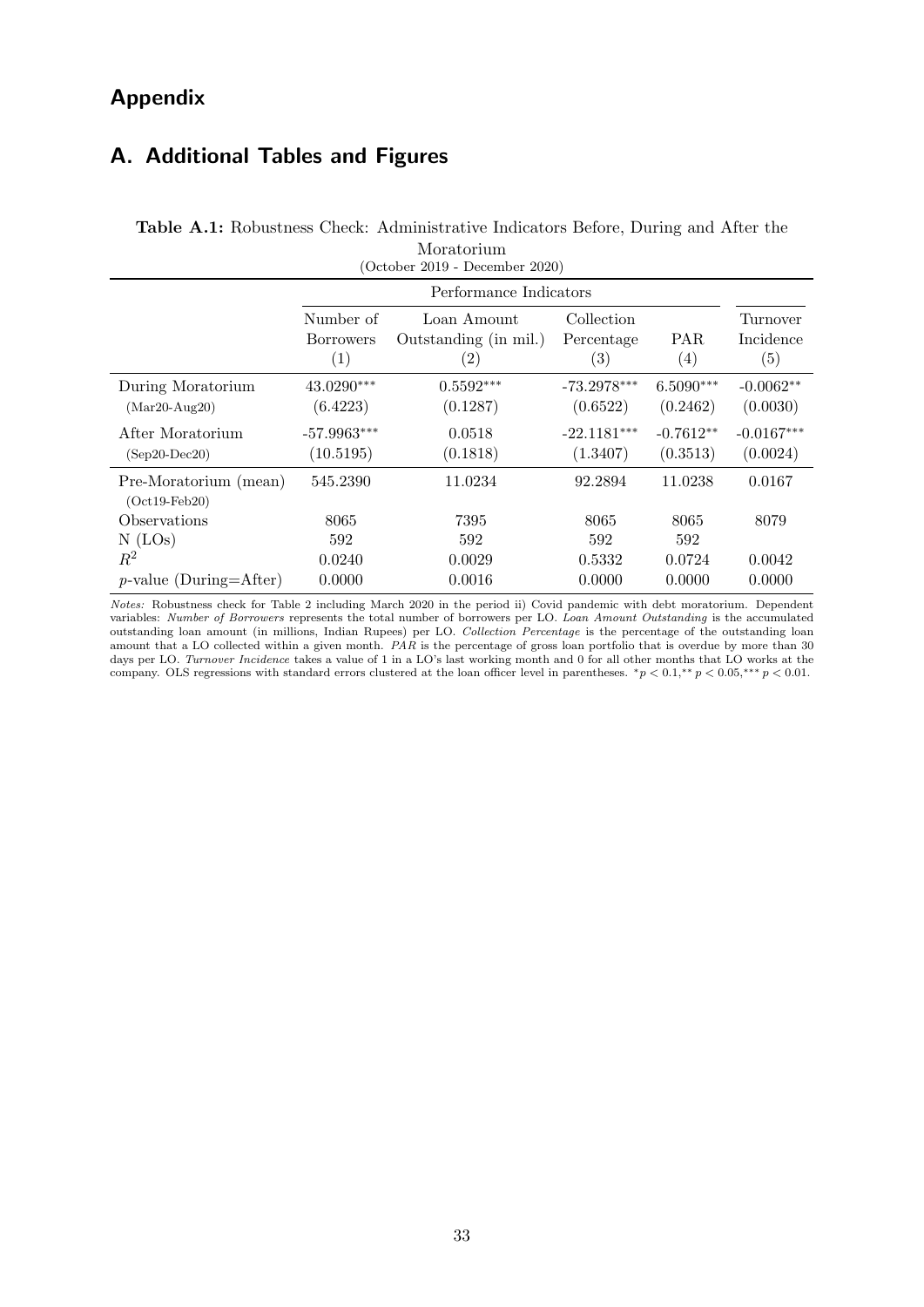# Appendix

## A. Additional Tables and Figures

**Table A.1:** Robustness Check: Administrative Indicators Before, During and After the Moratorium
(October 2019 - December 2020)

| | Performance Indicators | | | | |
|---|---|---|---|---|---|
| | Number of Borrowers (1) | Loan Amount Outstanding (in mil.) (2) | Collection Percentage (3) | PAR (4) | Turnover Incidence (5) |
| During Moratorium (Mar20-Aug20) | 43.0290*** (6.4223) | 0.5592*** (0.1287) | -73.2978*** (0.6522) | 6.5090*** (0.2462) | -0.0062** (0.0030) |
| After Moratorium (Sep20-Dec20) | -57.9963*** (10.5195) | 0.0518 (0.1818) | -22.1181*** (1.3407) | -0.7612** (0.3513) | -0.0167*** (0.0024) |
| Pre-Moratorium (mean) (Oct19-Feb20) | 545.2390 | 11.0234 | 92.2894 | 11.0238 | 0.0167 |
| Observations | 8065 | 7395 | 8065 | 8065 | 8079 |
| N (LOs) | 592 | 592 | 592 | 592 | |
| $R^2$ | 0.0240 | 0.0029 | 0.5332 | 0.0724 | 0.0042 |
| $p$-value (During=After) | 0.0000 | 0.0016 | 0.0000 | 0.0000 | 0.0000 |

*Notes:* Robustness check for Table 2 including March 2020 in the period ii) Covid pandemic with debt moratorium. Dependent variables: *Number of Borrowers* represents the total number of borrowers per LO. *Loan Amount Outstanding* is the accumulated outstanding loan amount (in millions, Indian Rupees) per LO. *Collection Percentage* is the percentage of the outstanding loan amount that a LO collected within a given month. *PAR* is the percentage of gross loan portfolio that is overdue by more than 30 days per LO. *Turnover Incidence* takes a value of 1 in a LO's last working month and 0 for all other months that LO works at the company. OLS regressions with standard errors clustered at the loan officer level in parentheses. $^{*}p < 0.1$, $^{**}p < 0.05$, $^{***}p < 0.01$.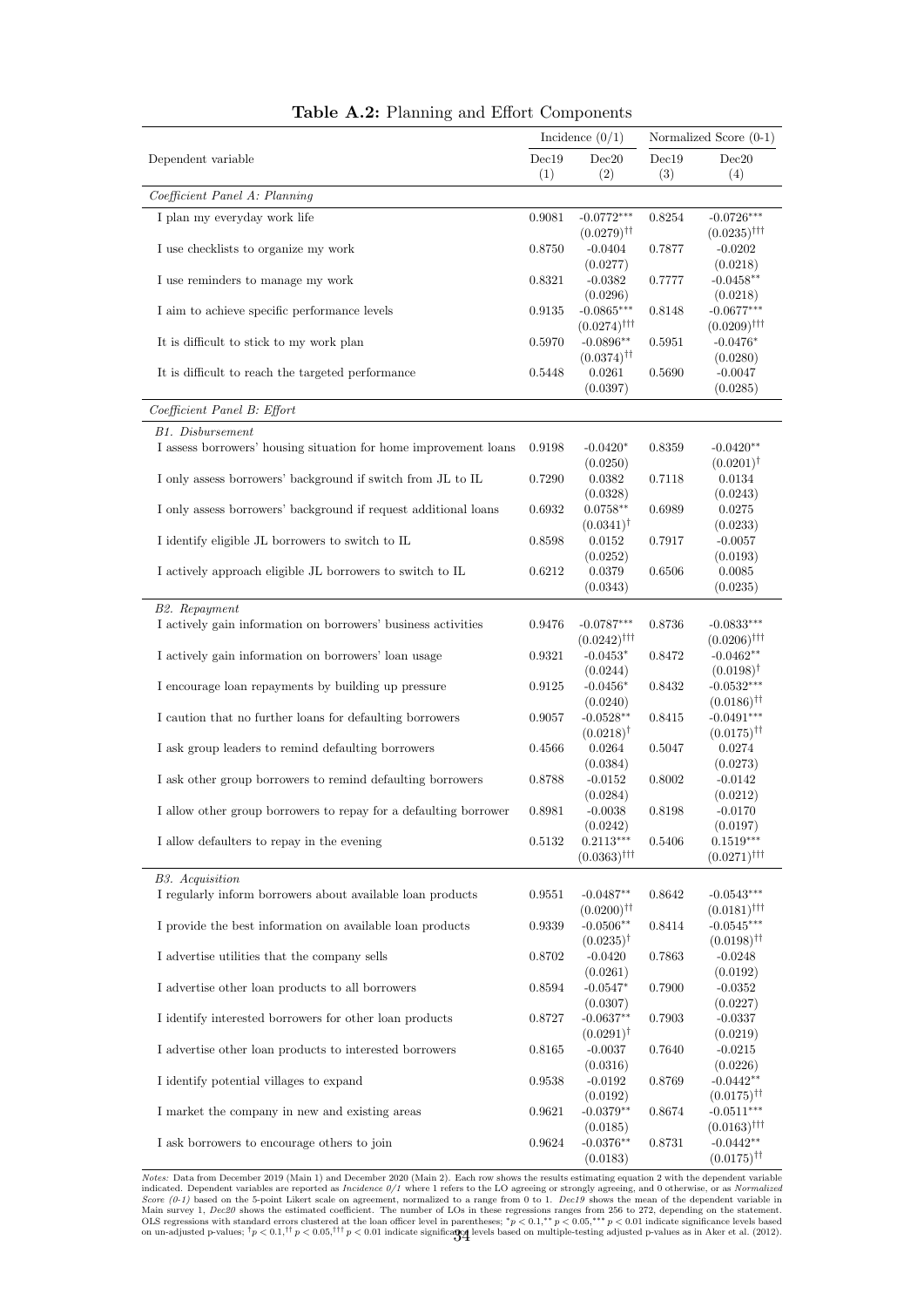**Table A.2:** Planning and Effort Components

| Dependent variable | Incidence (0/1) | | Normalized Score (0-1) | |
|---|---|---|---|---|
| | Dec19 | Dec20 | Dec19 | Dec20 |
| | (1) | (2) | (3) | (4) |
| *Coefficient Panel A: Planning* | | | | |
| I plan my everyday work life | 0.9081 | $-0.0772^{***}$ | 0.8254 | $-0.0726^{***}$ |
| | | $(0.0279)^{\dagger\dagger}$ | | $(0.0235)^{\dagger\dagger\dagger}$ |
| I use checklists to organize my work | 0.8750 | -0.0404 | 0.7877 | -0.0202 |
| | | (0.0277) | | (0.0218) |
| I use reminders to manage my work | 0.8321 | -0.0382 | 0.7777 | $-0.0458^{**}$ |
| | | (0.0296) | | (0.0218) |
| I aim to achieve specific performance levels | 0.9135 | $-0.0865^{***}$ | 0.8148 | $-0.0677^{***}$ |
| | | $(0.0274)^{\dagger\dagger\dagger}$ | | $(0.0209)^{\dagger\dagger\dagger}$ |
| It is difficult to stick to my work plan | 0.5970 | $-0.0896^{**}$ | 0.5951 | $-0.0476^{*}$ |
| | | $(0.0374)^{\dagger\dagger}$ | | (0.0280) |
| It is difficult to reach the targeted performance | 0.5448 | 0.0261 | 0.5690 | -0.0047 |
| | | (0.0397) | | (0.0285) |
| *Coefficient Panel B: Effort* | | | | |
| *B1. Disbursement* | | | | |
| I assess borrowers' housing situation for home improvement loans | 0.9198 | $-0.0420^{*}$ | 0.8359 | $-0.0420^{**}$ |
| | | (0.0250) | | $(0.0201)^{\dagger}$ |
| I only assess borrowers' background if switch from JL to IL | 0.7290 | 0.0382 | 0.7118 | 0.0134 |
| | | (0.0328) | | (0.0243) |
| I only assess borrowers' background if request additional loans | 0.6932 | $0.0758^{**}$ | 0.6989 | 0.0275 |
| | | $(0.0341)^{\dagger}$ | | (0.0233) |
| I identify eligible JL borrowers to switch to IL | 0.8598 | 0.0152 | 0.7917 | -0.0057 |
| | | (0.0252) | | (0.0193) |
| I actively approach eligible JL borrowers to switch to IL | 0.6212 | 0.0379 | 0.6506 | 0.0085 |
| | | (0.0343) | | (0.0235) |
| *B2. Repayment* | | | | |
| I actively gain information on borrowers' business activities | 0.9476 | $-0.0787^{***}$ | 0.8736 | $-0.0833^{***}$ |
| | | $(0.0242)^{\dagger\dagger\dagger}$ | | $(0.0206)^{\dagger\dagger\dagger}$ |
| I actively gain information on borrowers' loan usage | 0.9321 | $-0.0453^{*}$ | 0.8472 | $-0.0462^{**}$ |
| | | (0.0244) | | $(0.0198)^{\dagger}$ |
| I encourage loan repayments by building up pressure | 0.9125 | $-0.0456^{*}$ | 0.8432 | $-0.0532^{***}$ |
| | | (0.0240) | | $(0.0186)^{\dagger\dagger}$ |
| I caution that no further loans for defaulting borrowers | 0.9057 | $-0.0528^{**}$ | 0.8415 | $-0.0491^{***}$ |
| | | $(0.0218)^{\dagger}$ | | $(0.0175)^{\dagger\dagger}$ |
| I ask group leaders to remind defaulting borrowers | 0.4566 | 0.0264 | 0.5047 | 0.0274 |
| | | (0.0384) | | (0.0273) |
| I ask other group borrowers to remind defaulting borrowers | 0.8788 | -0.0152 | 0.8002 | -0.0142 |
| | | (0.0284) | | (0.0212) |
| I allow other group borrowers to repay for a defaulting borrower | 0.8981 | -0.0038 | 0.8198 | -0.0170 |
| | | (0.0242) | | (0.0197) |
| I allow defaulters to repay in the evening | 0.5132 | $0.2113^{***}$ | 0.5406 | $0.1519^{***}$ |
| | | $(0.0363)^{\dagger\dagger\dagger}$ | | $(0.0271)^{\dagger\dagger\dagger}$ |
| *B3. Acquisition* | | | | |
| I regularly inform borrowers about available loan products | 0.9551 | $-0.0487^{**}$ | 0.8642 | $-0.0543^{***}$ |
| | | $(0.0200)^{\dagger\dagger}$ | | $(0.0181)^{\dagger\dagger\dagger}$ |
| I provide the best information on available loan products | 0.9339 | $-0.0506^{**}$ | 0.8414 | $-0.0545^{***}$ |
| | | $(0.0235)^{\dagger}$ | | $(0.0198)^{\dagger\dagger}$ |
| I advertise utilities that the company sells | 0.8702 | -0.0420 | 0.7863 | -0.0248 |
| | | (0.0261) | | (0.0192) |
| I advertise other loan products to all borrowers | 0.8594 | $-0.0547^{*}$ | 0.7900 | -0.0352 |
| | | (0.0307) | | (0.0227) |
| I identify interested borrowers for other loan products | 0.8727 | $-0.0637^{**}$ | 0.7903 | -0.0337 |
| | | $(0.0291)^{\dagger}$ | | (0.0219) |
| I advertise other loan products to interested borrowers | 0.8165 | -0.0037 | 0.7640 | -0.0215 |
| | | (0.0316) | | (0.0226) |
| I identify potential villages to expand | 0.9538 | -0.0192 | 0.8769 | $-0.0442^{**}$ |
| | | (0.0192) | | $(0.0175)^{\dagger\dagger}$ |
| I market the company in new and existing areas | 0.9621 | $-0.0379^{**}$ | 0.8674 | $-0.0511^{***}$ |
| | | (0.0185) | | $(0.0163)^{\dagger\dagger\dagger}$ |
| I ask borrowers to encourage others to join | 0.9624 | $-0.0376^{**}$ | 0.8731 | $-0.0442^{**}$ |
| | | (0.0183) | | $(0.0175)^{\dagger\dagger}$ |

*Notes:* Data from December 2019 (Main 1) and December 2020 (Main 2). Each row shows the results estimating equation 2 with the dependent variable indicated. Dependent variables are reported as *Incidence 0/1* where 1 refers to the LO agreeing or strongly agreeing, and 0 otherwise, or as *Normalized Score (0-1)* based on the 5-point Likert scale on agreement, normalized to a range from 0 to 1. *Dec19* shows the mean of the dependent variable in Main survey 1, *Dec20* shows the estimated coefficient. The number of LOs in these regressions ranges from 256 to 272, depending on the statement. OLS regressions with standard errors clustered at the loan officer level in parentheses; $^{*}p < 0.1, ^{**}p < 0.05, ^{***}p < 0.01$ indicate significance levels based on un-adjusted p-values; $^{\dagger}p < 0.1, ^{\dagger\dagger}p < 0.05, ^{\dagger\dagger\dagger}p < 0.01$ indicate significance levels based on multiple-testing adjusted p-values as in Aker et al. (2012).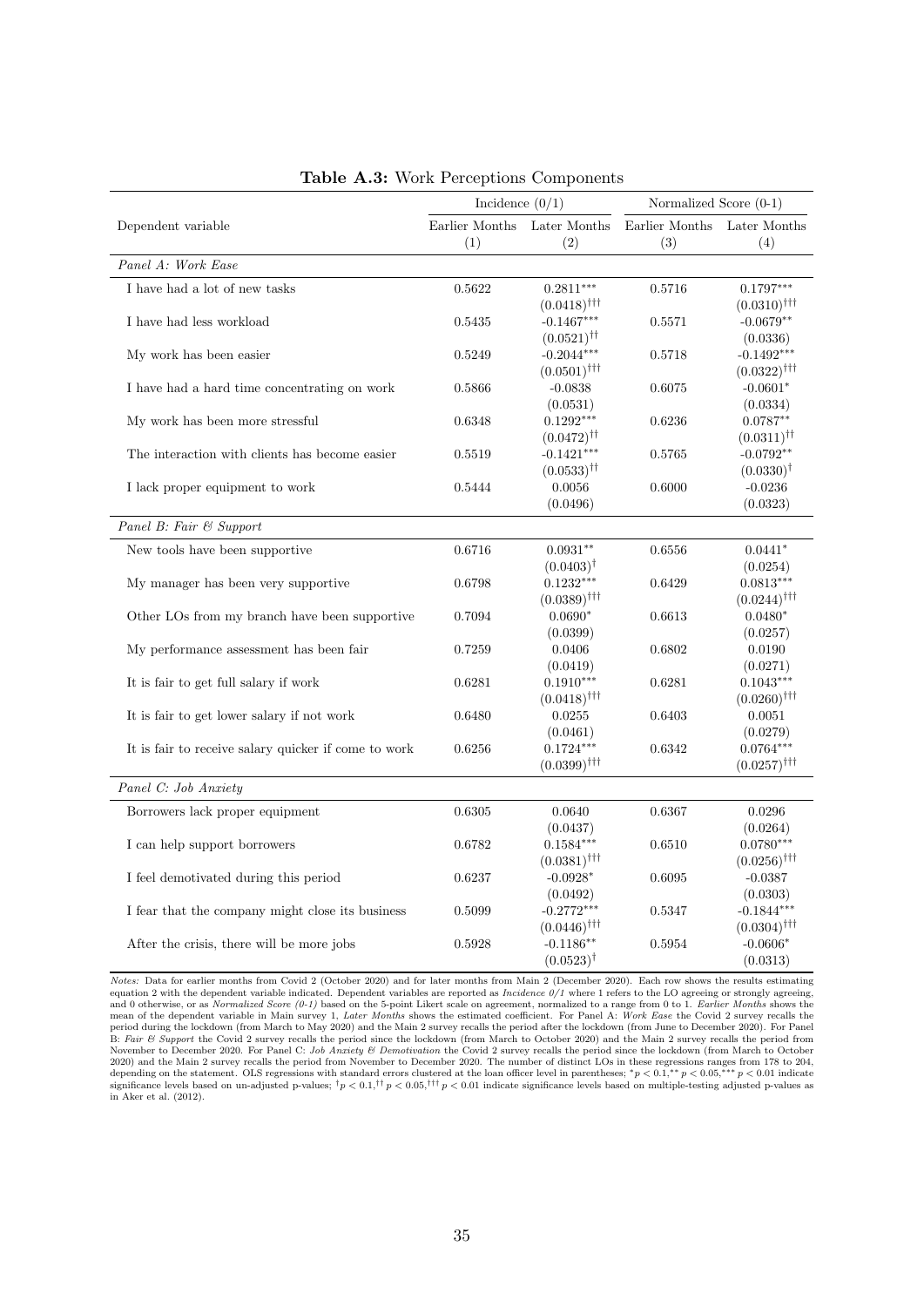**Table A.3:** Work Perceptions Components

| Dependent variable | Incidence (0/1) | | Normalized Score (0-1) | |
|---|---|---|---|---|
| | Earlier Months (1) | Later Months (2) | Earlier Months (3) | Later Months (4) |
| *Panel A: Work Ease* | | | | |
| I have had a lot of new tasks | 0.5622 | $0.2811^{***}$ | 0.5716 | $0.1797^{***}$ |
| | | $(0.0418)^{\dagger\dagger\dagger}$ | | $(0.0310)^{\dagger\dagger\dagger}$ |
| I have had less workload | 0.5435 | $-0.1467^{***}$ | 0.5571 | $-0.0679^{**}$ |
| | | $(0.0521)^{\dagger\dagger}$ | | (0.0336) |
| My work has been easier | 0.5249 | $-0.2044^{***}$ | 0.5718 | $-0.1492^{***}$ |
| | | $(0.0501)^{\dagger\dagger\dagger}$ | | $(0.0322)^{\dagger\dagger\dagger}$ |
| I have had a hard time concentrating on work | 0.5866 | -0.0838 | 0.6075 | $-0.0601^{*}$ |
| | | (0.0531) | | (0.0334) |
| My work has been more stressful | 0.6348 | $0.1292^{***}$ | 0.6236 | $0.0787^{**}$ |
| | | $(0.0472)^{\dagger\dagger}$ | | $(0.0311)^{\dagger\dagger}$ |
| The interaction with clients has become easier | 0.5519 | $-0.1421^{***}$ | 0.5765 | $-0.0792^{**}$ |
| | | $(0.0533)^{\dagger\dagger}$ | | $(0.0330)^{\dagger}$ |
| I lack proper equipment to work | 0.5444 | 0.0056 | 0.6000 | -0.0236 |
| | | (0.0496) | | (0.0323) |
| *Panel B: Fair & Support* | | | | |
| New tools have been supportive | 0.6716 | $0.0931^{**}$ | 0.6556 | $0.0441^{*}$ |
| | | $(0.0403)^{\dagger}$ | | (0.0254) |
| My manager has been very supportive | 0.6798 | $0.1232^{***}$ | 0.6429 | $0.0813^{***}$ |
| | | $(0.0389)^{\dagger\dagger\dagger}$ | | $(0.0244)^{\dagger\dagger\dagger}$ |
| Other LOs from my branch have been supportive | 0.7094 | $0.0690^{*}$ | 0.6613 | $0.0480^{*}$ |
| | | (0.0399) | | (0.0257) |
| My performance assessment has been fair | 0.7259 | 0.0406 | 0.6802 | 0.0190 |
| | | (0.0419) | | (0.0271) |
| It is fair to get full salary if work | 0.6281 | $0.1910^{***}$ | 0.6281 | $0.1043^{***}$ |
| | | $(0.0418)^{\dagger\dagger\dagger}$ | | $(0.0260)^{\dagger\dagger\dagger}$ |
| It is fair to get lower salary if not work | 0.6480 | 0.0255 | 0.6403 | 0.0051 |
| | | (0.0461) | | (0.0279) |
| It is fair to receive salary quicker if come to work | 0.6256 | $0.1724^{***}$ | 0.6342 | $0.0764^{***}$ |
| | | $(0.0399)^{\dagger\dagger\dagger}$ | | $(0.0257)^{\dagger\dagger\dagger}$ |
| *Panel C: Job Anxiety* | | | | |
| Borrowers lack proper equipment | 0.6305 | 0.0640 | 0.6367 | 0.0296 |
| | | (0.0437) | | (0.0264) |
| I can help support borrowers | 0.6782 | $0.1584^{***}$ | 0.6510 | $0.0780^{***}$ |
| | | $(0.0381)^{\dagger\dagger\dagger}$ | | $(0.0256)^{\dagger\dagger\dagger}$ |
| I feel demotivated during this period | 0.6237 | $-0.0928^{*}$ | 0.6095 | -0.0387 |
| | | (0.0492) | | (0.0303) |
| I fear that the company might close its business | 0.5099 | $-0.2772^{***}$ | 0.5347 | $-0.1844^{***}$ |
| | | $(0.0446)^{\dagger\dagger\dagger}$ | | $(0.0304)^{\dagger\dagger\dagger}$ |
| After the crisis, there will be more jobs | 0.5928 | $-0.1186^{**}$ | 0.5954 | $-0.0606^{*}$ |
| | | $(0.0523)^{\dagger}$ | | (0.0313) |

*Notes:* Data for earlier months from Covid 2 (October 2020) and for later months from Main 2 (December 2020). Each row shows the results estimating equation 2 with the dependent variable indicated. Dependent variables are reported as *Incidence 0/1* where 1 refers to the LO agreeing or strongly agreeing, and 0 otherwise, or as *Normalized Score (0-1)* based on the 5-point Likert scale on agreement, normalized to a range from 0 to 1. *Earlier Months* shows the mean of the dependent variable in Main survey 1, *Later Months* shows the estimated coefficient. For Panel A: *Work Ease* the Covid 2 survey recalls the period during the lockdown (from March to May 2020) and the Main 2 survey recalls the period after the lockdown (from June to December 2020). For Panel B: *Fair & Support* the Covid 2 survey recalls the period since the lockdown (from March to October 2020) and the Main 2 survey recalls the period from November to December 2020. For Panel C: *Job Anxiety & Demotivation* the Covid 2 survey recalls the period since the lockdown (from March to October 2020) and the Main 2 survey recalls the period from November to December 2020. The number of distinct LOs in these regressions ranges from 178 to 204, depending on the statement. OLS regressions with standard errors clustered at the loan officer level in parentheses; $^{*}p < 0.1$, $^{**}p < 0.05$, $^{***}p < 0.01$ indicate significance levels based on un-adjusted p-values; $^{\dagger}p < 0.1$, $^{\dagger\dagger}p < 0.05$, $^{\dagger\dagger\dagger}p < 0.01$ indicate significance levels based on multiple-testing adjusted p-values as in Aker et al. (2012).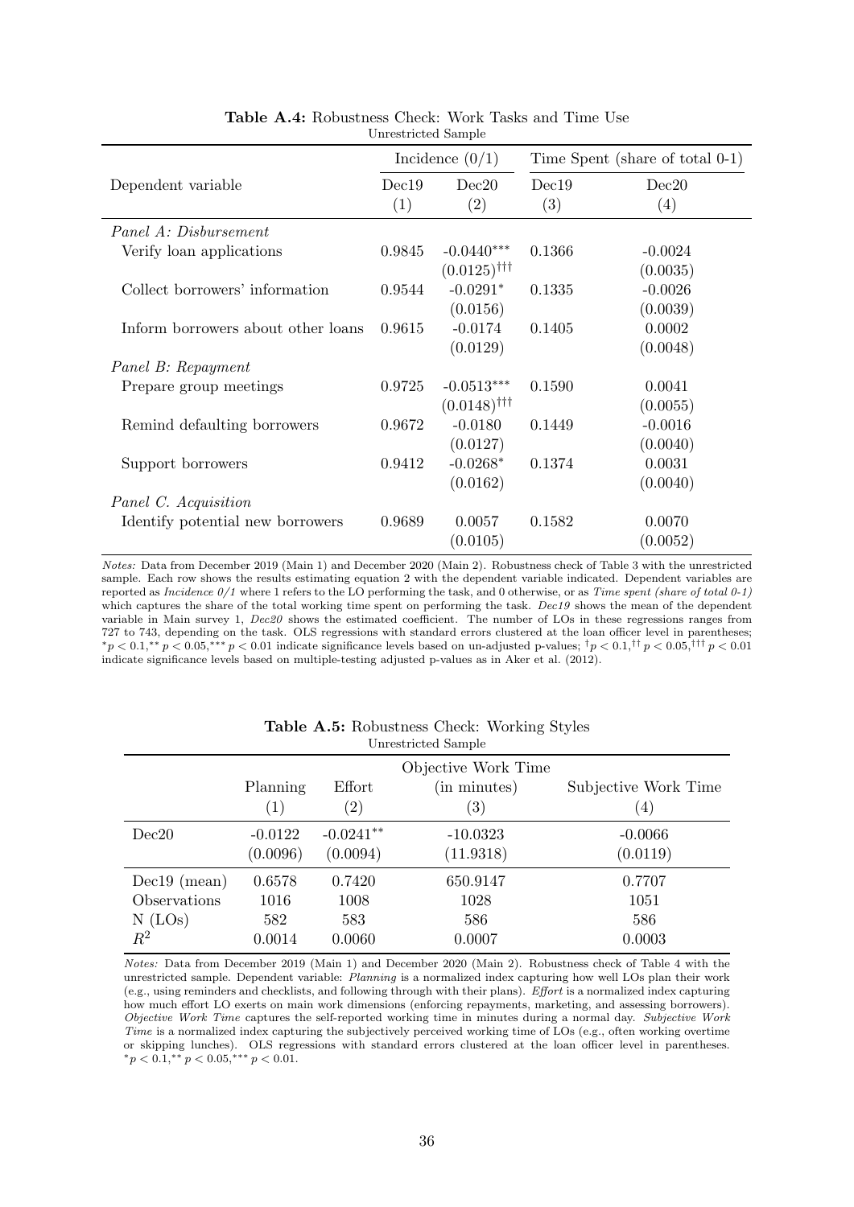**Table A.4:** Robustness Check: Work Tasks and Time Use

Unrestricted Sample

| | Incidence (0/1) | | Time Spent (share of total 0-1) | |
|---|---|---|---|---|
| Dependent variable | Dec19 (1) | Dec20 (2) | Dec19 (3) | Dec20 (4) |
| *Panel A: Disbursement* | | | | |
| Verify loan applications | 0.9845 | $-0.0440^{***}$ | 0.1366 | -0.0024 |
| | | $(0.0125)^{\dagger\dagger\dagger}$ | | (0.0035) |
| Collect borrowers' information | 0.9544 | $-0.0291^{*}$ | 0.1335 | -0.0026 |
| | | (0.0156) | | (0.0039) |
| Inform borrowers about other loans | 0.9615 | -0.0174 | 0.1405 | 0.0002 |
| | | (0.0129) | | (0.0048) |
| *Panel B: Repayment* | | | | |
| Prepare group meetings | 0.9725 | $-0.0513^{***}$ | 0.1590 | 0.0041 |
| | | $(0.0148)^{\dagger\dagger\dagger}$ | | (0.0055) |
| Remind defaulting borrowers | 0.9672 | -0.0180 | 0.1449 | -0.0016 |
| | | (0.0127) | | (0.0040) |
| Support borrowers | 0.9412 | $-0.0268^{*}$ | 0.1374 | 0.0031 |
| | | (0.0162) | | (0.0040) |
| *Panel C. Acquisition* | | | | |
| Identify potential new borrowers | 0.9689 | 0.0057 | 0.1582 | 0.0070 |
| | | (0.0105) | | (0.0052) |

*Notes:* Data from December 2019 (Main 1) and December 2020 (Main 2). Robustness check of Table 3 with the unrestricted sample. Each row shows the results estimating equation 2 with the dependent variable indicated. Dependent variables are reported as *Incidence 0/1* where 1 refers to the LO performing the task, and 0 otherwise, or as *Time spent (share of total 0-1)* which captures the share of the total working time spent on performing the task. *Dec19* shows the mean of the dependent variable in Main survey 1, *Dec20* shows the estimated coefficient. The number of LOs in these regressions ranges from 727 to 743, depending on the task. OLS regressions with standard errors clustered at the loan officer level in parentheses; $^{*}p < 0.1,^{**} p < 0.05,^{***} p < 0.01$ indicate significance levels based on un-adjusted p-values; $^{\dagger}p < 0.1,^{\dagger\dagger} p < 0.05,^{\dagger\dagger\dagger} p < 0.01$ indicate significance levels based on multiple-testing adjusted p-values as in Aker et al. (2012).

**Table A.5:** Robustness Check: Working Styles

Unrestricted Sample

| | Planning (1) | Effort (2) | Objective Work Time (in minutes) (3) | Subjective Work Time (4) |
|---|---|---|---|---|
| Dec20 | -0.0122 | $-0.0241^{**}$ | -10.0323 | -0.0066 |
| | (0.0096) | (0.0094) | (11.9318) | (0.0119) |
| Dec19 (mean) | 0.6578 | 0.7420 | 650.9147 | 0.7707 |
| Observations | 1016 | 1008 | 1028 | 1051 |
| N (LOs) | 582 | 583 | 586 | 586 |
| $R^2$ | 0.0014 | 0.0060 | 0.0007 | 0.0003 |

*Notes:* Data from December 2019 (Main 1) and December 2020 (Main 2). Robustness check of Table 4 with the unrestricted sample. Dependent variable: *Planning* is a normalized index capturing how well LOs plan their work (e.g., using reminders and checklists, and following through with their plans). *Effort* is a normalized index capturing how much effort LO exerts on main work dimensions (enforcing repayments, marketing, and assessing borrowers). *Objective Work Time* captures the self-reported working time in minutes during a normal day. *Subjective Work Time* is a normalized index capturing the subjectively perceived working time of LOs (e.g., often working overtime or skipping lunches). OLS regressions with standard errors clustered at the loan officer level in parentheses. $^{*}p < 0.1,^{**} p < 0.05,^{***} p < 0.01$.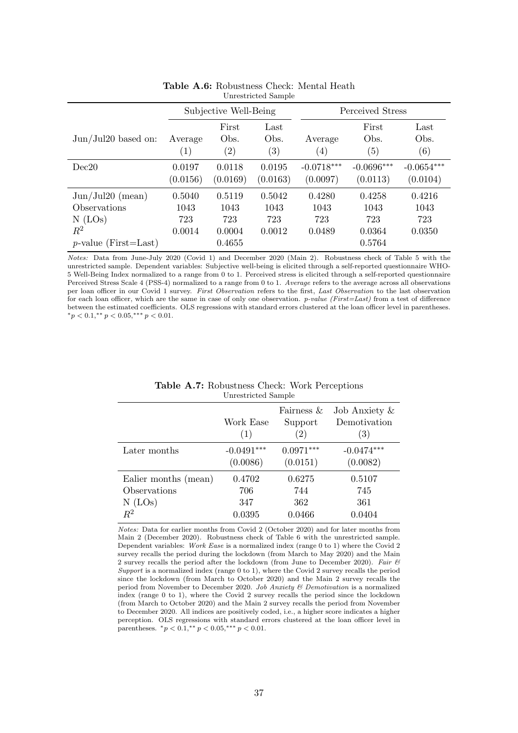**Table A.6:** Robustness Check: Mental Heath

Unrestricted Sample

| | Subjective Well-Being | | | Perceived Stress | | |
|---|---|---|---|---|---|---|
| Jun/Jul20 based on: | Average (1) | First Obs. (2) | Last Obs. (3) | Average (4) | First Obs. (5) | Last Obs. (6) |
| Dec20 | 0.0197 | 0.0118 | 0.0195 | -0.0718*** | -0.0696*** | -0.0654*** |
| | (0.0156) | (0.0169) | (0.0163) | (0.0097) | (0.0113) | (0.0104) |
| Jun/Jul20 (mean) | 0.5040 | 0.5119 | 0.5042 | 0.4280 | 0.4258 | 0.4216 |
| Observations | 1043 | 1043 | 1043 | 1043 | 1043 | 1043 |
| N (LOs) | 723 | 723 | 723 | 723 | 723 | 723 |
| $R^2$ | 0.0014 | 0.0004 | 0.0012 | 0.0489 | 0.0364 | 0.0350 |
| $p$-value (First=Last) | | 0.4655 | | | 0.5764 | |

*Notes:* Data from June-July 2020 (Covid 1) and December 2020 (Main 2). Robustness check of Table 5 with the unrestricted sample. Dependent variables: Subjective well-being is elicited through a self-reported questionnaire WHO-5 Well-Being Index normalized to a range from 0 to 1. Perceived stress is elicited through a self-reported questionnaire Perceived Stress Scale 4 (PSS-4) normalized to a range from 0 to 1. *Average* refers to the average across all observations per loan officer in our Covid 1 survey. *First Observation* refers to the first, *Last Observation* to the last observation for each loan officer, which are the same in case of only one observation. *p-value (First=Last)* from a test of difference between the estimated coefficients. OLS regressions with standard errors clustered at the loan officer level in parentheses. $^{*}p < 0.1, ^{**}p < 0.05, ^{***}p < 0.01$.

**Table A.7:** Robustness Check: Work Perceptions

Unrestricted Sample

| | Work Ease (1) | Fairness & Support (2) | Job Anxiety & Demotivation (3) |
|---|---|---|---|
| Later months | -0.0491*** | 0.0971*** | -0.0474*** |
| | (0.0086) | (0.0151) | (0.0082) |
| Ealier months (mean) | 0.4702 | 0.6275 | 0.5107 |
| Observations | 706 | 744 | 745 |
| N (LOs) | 347 | 362 | 361 |
| $R^2$ | 0.0395 | 0.0466 | 0.0404 |

*Notes:* Data for earlier months from Covid 2 (October 2020) and for later months from Main 2 (December 2020). Robustness check of Table 6 with the unrestricted sample. Dependent variables: *Work Ease* is a normalized index (range 0 to 1) where the Covid 2 survey recalls the period during the lockdown (from March to May 2020) and the Main 2 survey recalls the period after the lockdown (from June to December 2020). *Fair & Support* is a normalized index (range 0 to 1), where the Covid 2 survey recalls the period since the lockdown (from March to October 2020) and the Main 2 survey recalls the period from November to December 2020. *Job Anxiety & Demotivation* is a normalized index (range 0 to 1), where the Covid 2 survey recalls the period since the lockdown (from March to October 2020) and the Main 2 survey recalls the period from November to December 2020. All indices are positively coded, i.e., a higher score indicates a higher perception. OLS regressions with standard errors clustered at the loan officer level in parentheses. $^{*}p < 0.1, ^{**}p < 0.05, ^{***}p < 0.01$.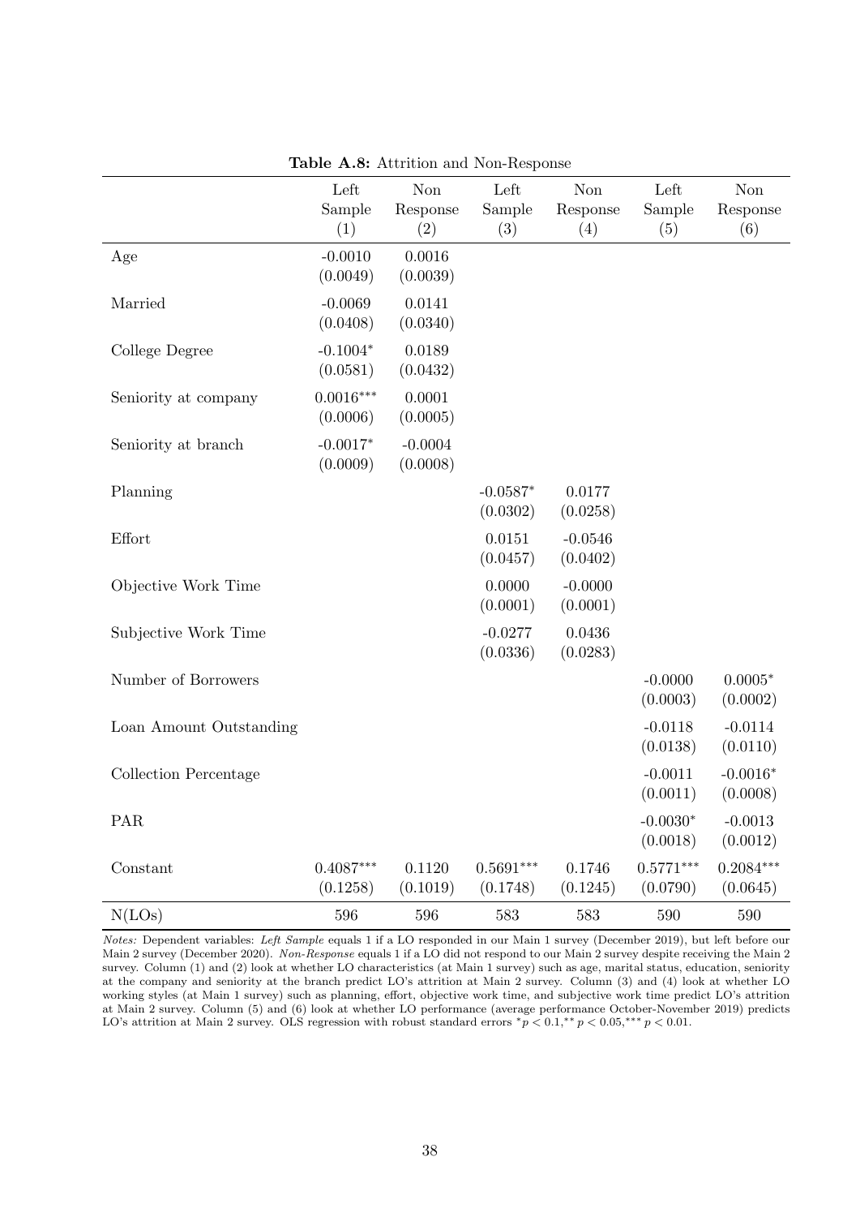**Table A.8:** Attrition and Non-Response

| | Left Sample (1) | Non Response (2) | Left Sample (3) | Non Response (4) | Left Sample (5) | Non Response (6) |
|---|---|---|---|---|---|---|
| Age | -0.0010 | 0.0016 | | | | |
| | (0.0049) | (0.0039) | | | | |
| Married | -0.0069 | 0.0141 | | | | |
| | (0.0408) | (0.0340) | | | | |
| College Degree | -0.1004$^{*}$ | 0.0189 | | | | |
| | (0.0581) | (0.0432) | | | | |
| Seniority at company | 0.0016$^{***}$ | 0.0001 | | | | |
| | (0.0006) | (0.0005) | | | | |
| Seniority at branch | -0.0017$^{*}$ | -0.0004 | | | | |
| | (0.0009) | (0.0008) | | | | |
| Planning | | | -0.0587$^{*}$ | 0.0177 | | |
| | | | (0.0302) | (0.0258) | | |
| Effort | | | 0.0151 | -0.0546 | | |
| | | | (0.0457) | (0.0402) | | |
| Objective Work Time | | | 0.0000 | -0.0000 | | |
| | | | (0.0001) | (0.0001) | | |
| Subjective Work Time | | | -0.0277 | 0.0436 | | |
| | | | (0.0336) | (0.0283) | | |
| Number of Borrowers | | | | | -0.0000 | 0.0005$^{*}$ |
| | | | | | (0.0003) | (0.0002) |
| Loan Amount Outstanding | | | | | -0.0118 | -0.0114 |
| | | | | | (0.0138) | (0.0110) |
| Collection Percentage | | | | | -0.0011 | -0.0016$^{*}$ |
| | | | | | (0.0011) | (0.0008) |
| PAR | | | | | -0.0030$^{*}$ | -0.0013 |
| | | | | | (0.0018) | (0.0012) |
| Constant | 0.4087$^{***}$ | 0.1120 | 0.5691$^{***}$ | 0.1746 | 0.5771$^{***}$ | 0.2084$^{***}$ |
| | (0.1258) | (0.1019) | (0.1748) | (0.1245) | (0.0790) | (0.0645) |
| N(LOs) | 596 | 596 | 583 | 583 | 590 | 590 |

*Notes:* Dependent variables: *Left Sample* equals 1 if a LO responded in our Main 1 survey (December 2019), but left before our Main 2 survey (December 2020). *Non-Response* equals 1 if a LO did not respond to our Main 2 survey despite receiving the Main 2 survey. Column (1) and (2) look at whether LO characteristics (at Main 1 survey) such as age, marital status, education, seniority at the company and seniority at the branch predict LO's attrition at Main 2 survey. Column (3) and (4) look at whether LO working styles (at Main 1 survey) such as planning, effort, objective work time, and subjective work time predict LO's attrition at Main 2 survey. Column (5) and (6) look at whether LO performance (average performance October-November 2019) predicts LO's attrition at Main 2 survey. OLS regression with robust standard errors $^{*}p < 0.1$, $^{**}p < 0.05$, $^{***}p < 0.01$.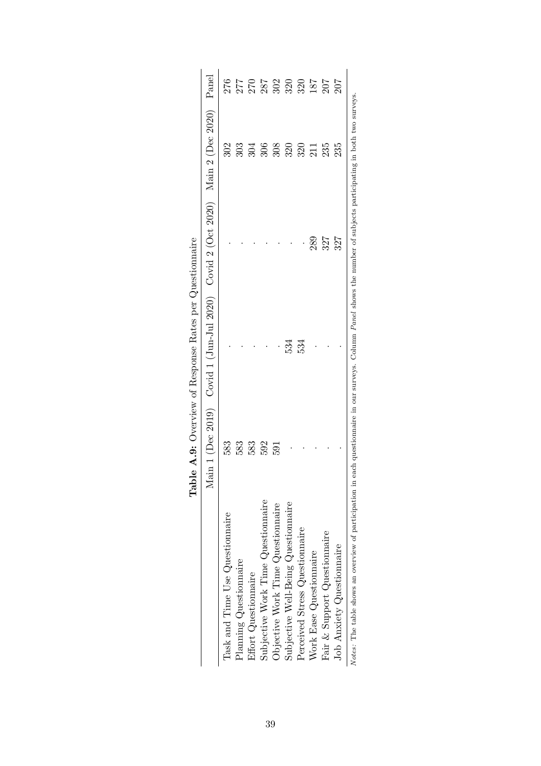**Table A.9:** Overview of Response Rates per Questionnaire

| | Main 1 (Dec 2019) | Covid 1 (Jun-Jul 2020) | Covid 2 (Oct 2020) | Main 2 (Dec 2020) | Panel |
|---|---|---|---|---|---|
| Task and Time Use Questionnaire | 583 | . | . | 302 | 276 |
| Planning Questionnaire | 583 | . | . | 303 | 277 |
| Effort Questionnaire | 583 | . | . | 304 | 270 |
| Subjective Work Time Questionnaire | 592 | . | . | 306 | 287 |
| Objective Work Time Questionnaire | 591 | . | . | 308 | 302 |
| Subjective Well-Being Questionnaire | . | 534 | . | 320 | 320 |
| Perceived Stress Questionnaire | . | 534 | . | 320 | 320 |
| Work Ease Questionnaire | . | . | 289 | 211 | 187 |
| Fair & Support Questionnaire | . | . | 327 | 235 | 207 |
| Job Anxiety Questionnaire | . | . | 327 | 235 | 207 |

*Notes:* The table shows an overview of participation in each questionnaire in our surveys. Column *Panel* shows the number of subjects participating in both two surveys.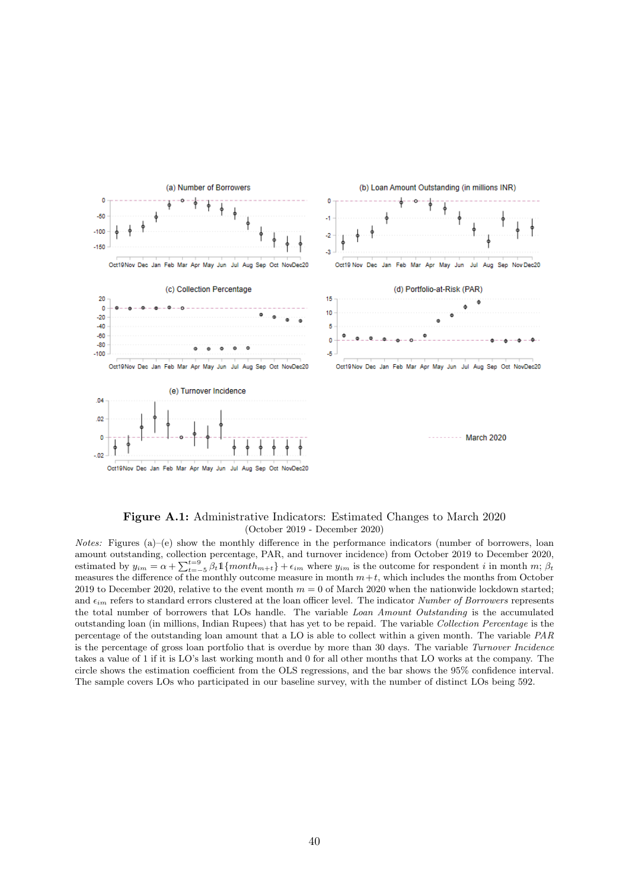**Figure A.1:** Administrative Indicators: Estimated Changes to March 2020
(October 2019 - December 2020)

*Notes:* Figures (a)–(e) show the monthly difference in the performance indicators (number of borrowers, loan amount outstanding, collection percentage, PAR, and turnover incidence) from October 2019 to December 2020, estimated by $y_{im} = \alpha + \sum_{t=-5}^{t=9} \beta_t \mathbb{1}\{month_{m+t}\} + \epsilon_{im}$ where $y_{im}$ is the outcome for respondent $i$ in month $m$; $\beta_t$ measures the difference of the monthly outcome measure in month $m+t$, which includes the months from October 2019 to December 2020, relative to the event month $m = 0$ of March 2020 when the nationwide lockdown started; and $\epsilon_{im}$ refers to standard errors clustered at the loan officer level. The indicator *Number of Borrowers* represents the total number of borrowers that LOs handle. The variable *Loan Amount Outstanding* is the accumulated outstanding loan (in millions, Indian Rupees) that has yet to be repaid. The variable *Collection Percentage* is the percentage of the outstanding loan amount that a LO is able to collect within a given month. The variable *PAR* is the percentage of gross loan portfolio that is overdue by more than 30 days. The variable *Turnover Incidence* takes a value of 1 if it is LO's last working month and 0 for all other months that LO works at the company. The circle shows the estimation coefficient from the OLS regressions, and the bar shows the 95% confidence interval. The sample covers LOs who participated in our baseline survey, with the number of distinct LOs being 592.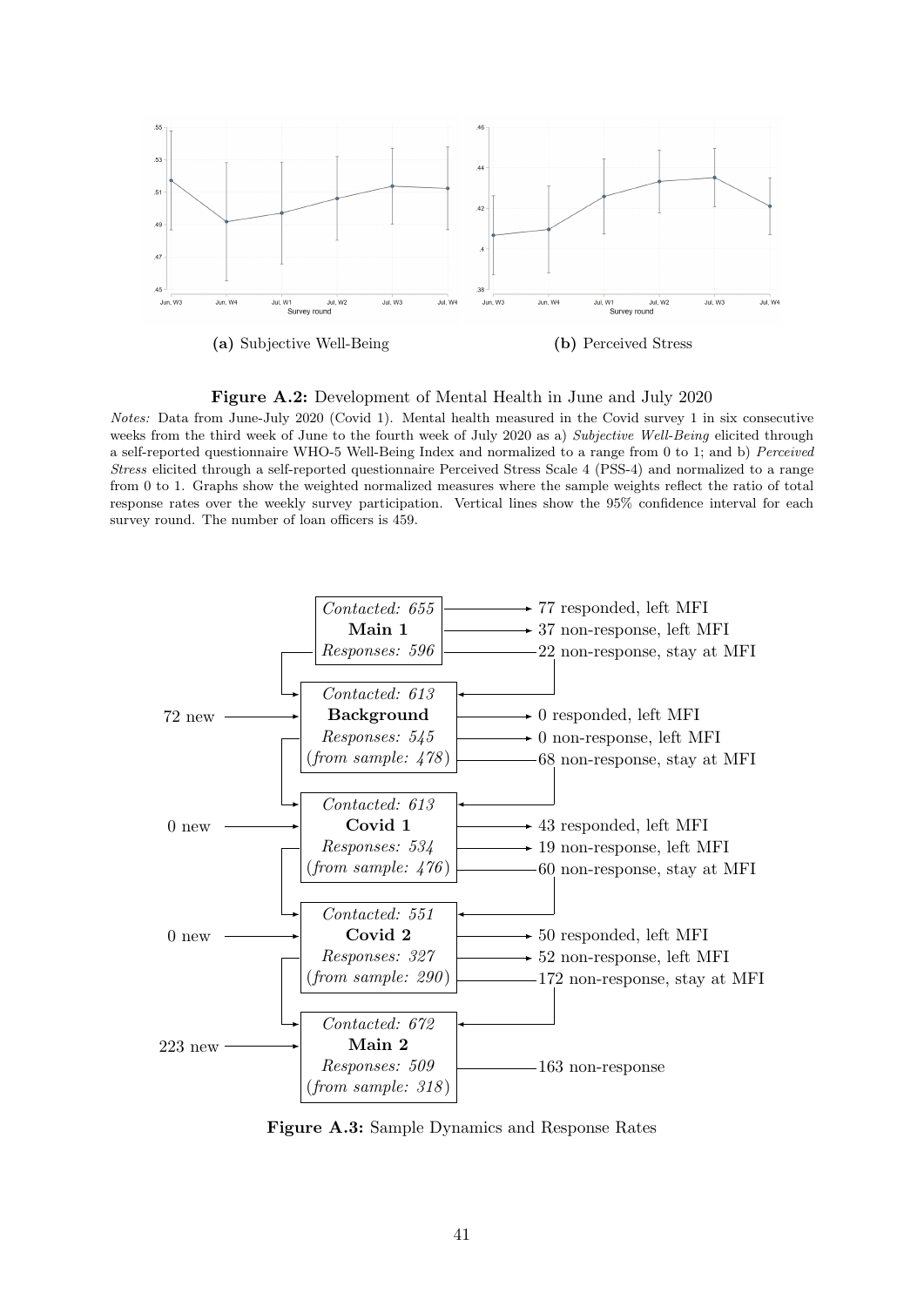(a) Subjective Well-Being

(b) Perceived Stress

**Figure A.2:** Development of Mental Health in June and July 2020

*Notes:* Data from June-July 2020 (Covid 1). Mental health measured in the Covid survey 1 in six consecutive weeks from the third week of June to the fourth week of July 2020 as a) *Subjective Well-Being* elicited through a self-reported questionnaire WHO-5 Well-Being Index and normalized to a range from 0 to 1; and b) *Perceived Stress* elicited through a self-reported questionnaire Perceived Stress Scale 4 (PSS-4) and normalized to a range from 0 to 1. Graphs show the weighted normalized measures where the sample weights reflect the ratio of total response rates over the weekly survey participation. Vertical lines show the 95% confidence interval for each survey round. The number of loan officers is 459.

**Figure A.3:** Sample Dynamics and Response Rates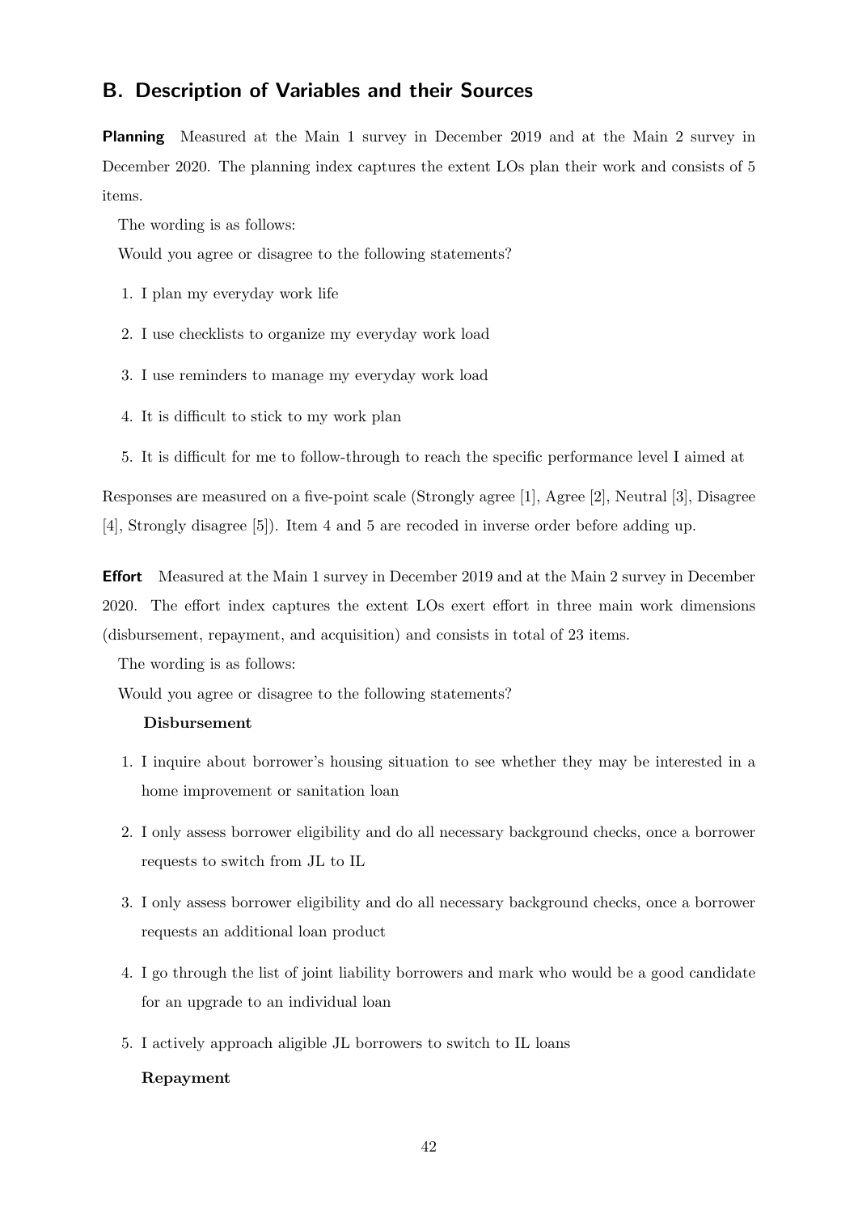## B. Description of Variables and their Sources

**Planning** Measured at the Main 1 survey in December 2019 and at the Main 2 survey in December 2020. The planning index captures the extent LOs plan their work and consists of 5 items.

The wording is as follows:

Would you agree or disagree to the following statements?

1. I plan my everyday work life
2. I use checklists to organize my everyday work load
3. I use reminders to manage my everyday work load
4. It is difficult to stick to my work plan
5. It is difficult for me to follow-through to reach the specific performance level I aimed at

Responses are measured on a five-point scale (Strongly agree [1], Agree [2], Neutral [3], Disagree [4], Strongly disagree [5]). Item 4 and 5 are recoded in inverse order before adding up.

**Effort** Measured at the Main 1 survey in December 2019 and at the Main 2 survey in December 2020. The effort index captures the extent LOs exert effort in three main work dimensions (disbursement, repayment, and acquisition) and consists in total of 23 items.

The wording is as follows:

Would you agree or disagree to the following statements?

**Disbursement**

1. I inquire about borrower's housing situation to see whether they may be interested in a home improvement or sanitation loan
2. I only assess borrower eligibility and do all necessary background checks, once a borrower requests to switch from JL to IL
3. I only assess borrower eligibility and do all necessary background checks, once a borrower requests an additional loan product
4. I go through the list of joint liability borrowers and mark who would be a good candidate for an upgrade to an individual loan
5. I actively approach aligible JL borrowers to switch to IL loans

**Repayment**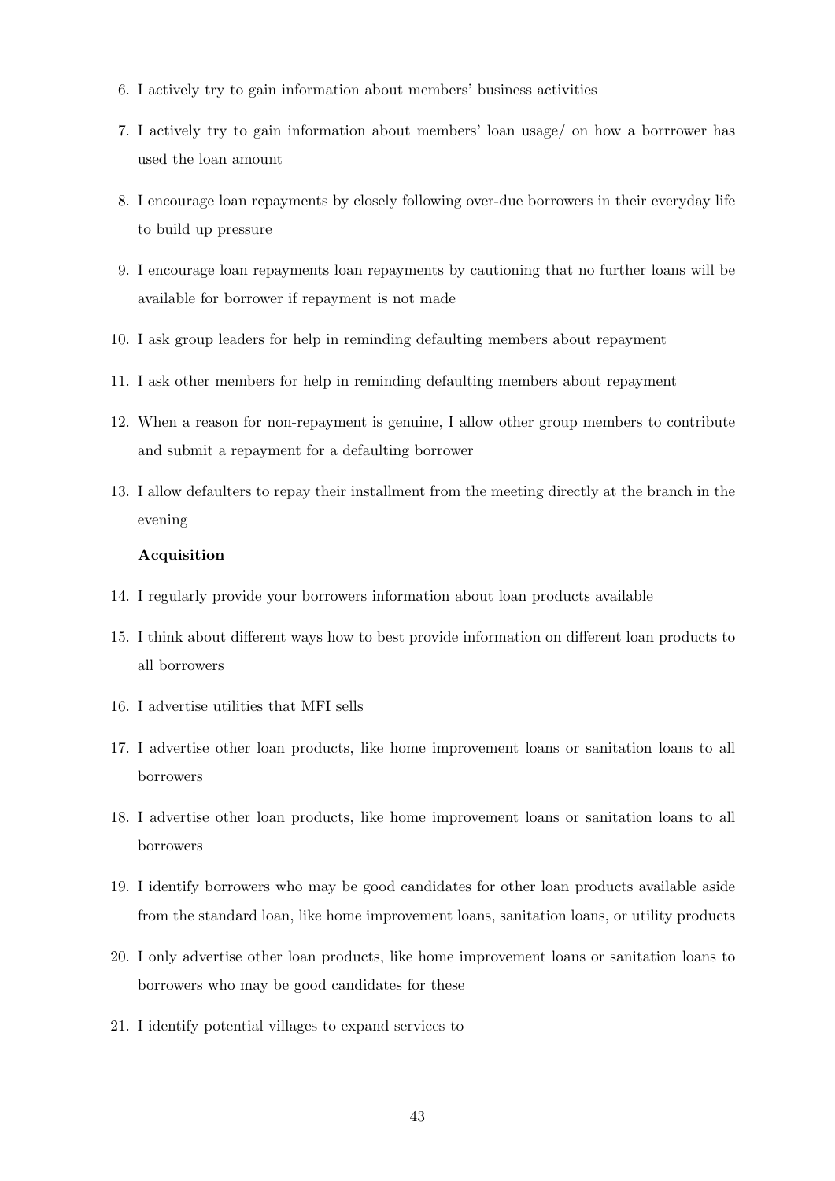6. I actively try to gain information about members' business activities
7. I actively try to gain information about members' loan usage/ on how a borrrower has used the loan amount
8. I encourage loan repayments by closely following over-due borrowers in their everyday life to build up pressure
9. I encourage loan repayments loan repayments by cautioning that no further loans will be available for borrower if repayment is not made
10. I ask group leaders for help in reminding defaulting members about repayment
11. I ask other members for help in reminding defaulting members about repayment
12. When a reason for non-repayment is genuine, I allow other group members to contribute and submit a repayment for a defaulting borrower
13. I allow defaulters to repay their installment from the meeting directly at the branch in the evening

**Acquisition**

14. I regularly provide your borrowers information about loan products available
15. I think about different ways how to best provide information on different loan products to all borrowers
16. I advertise utilities that MFI sells
17. I advertise other loan products, like home improvement loans or sanitation loans to all borrowers
18. I advertise other loan products, like home improvement loans or sanitation loans to all borrowers
19. I identify borrowers who may be good candidates for other loan products available aside from the standard loan, like home improvement loans, sanitation loans, or utility products
20. I only advertise other loan products, like home improvement loans or sanitation loans to borrowers who may be good candidates for these
21. I identify potential villages to expand services to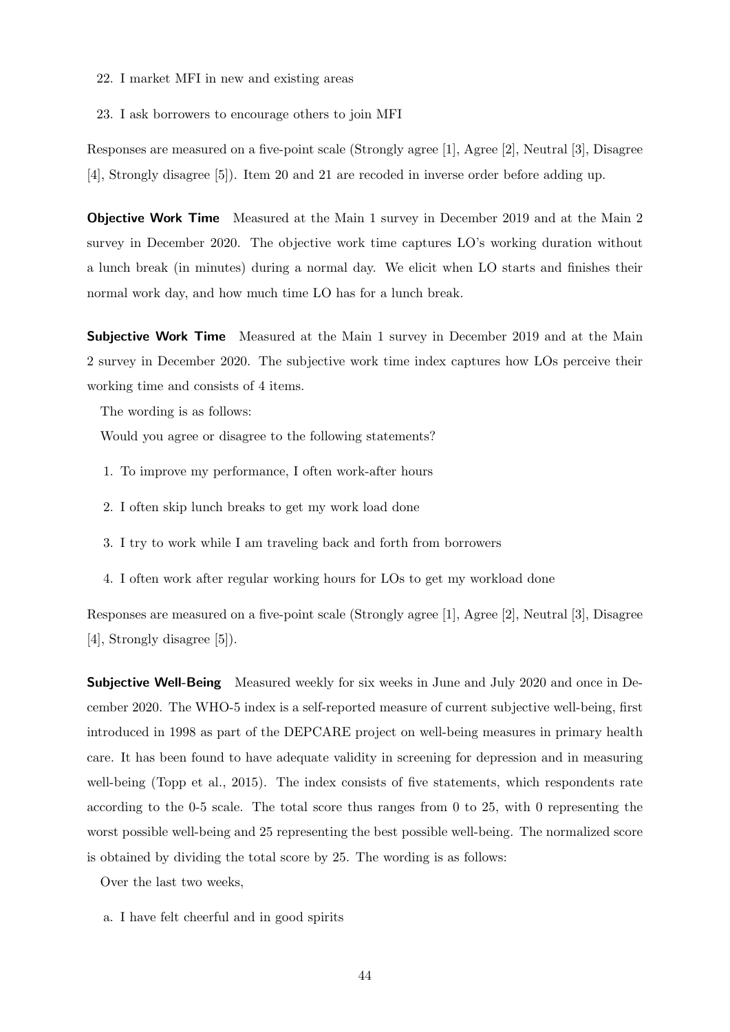22. I market MFI in new and existing areas
23. I ask borrowers to encourage others to join MFI

Responses are measured on a five-point scale (Strongly agree [1], Agree [2], Neutral [3], Disagree [4], Strongly disagree [5]). Item 20 and 21 are recoded in inverse order before adding up.

**Objective Work Time** Measured at the Main 1 survey in December 2019 and at the Main 2 survey in December 2020. The objective work time captures LO's working duration without a lunch break (in minutes) during a normal day. We elicit when LO starts and finishes their normal work day, and how much time LO has for a lunch break.

**Subjective Work Time** Measured at the Main 1 survey in December 2019 and at the Main 2 survey in December 2020. The subjective work time index captures how LOs perceive their working time and consists of 4 items.

The wording is as follows:

Would you agree or disagree to the following statements?

1. To improve my performance, I often work-after hours
2. I often skip lunch breaks to get my work load done
3. I try to work while I am traveling back and forth from borrowers
4. I often work after regular working hours for LOs to get my workload done

Responses are measured on a five-point scale (Strongly agree [1], Agree [2], Neutral [3], Disagree [4], Strongly disagree [5]).

**Subjective Well-Being** Measured weekly for six weeks in June and July 2020 and once in December 2020. The WHO-5 index is a self-reported measure of current subjective well-being, first introduced in 1998 as part of the DEPCARE project on well-being measures in primary health care. It has been found to have adequate validity in screening for depression and in measuring well-being (Topp et al., 2015). The index consists of five statements, which respondents rate according to the 0-5 scale. The total score thus ranges from 0 to 25, with 0 representing the worst possible well-being and 25 representing the best possible well-being. The normalized score is obtained by dividing the total score by 25. The wording is as follows:

Over the last two weeks,

a. I have felt cheerful and in good spirits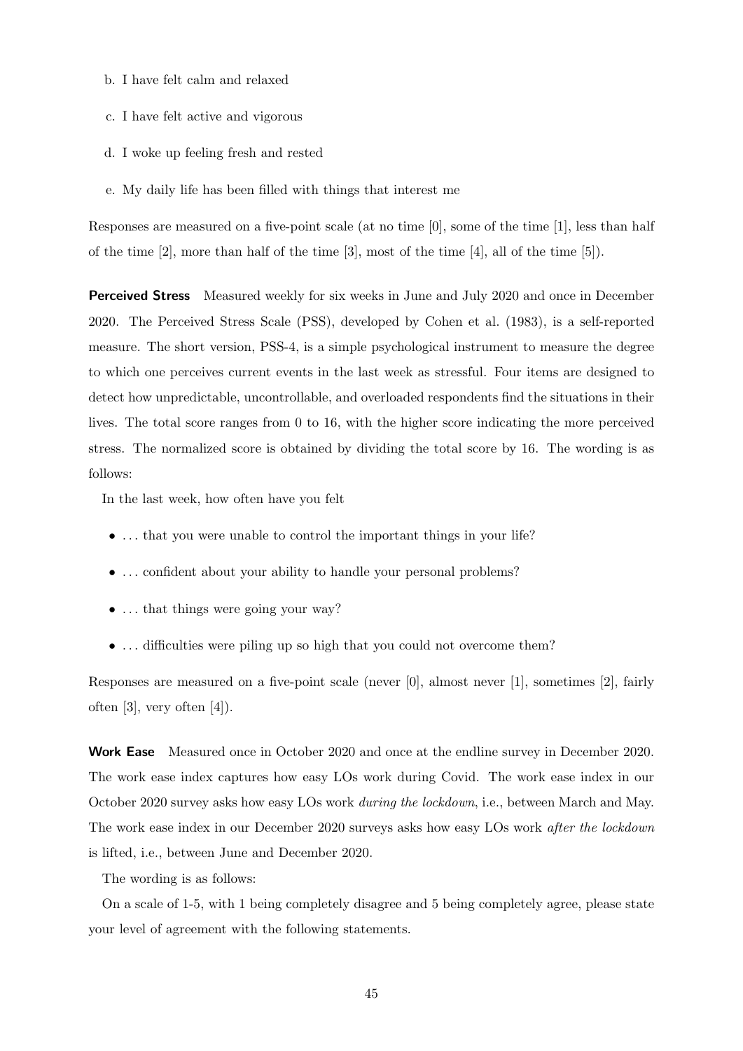b. I have felt calm and relaxed

c. I have felt active and vigorous

d. I woke up feeling fresh and rested

e. My daily life has been filled with things that interest me

Responses are measured on a five-point scale (at no time [0], some of the time [1], less than half of the time [2], more than half of the time [3], most of the time [4], all of the time [5]).

**Perceived Stress** Measured weekly for six weeks in June and July 2020 and once in December 2020. The Perceived Stress Scale (PSS), developed by Cohen et al. (1983), is a self-reported measure. The short version, PSS-4, is a simple psychological instrument to measure the degree to which one perceives current events in the last week as stressful. Four items are designed to detect how unpredictable, uncontrollable, and overloaded respondents find the situations in their lives. The total score ranges from 0 to 16, with the higher score indicating the more perceived stress. The normalized score is obtained by dividing the total score by 16. The wording is as follows:

In the last week, how often have you felt

- ... that you were unable to control the important things in your life?
- ... confident about your ability to handle your personal problems?
- ... that things were going your way?
- ... difficulties were piling up so high that you could not overcome them?

Responses are measured on a five-point scale (never [0], almost never [1], sometimes [2], fairly often [3], very often [4]).

**Work Ease** Measured once in October 2020 and once at the endline survey in December 2020. The work ease index captures how easy LOs work during Covid. The work ease index in our October 2020 survey asks how easy LOs work *during the lockdown*, i.e., between March and May. The work ease index in our December 2020 surveys asks how easy LOs work *after the lockdown* is lifted, i.e., between June and December 2020.

The wording is as follows:

On a scale of 1-5, with 1 being completely disagree and 5 being completely agree, please state your level of agreement with the following statements.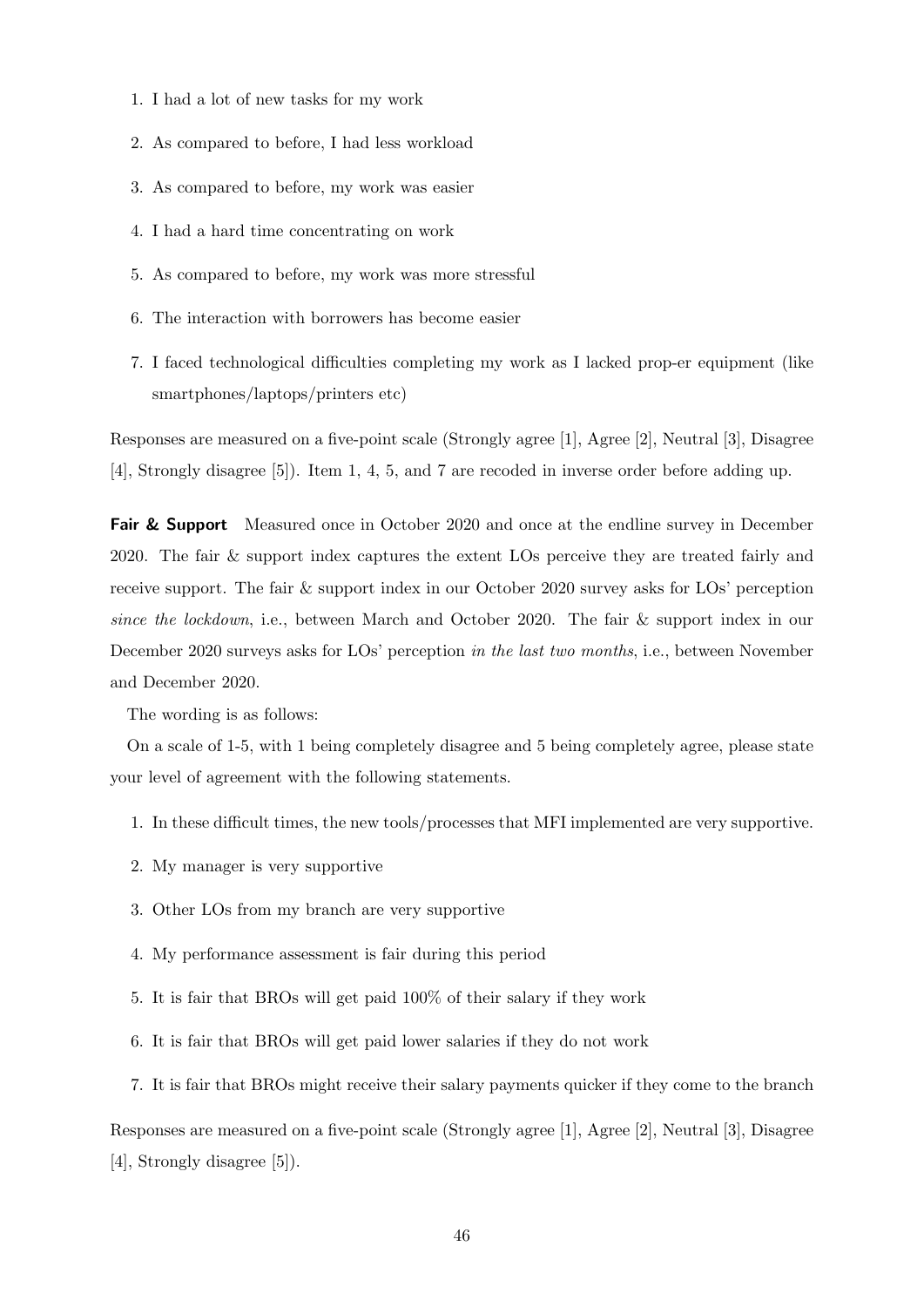1. I had a lot of new tasks for my work
2. As compared to before, I had less workload
3. As compared to before, my work was easier
4. I had a hard time concentrating on work
5. As compared to before, my work was more stressful
6. The interaction with borrowers has become easier
7. I faced technological difficulties completing my work as I lacked prop-er equipment (like smartphones/laptops/printers etc)

Responses are measured on a five-point scale (Strongly agree [1], Agree [2], Neutral [3], Disagree [4], Strongly disagree [5]). Item 1, 4, 5, and 7 are recoded in inverse order before adding up.

**Fair & Support** Measured once in October 2020 and once at the endline survey in December 2020. The fair & support index captures the extent LOs perceive they are treated fairly and receive support. The fair & support index in our October 2020 survey asks for LOs' perception *since the lockdown*, i.e., between March and October 2020. The fair & support index in our December 2020 surveys asks for LOs' perception *in the last two months*, i.e., between November and December 2020.

The wording is as follows:

On a scale of 1-5, with 1 being completely disagree and 5 being completely agree, please state your level of agreement with the following statements.

1. In these difficult times, the new tools/processes that MFI implemented are very supportive.
2. My manager is very supportive
3. Other LOs from my branch are very supportive
4. My performance assessment is fair during this period
5. It is fair that BROs will get paid 100% of their salary if they work
6. It is fair that BROs will get paid lower salaries if they do not work
7. It is fair that BROs might receive their salary payments quicker if they come to the branch

Responses are measured on a five-point scale (Strongly agree [1], Agree [2], Neutral [3], Disagree [4], Strongly disagree [5]).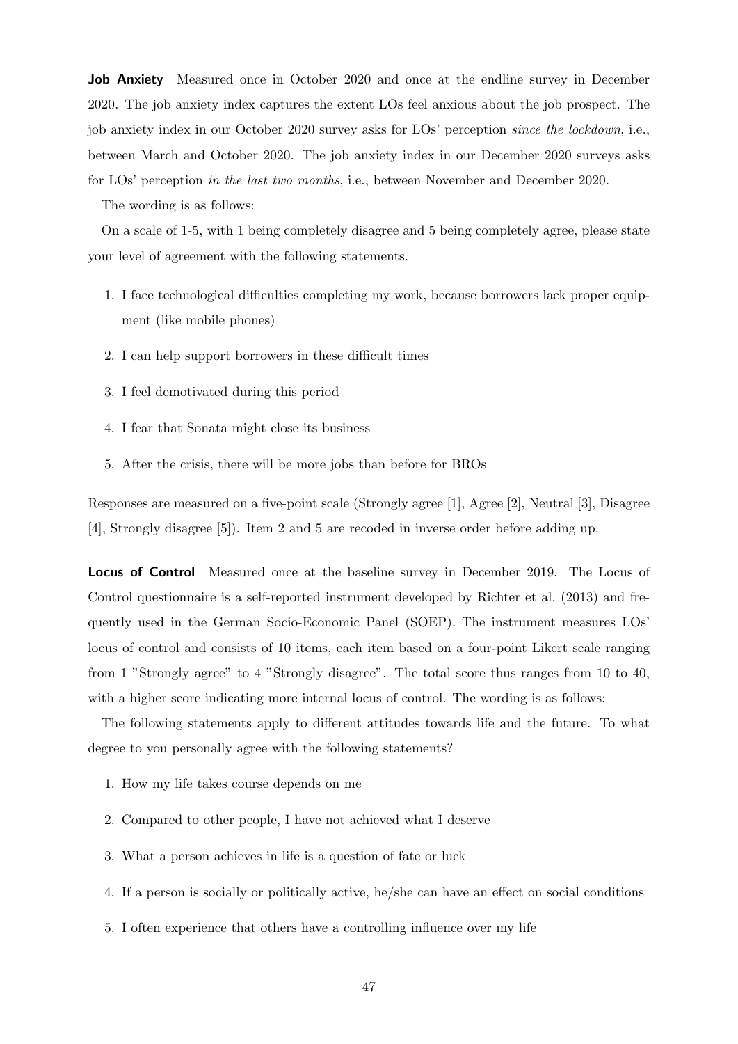**Job Anxiety** Measured once in October 2020 and once at the endline survey in December 2020. The job anxiety index captures the extent LOs feel anxious about the job prospect. The job anxiety index in our October 2020 survey asks for LOs' perception *since the lockdown*, i.e., between March and October 2020. The job anxiety index in our December 2020 surveys asks for LOs' perception *in the last two months*, i.e., between November and December 2020.

The wording is as follows:

On a scale of 1-5, with 1 being completely disagree and 5 being completely agree, please state your level of agreement with the following statements.

1. I face technological difficulties completing my work, because borrowers lack proper equipment (like mobile phones)
2. I can help support borrowers in these difficult times
3. I feel demotivated during this period
4. I fear that Sonata might close its business
5. After the crisis, there will be more jobs than before for BROs

Responses are measured on a five-point scale (Strongly agree [1], Agree [2], Neutral [3], Disagree [4], Strongly disagree [5]). Item 2 and 5 are recoded in inverse order before adding up.

**Locus of Control** Measured once at the baseline survey in December 2019. The Locus of Control questionnaire is a self-reported instrument developed by Richter et al. (2013) and frequently used in the German Socio-Economic Panel (SOEP). The instrument measures LOs' locus of control and consists of 10 items, each item based on a four-point Likert scale ranging from 1 "Strongly agree" to 4 "Strongly disagree". The total score thus ranges from 10 to 40, with a higher score indicating more internal locus of control. The wording is as follows:

The following statements apply to different attitudes towards life and the future. To what degree to you personally agree with the following statements?

1. How my life takes course depends on me
2. Compared to other people, I have not achieved what I deserve
3. What a person achieves in life is a question of fate or luck
4. If a person is socially or politically active, he/she can have an effect on social conditions
5. I often experience that others have a controlling influence over my life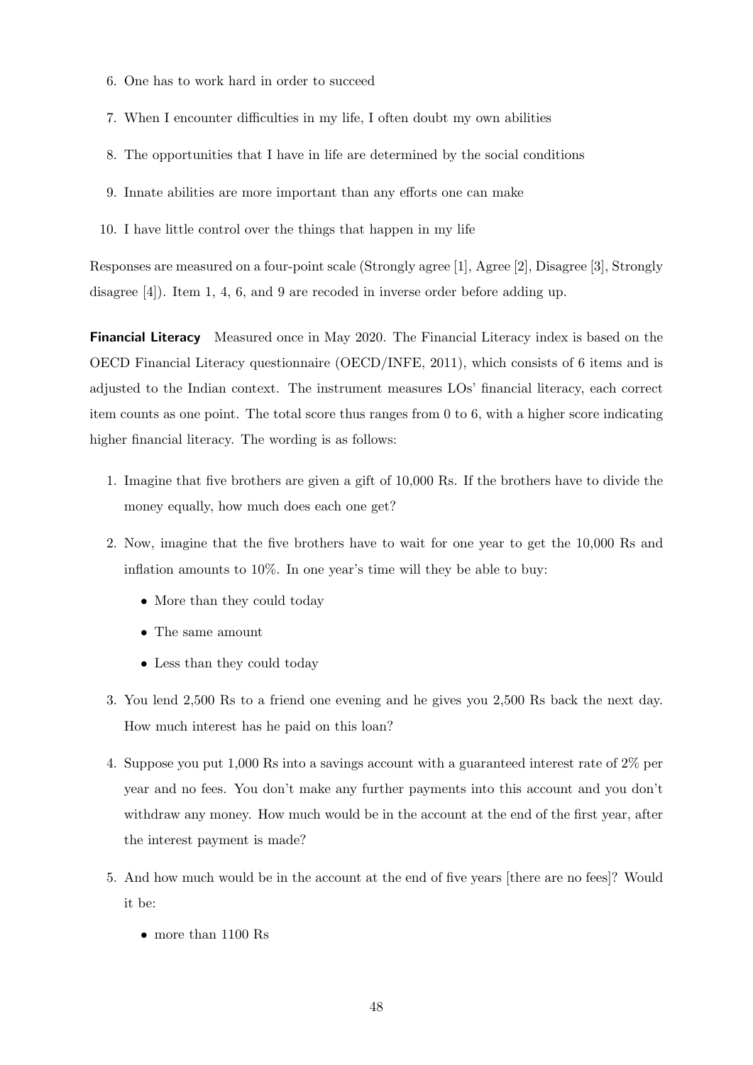6. One has to work hard in order to succeed
7. When I encounter difficulties in my life, I often doubt my own abilities
8. The opportunities that I have in life are determined by the social conditions
9. Innate abilities are more important than any efforts one can make
10. I have little control over the things that happen in my life

Responses are measured on a four-point scale (Strongly agree [1], Agree [2], Disagree [3], Strongly disagree [4]). Item 1, 4, 6, and 9 are recoded in inverse order before adding up.

**Financial Literacy** Measured once in May 2020. The Financial Literacy index is based on the OECD Financial Literacy questionnaire (OECD/INFE, 2011), which consists of 6 items and is adjusted to the Indian context. The instrument measures LOs' financial literacy, each correct item counts as one point. The total score thus ranges from 0 to 6, with a higher score indicating higher financial literacy. The wording is as follows:

1. Imagine that five brothers are given a gift of 10,000 Rs. If the brothers have to divide the money equally, how much does each one get?
2. Now, imagine that the five brothers have to wait for one year to get the 10,000 Rs and inflation amounts to 10%. In one year's time will they be able to buy:
   - More than they could today
   - The same amount
   - Less than they could today
3. You lend 2,500 Rs to a friend one evening and he gives you 2,500 Rs back the next day. How much interest has he paid on this loan?
4. Suppose you put 1,000 Rs into a savings account with a guaranteed interest rate of 2% per year and no fees. You don't make any further payments into this account and you don't withdraw any money. How much would be in the account at the end of the first year, after the interest payment is made?
5. And how much would be in the account at the end of five years [there are no fees]? Would it be:
   - more than 1100 Rs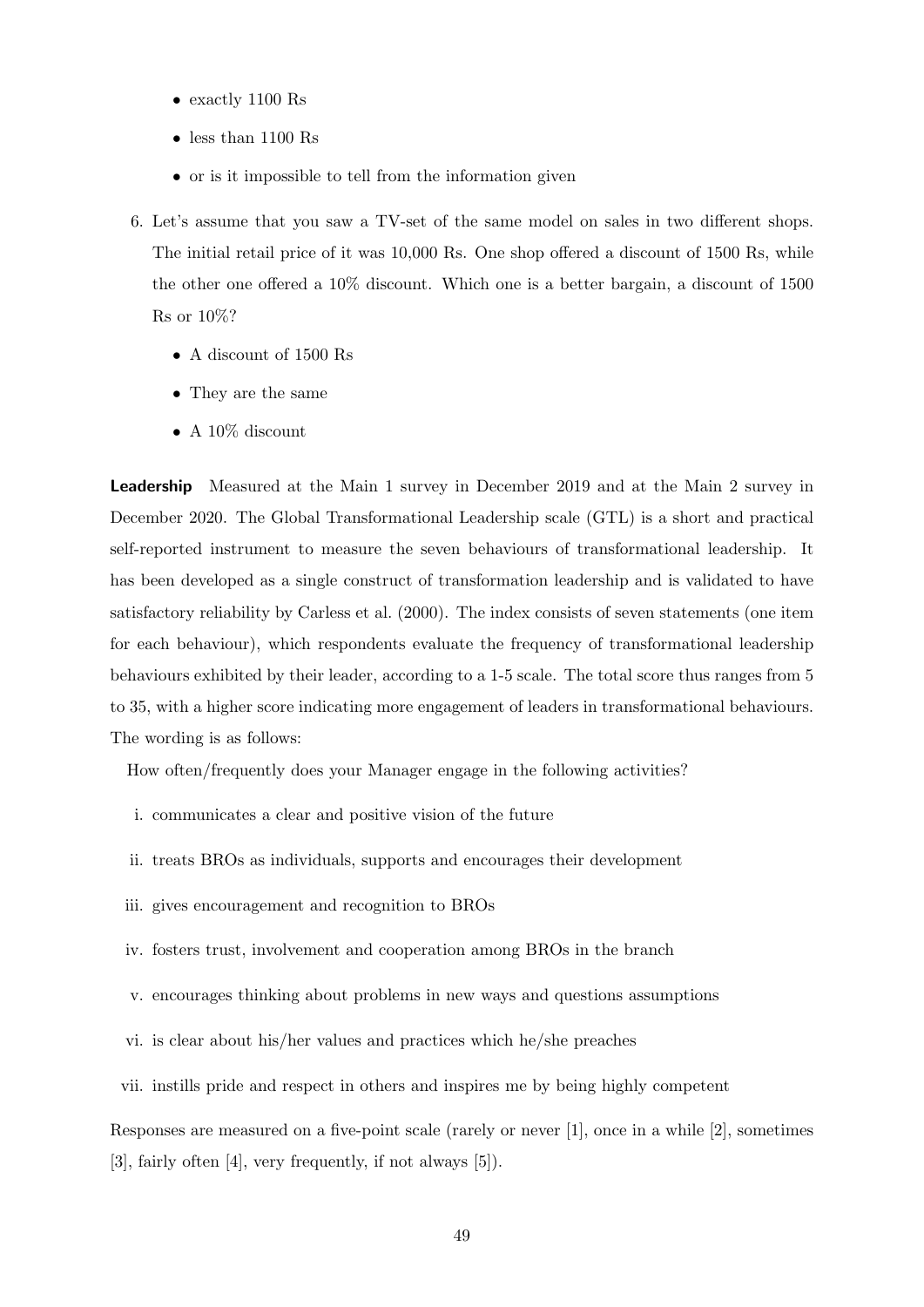- exactly 1100 Rs
- less than 1100 Rs
- or is it impossible to tell from the information given

6. Let's assume that you saw a TV-set of the same model on sales in two different shops. The initial retail price of it was 10,000 Rs. One shop offered a discount of 1500 Rs, while the other one offered a 10% discount. Which one is a better bargain, a discount of 1500 Rs or 10%?

   - A discount of 1500 Rs
   - They are the same
   - A 10% discount

**Leadership** Measured at the Main 1 survey in December 2019 and at the Main 2 survey in December 2020. The Global Transformational Leadership scale (GTL) is a short and practical self-reported instrument to measure the seven behaviours of transformational leadership. It has been developed as a single construct of transformation leadership and is validated to have satisfactory reliability by Carless et al. (2000). The index consists of seven statements (one item for each behaviour), which respondents evaluate the frequency of transformational leadership behaviours exhibited by their leader, according to a 1-5 scale. The total score thus ranges from 5 to 35, with a higher score indicating more engagement of leaders in transformational behaviours. The wording is as follows:

How often/frequently does your Manager engage in the following activities?

i. communicates a clear and positive vision of the future

ii. treats BROs as individuals, supports and encourages their development

iii. gives encouragement and recognition to BROs

iv. fosters trust, involvement and cooperation among BROs in the branch

v. encourages thinking about problems in new ways and questions assumptions

vi. is clear about his/her values and practices which he/she preaches

vii. instills pride and respect in others and inspires me by being highly competent

Responses are measured on a five-point scale (rarely or never [1], once in a while [2], sometimes [3], fairly often [4], very frequently, if not always [5]).